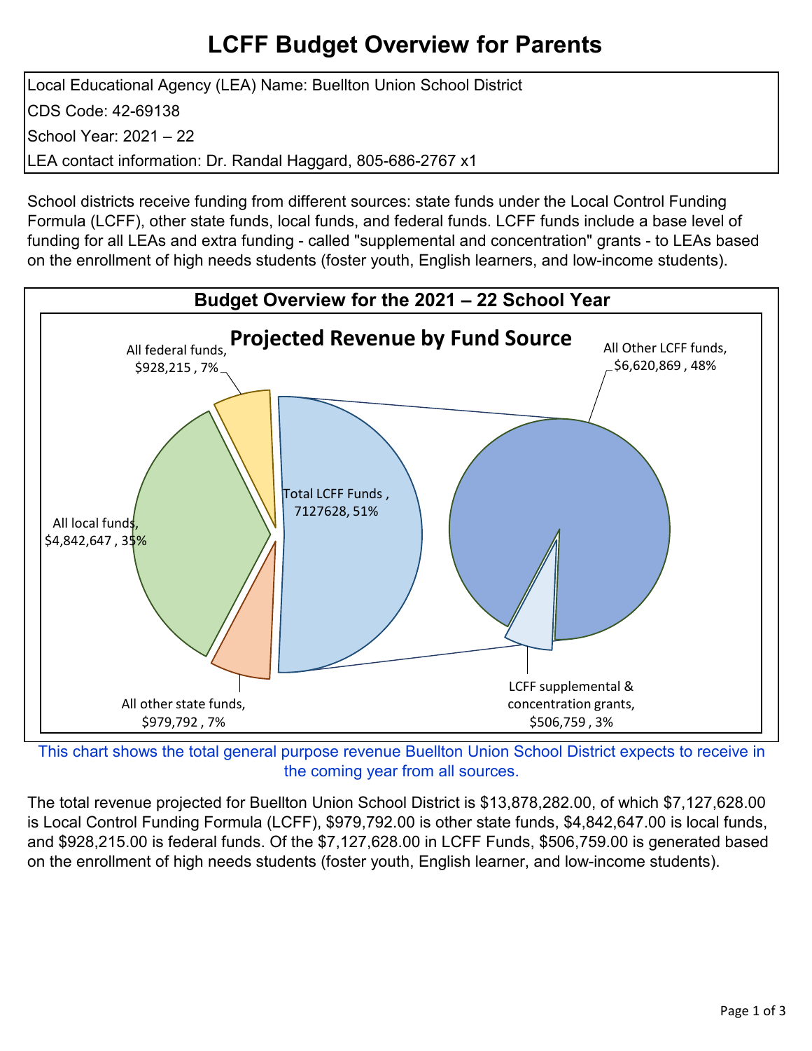# LCFF Budget Overview for Parents

Local Educational Agency (LEA) Name: Buellton Union School District

CDS Code: 42-69138

School Year: 2021 – 22

LEA contact information: Dr. Randal Haggard, 805-686-2767 x1

School districts receive funding from different sources: state funds under the Local Control Funding Formula (LCFF), other state funds, local funds, and federal funds. LCFF funds include a base level of funding for all LEAs and extra funding - called "supplemental and concentration" grants - to LEAs based on the enrollment of high needs students (foster youth, English learners, and low-income students).

## Budget Overview for the 2021 – 22 School Year

### Projected Revenue by Fund Source

- All federal funds, $928,215 , 7%
- All local funds, $4,842,647 , 35%
- All other state funds, $979,792 , 7%
- Total LCFF Funds , 7127628, 51%
  - All Other LCFF funds, $6,620,869 , 48%
  - LCFF supplemental & concentration grants, $506,759 , 3%

This chart shows the total general purpose revenue Buellton Union School District expects to receive in the coming year from all sources.

The total revenue projected for Buellton Union School District is $13,878,282.00, of which $7,127,628.00 is Local Control Funding Formula (LCFF), $979,792.00 is other state funds, $4,842,647.00 is local funds, and $928,215.00 is federal funds. Of the $7,127,628.00 in LCFF Funds, $506,759.00 is generated based on the enrollment of high needs students (foster youth, English learner, and low-income students).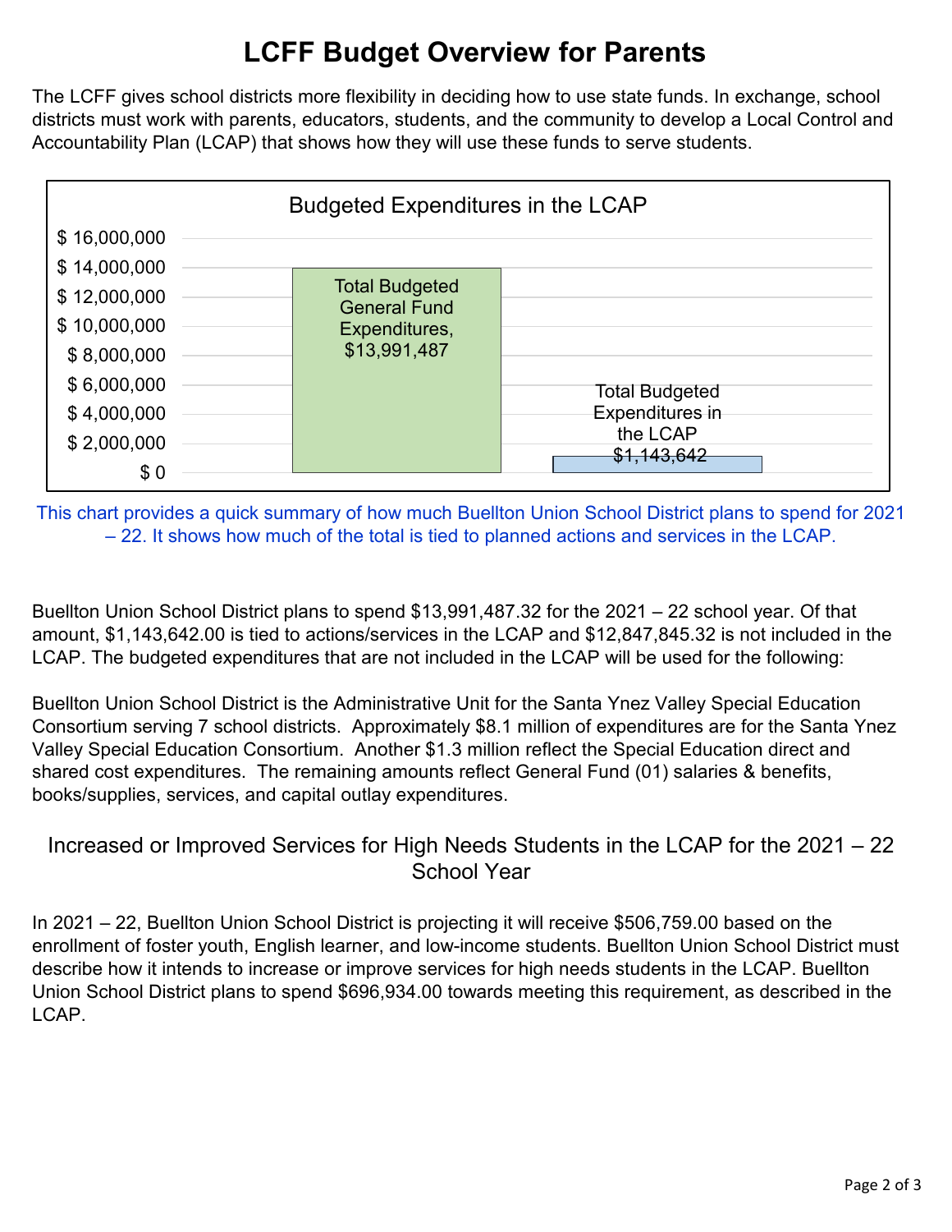# LCFF Budget Overview for Parents

The LCFF gives school districts more flexibility in deciding how to use state funds. In exchange, school districts must work with parents, educators, students, and the community to develop a Local Control and Accountability Plan (LCAP) that shows how they will use these funds to serve students.

Budgeted Expenditures in the LCAP

| Category | Amount |
|---|---|
| Total Budgeted General Fund Expenditures | $13,991,487 |
| Total Budgeted Expenditures in the LCAP | $1,143,642 |

This chart provides a quick summary of how much Buellton Union School District plans to spend for 2021 – 22. It shows how much of the total is tied to planned actions and services in the LCAP.

Buellton Union School District plans to spend $13,991,487.32 for the 2021 – 22 school year. Of that amount, $1,143,642.00 is tied to actions/services in the LCAP and $12,847,845.32 is not included in the LCAP. The budgeted expenditures that are not included in the LCAP will be used for the following:

Buellton Union School District is the Administrative Unit for the Santa Ynez Valley Special Education Consortium serving 7 school districts. Approximately $8.1 million of expenditures are for the Santa Ynez Valley Special Education Consortium. Another $1.3 million reflect the Special Education direct and shared cost expenditures. The remaining amounts reflect General Fund (01) salaries & benefits, books/supplies, services, and capital outlay expenditures.

## Increased or Improved Services for High Needs Students in the LCAP for the 2021 – 22 School Year

In 2021 – 22, Buellton Union School District is projecting it will receive $506,759.00 based on the enrollment of foster youth, English learner, and low-income students. Buellton Union School District must describe how it intends to increase or improve services for high needs students in the LCAP. Buellton Union School District plans to spend $696,934.00 towards meeting this requirement, as described in the LCAP.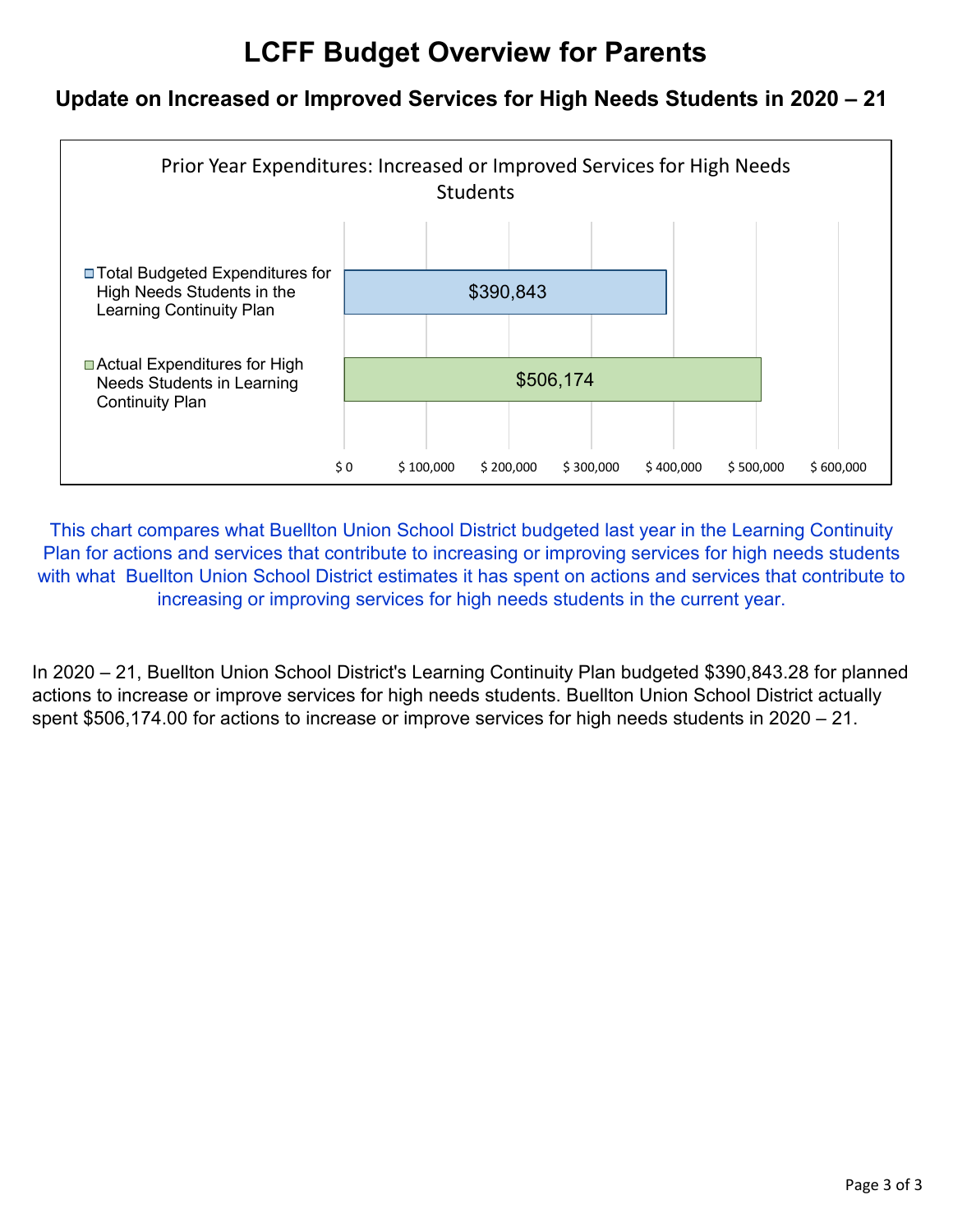# LCFF Budget Overview for Parents

## Update on Increased or Improved Services for High Needs Students in 2020 – 21

Prior Year Expenditures: Increased or Improved Services for High Needs Students

| | Amount |
|---|---|
| Total Budgeted Expenditures for High Needs Students in the Learning Continuity Plan | $390,843 |
| Actual Expenditures for High Needs Students in Learning Continuity Plan | $506,174 |

This chart compares what Buellton Union School District budgeted last year in the Learning Continuity Plan for actions and services that contribute to increasing or improving services for high needs students with what Buellton Union School District estimates it has spent on actions and services that contribute to increasing or improving services for high needs students in the current year.

In 2020 – 21, Buellton Union School District's Learning Continuity Plan budgeted $390,843.28 for planned actions to increase or improve services for high needs students. Buellton Union School District actually spent $506,174.00 for actions to increase or improve services for high needs students in 2020 – 21.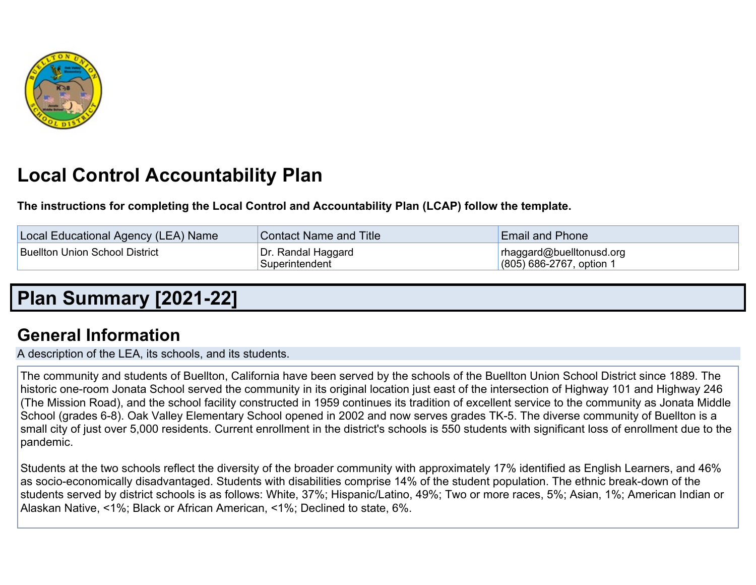# Local Control Accountability Plan

**The instructions for completing the Local Control and Accountability Plan (LCAP) follow the template.**

| Local Educational Agency (LEA) Name | Contact Name and Title | Email and Phone |
|---|---|---|
| Buellton Union School District | Dr. Randal Haggard<br>Superintendent | rhaggard@buelltonusd.org<br>(805) 686-2767, option 1 |

# Plan Summary [2021-22]

## General Information

A description of the LEA, its schools, and its students.

The community and students of Buellton, California have been served by the schools of the Buellton Union School District since 1889. The historic one-room Jonata School served the community in its original location just east of the intersection of Highway 101 and Highway 246 (The Mission Road), and the school facility constructed in 1959 continues its tradition of excellent service to the community as Jonata Middle School (grades 6-8). Oak Valley Elementary School opened in 2002 and now serves grades TK-5. The diverse community of Buellton is a small city of just over 5,000 residents. Current enrollment in the district's schools is 550 students with significant loss of enrollment due to the pandemic.

Students at the two schools reflect the diversity of the broader community with approximately 17% identified as English Learners, and 46% as socio-economically disadvantaged. Students with disabilities comprise 14% of the student population. The ethnic break-down of the students served by district schools is as follows: White, 37%; Hispanic/Latino, 49%; Two or more races, 5%; Asian, 1%; American Indian or Alaskan Native, <1%; Black or African American, <1%; Declined to state, 6%.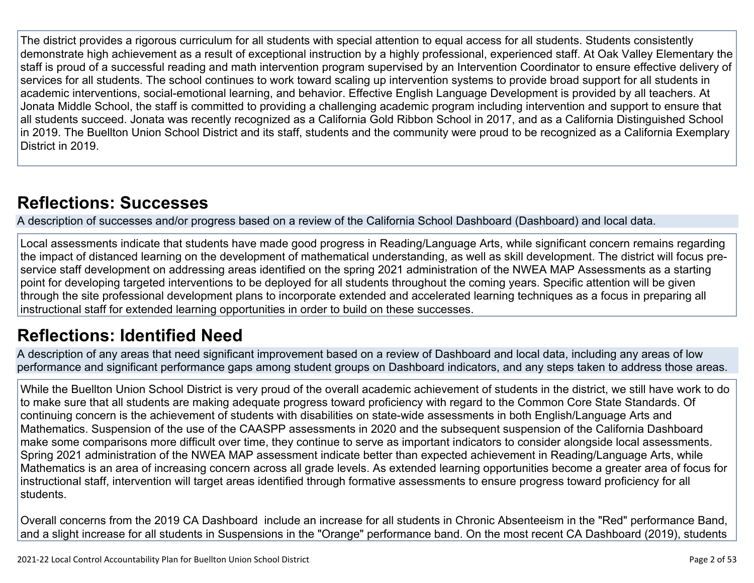The district provides a rigorous curriculum for all students with special attention to equal access for all students. Students consistently demonstrate high achievement as a result of exceptional instruction by a highly professional, experienced staff. At Oak Valley Elementary the staff is proud of a successful reading and math intervention program supervised by an Intervention Coordinator to ensure effective delivery of services for all students. The school continues to work toward scaling up intervention systems to provide broad support for all students in academic interventions, social-emotional learning, and behavior. Effective English Language Development is provided by all teachers. At Jonata Middle School, the staff is committed to providing a challenging academic program including intervention and support to ensure that all students succeed. Jonata was recently recognized as a California Gold Ribbon School in 2017, and as a California Distinguished School in 2019. The Buellton Union School District and its staff, students and the community were proud to be recognized as a California Exemplary District in 2019.

## Reflections: Successes

A description of successes and/or progress based on a review of the California School Dashboard (Dashboard) and local data.

Local assessments indicate that students have made good progress in Reading/Language Arts, while significant concern remains regarding the impact of distanced learning on the development of mathematical understanding, as well as skill development. The district will focus pre-service staff development on addressing areas identified on the spring 2021 administration of the NWEA MAP Assessments as a starting point for developing targeted interventions to be deployed for all students throughout the coming years. Specific attention will be given through the site professional development plans to incorporate extended and accelerated learning techniques as a focus in preparing all instructional staff for extended learning opportunities in order to build on these successes.

## Reflections: Identified Need

A description of any areas that need significant improvement based on a review of Dashboard and local data, including any areas of low performance and significant performance gaps among student groups on Dashboard indicators, and any steps taken to address those areas.

While the Buellton Union School District is very proud of the overall academic achievement of students in the district, we still have work to do to make sure that all students are making adequate progress toward proficiency with regard to the Common Core State Standards. Of continuing concern is the achievement of students with disabilities on state-wide assessments in both English/Language Arts and Mathematics. Suspension of the use of the CAASPP assessments in 2020 and the subsequent suspension of the California Dashboard make some comparisons more difficult over time, they continue to serve as important indicators to consider alongside local assessments. Spring 2021 administration of the NWEA MAP assessment indicate better than expected achievement in Reading/Language Arts, while Mathematics is an area of increasing concern across all grade levels. As extended learning opportunities become a greater area of focus for instructional staff, intervention will target areas identified through formative assessments to ensure progress toward proficiency for all students.

Overall concerns from the 2019 CA Dashboard include an increase for all students in Chronic Absenteeism in the "Red" performance Band, and a slight increase for all students in Suspensions in the "Orange" performance band. On the most recent CA Dashboard (2019), students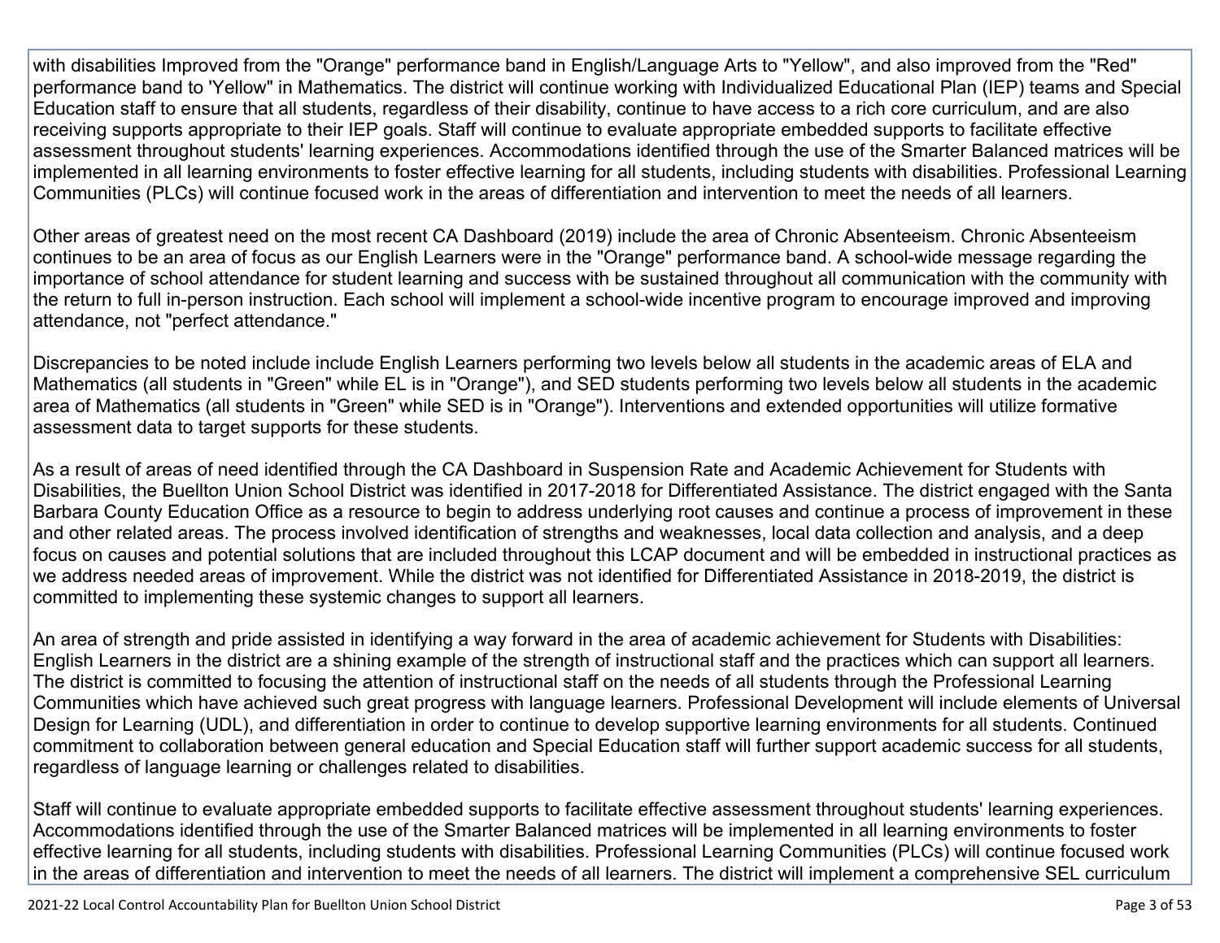with disabilities Improved from the "Orange" performance band in English/Language Arts to "Yellow", and also improved from the "Red" performance band to 'Yellow" in Mathematics. The district will continue working with Individualized Educational Plan (IEP) teams and Special Education staff to ensure that all students, regardless of their disability, continue to have access to a rich core curriculum, and are also receiving supports appropriate to their IEP goals. Staff will continue to evaluate appropriate embedded supports to facilitate effective assessment throughout students' learning experiences. Accommodations identified through the use of the Smarter Balanced matrices will be implemented in all learning environments to foster effective learning for all students, including students with disabilities. Professional Learning Communities (PLCs) will continue focused work in the areas of differentiation and intervention to meet the needs of all learners.

Other areas of greatest need on the most recent CA Dashboard (2019) include the area of Chronic Absenteeism. Chronic Absenteeism continues to be an area of focus as our English Learners were in the "Orange" performance band. A school-wide message regarding the importance of school attendance for student learning and success with be sustained throughout all communication with the community with the return to full in-person instruction. Each school will implement a school-wide incentive program to encourage improved and improving attendance, not "perfect attendance."

Discrepancies to be noted include include English Learners performing two levels below all students in the academic areas of ELA and Mathematics (all students in "Green" while EL is in "Orange"), and SED students performing two levels below all students in the academic area of Mathematics (all students in "Green" while SED is in "Orange"). Interventions and extended opportunities will utilize formative assessment data to target supports for these students.

As a result of areas of need identified through the CA Dashboard in Suspension Rate and Academic Achievement for Students with Disabilities, the Buellton Union School District was identified in 2017-2018 for Differentiated Assistance. The district engaged with the Santa Barbara County Education Office as a resource to begin to address underlying root causes and continue a process of improvement in these and other related areas. The process involved identification of strengths and weaknesses, local data collection and analysis, and a deep focus on causes and potential solutions that are included throughout this LCAP document and will be embedded in instructional practices as we address needed areas of improvement. While the district was not identified for Differentiated Assistance in 2018-2019, the district is committed to implementing these systemic changes to support all learners.

An area of strength and pride assisted in identifying a way forward in the area of academic achievement for Students with Disabilities: English Learners in the district are a shining example of the strength of instructional staff and the practices which can support all learners. The district is committed to focusing the attention of instructional staff on the needs of all students through the Professional Learning Communities which have achieved such great progress with language learners. Professional Development will include elements of Universal Design for Learning (UDL), and differentiation in order to continue to develop supportive learning environments for all students. Continued commitment to collaboration between general education and Special Education staff will further support academic success for all students, regardless of language learning or challenges related to disabilities.

Staff will continue to evaluate appropriate embedded supports to facilitate effective assessment throughout students' learning experiences. Accommodations identified through the use of the Smarter Balanced matrices will be implemented in all learning environments to foster effective learning for all students, including students with disabilities. Professional Learning Communities (PLCs) will continue focused work in the areas of differentiation and intervention to meet the needs of all learners. The district will implement a comprehensive SEL curriculum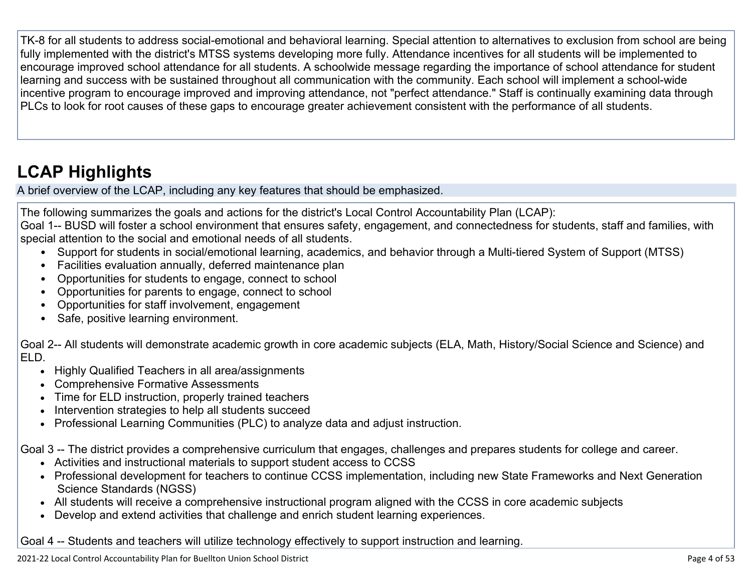TK-8 for all students to address social-emotional and behavioral learning. Special attention to alternatives to exclusion from school are being fully implemented with the district's MTSS systems developing more fully. Attendance incentives for all students will be implemented to encourage improved school attendance for all students. A schoolwide message regarding the importance of school attendance for student learning and success with be sustained throughout all communication with the community. Each school will implement a school-wide incentive program to encourage improved and improving attendance, not "perfect attendance." Staff is continually examining data through PLCs to look for root causes of these gaps to encourage greater achievement consistent with the performance of all students.

## LCAP Highlights

A brief overview of the LCAP, including any key features that should be emphasized.

The following summarizes the goals and actions for the district's Local Control Accountability Plan (LCAP):

Goal 1-- BUSD will foster a school environment that ensures safety, engagement, and connectedness for students, staff and families, with special attention to the social and emotional needs of all students.

- Support for students in social/emotional learning, academics, and behavior through a Multi-tiered System of Support (MTSS)
- Facilities evaluation annually, deferred maintenance plan
- Opportunities for students to engage, connect to school
- Opportunities for parents to engage, connect to school
- Opportunities for staff involvement, engagement
- Safe, positive learning environment.

Goal 2-- All students will demonstrate academic growth in core academic subjects (ELA, Math, History/Social Science and Science) and ELD.

- Highly Qualified Teachers in all area/assignments
- Comprehensive Formative Assessments
- Time for ELD instruction, properly trained teachers
- Intervention strategies to help all students succeed
- Professional Learning Communities (PLC) to analyze data and adjust instruction.

Goal 3 -- The district provides a comprehensive curriculum that engages, challenges and prepares students for college and career.

- Activities and instructional materials to support student access to CCSS
- Professional development for teachers to continue CCSS implementation, including new State Frameworks and Next Generation Science Standards (NGSS)
- All students will receive a comprehensive instructional program aligned with the CCSS in core academic subjects
- Develop and extend activities that challenge and enrich student learning experiences.

Goal 4 -- Students and teachers will utilize technology effectively to support instruction and learning.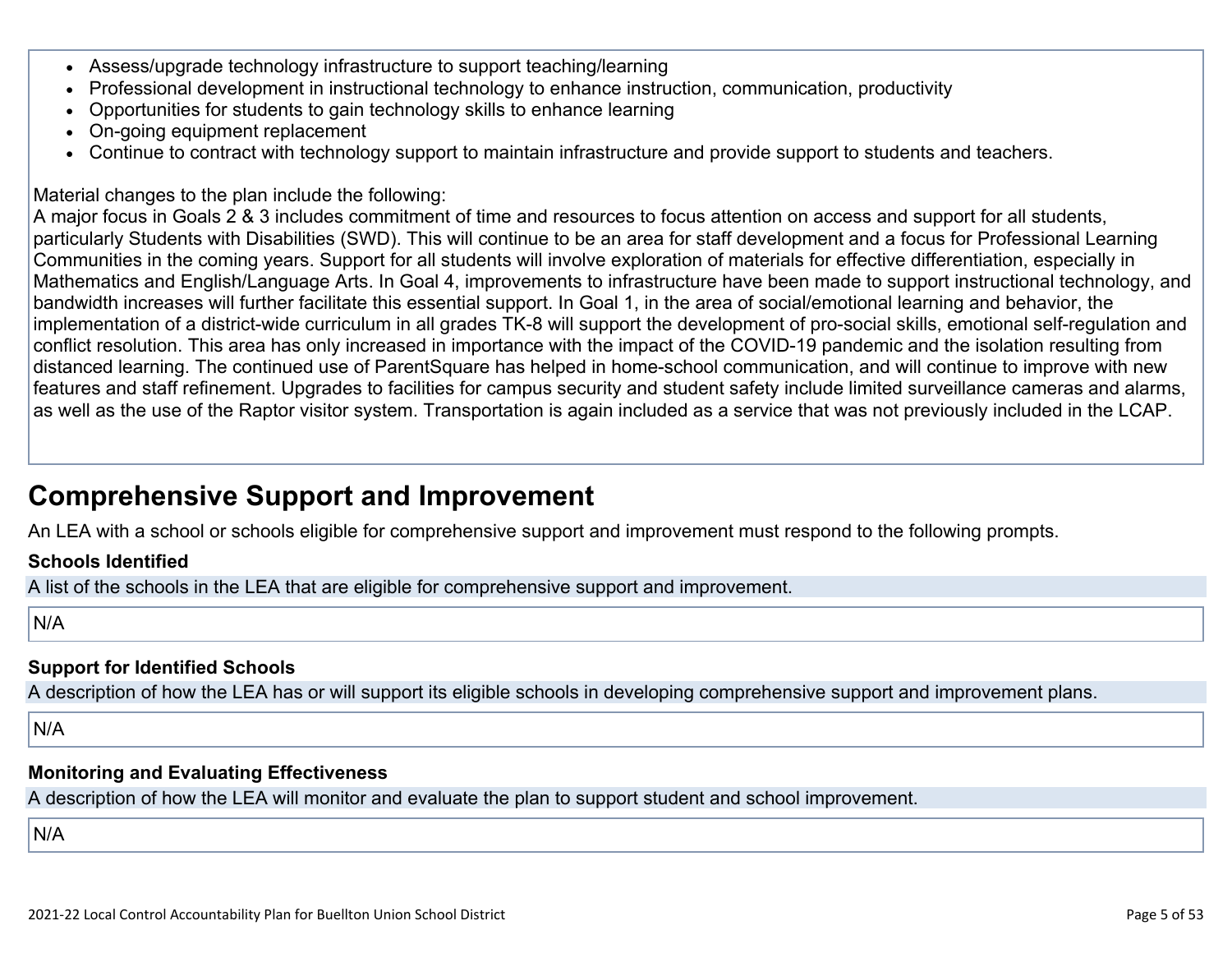- Assess/upgrade technology infrastructure to support teaching/learning
- Professional development in instructional technology to enhance instruction, communication, productivity
- Opportunities for students to gain technology skills to enhance learning
- On-going equipment replacement
- Continue to contract with technology support to maintain infrastructure and provide support to students and teachers.

Material changes to the plan include the following:
A major focus in Goals 2 & 3 includes commitment of time and resources to focus attention on access and support for all students, particularly Students with Disabilities (SWD). This will continue to be an area for staff development and a focus for Professional Learning Communities in the coming years. Support for all students will involve exploration of materials for effective differentiation, especially in Mathematics and English/Language Arts. In Goal 4, improvements to infrastructure have been made to support instructional technology, and bandwidth increases will further facilitate this essential support. In Goal 1, in the area of social/emotional learning and behavior, the implementation of a district-wide curriculum in all grades TK-8 will support the development of pro-social skills, emotional self-regulation and conflict resolution. This area has only increased in importance with the impact of the COVID-19 pandemic and the isolation resulting from distanced learning. The continued use of ParentSquare has helped in home-school communication, and will continue to improve with new features and staff refinement. Upgrades to facilities for campus security and student safety include limited surveillance cameras and alarms, as well as the use of the Raptor visitor system. Transportation is again included as a service that was not previously included in the LCAP.

## Comprehensive Support and Improvement

An LEA with a school or schools eligible for comprehensive support and improvement must respond to the following prompts.

**Schools Identified**

A list of the schools in the LEA that are eligible for comprehensive support and improvement.

N/A

**Support for Identified Schools**

A description of how the LEA has or will support its eligible schools in developing comprehensive support and improvement plans.

N/A

**Monitoring and Evaluating Effectiveness**

A description of how the LEA will monitor and evaluate the plan to support student and school improvement.

N/A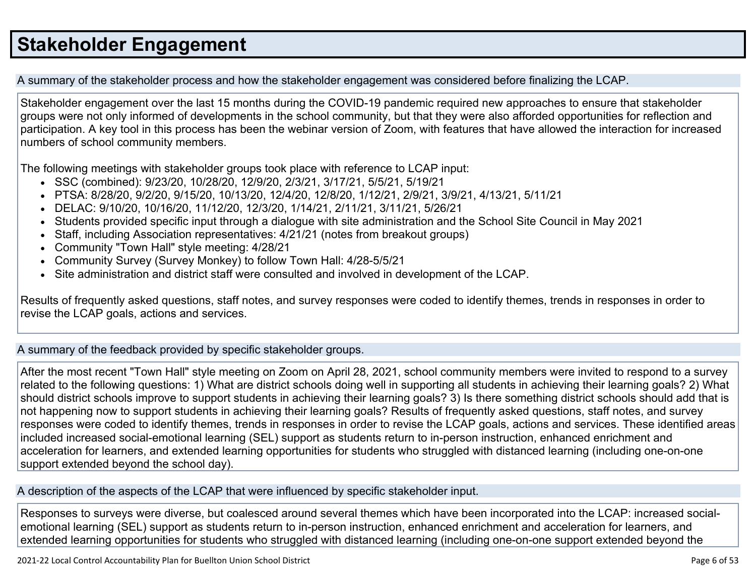# Stakeholder Engagement

## A summary of the stakeholder process and how the stakeholder engagement was considered before finalizing the LCAP.

Stakeholder engagement over the last 15 months during the COVID-19 pandemic required new approaches to ensure that stakeholder groups were not only informed of developments in the school community, but that they were also afforded opportunities for reflection and participation. A key tool in this process has been the webinar version of Zoom, with features that have allowed the interaction for increased numbers of school community members.

The following meetings with stakeholder groups took place with reference to LCAP input:

- SSC (combined): 9/23/20, 10/28/20, 12/9/20, 2/3/21, 3/17/21, 5/5/21, 5/19/21
- PTSA: 8/28/20, 9/2/20, 9/15/20, 10/13/20, 12/4/20, 12/8/20, 1/12/21, 2/9/21, 3/9/21, 4/13/21, 5/11/21
- DELAC: 9/10/20, 10/16/20, 11/12/20, 12/3/20, 1/14/21, 2/11/21, 3/11/21, 5/26/21
- Students provided specific input through a dialogue with site administration and the School Site Council in May 2021
- Staff, including Association representatives: 4/21/21 (notes from breakout groups)
- Community "Town Hall" style meeting: 4/28/21
- Community Survey (Survey Monkey) to follow Town Hall: 4/28-5/5/21
- Site administration and district staff were consulted and involved in development of the LCAP.

Results of frequently asked questions, staff notes, and survey responses were coded to identify themes, trends in responses in order to revise the LCAP goals, actions and services.

## A summary of the feedback provided by specific stakeholder groups.

After the most recent "Town Hall" style meeting on Zoom on April 28, 2021, school community members were invited to respond to a survey related to the following questions: 1) What are district schools doing well in supporting all students in achieving their learning goals? 2) What should district schools improve to support students in achieving their learning goals? 3) Is there something district schools should add that is not happening now to support students in achieving their learning goals? Results of frequently asked questions, staff notes, and survey responses were coded to identify themes, trends in responses in order to revise the LCAP goals, actions and services. These identified areas included increased social-emotional learning (SEL) support as students return to in-person instruction, enhanced enrichment and acceleration for learners, and extended learning opportunities for students who struggled with distanced learning (including one-on-one support extended beyond the school day).

## A description of the aspects of the LCAP that were influenced by specific stakeholder input.

Responses to surveys were diverse, but coalesced around several themes which have been incorporated into the LCAP: increased social-emotional learning (SEL) support as students return to in-person instruction, enhanced enrichment and acceleration for learners, and extended learning opportunities for students who struggled with distanced learning (including one-on-one support extended beyond the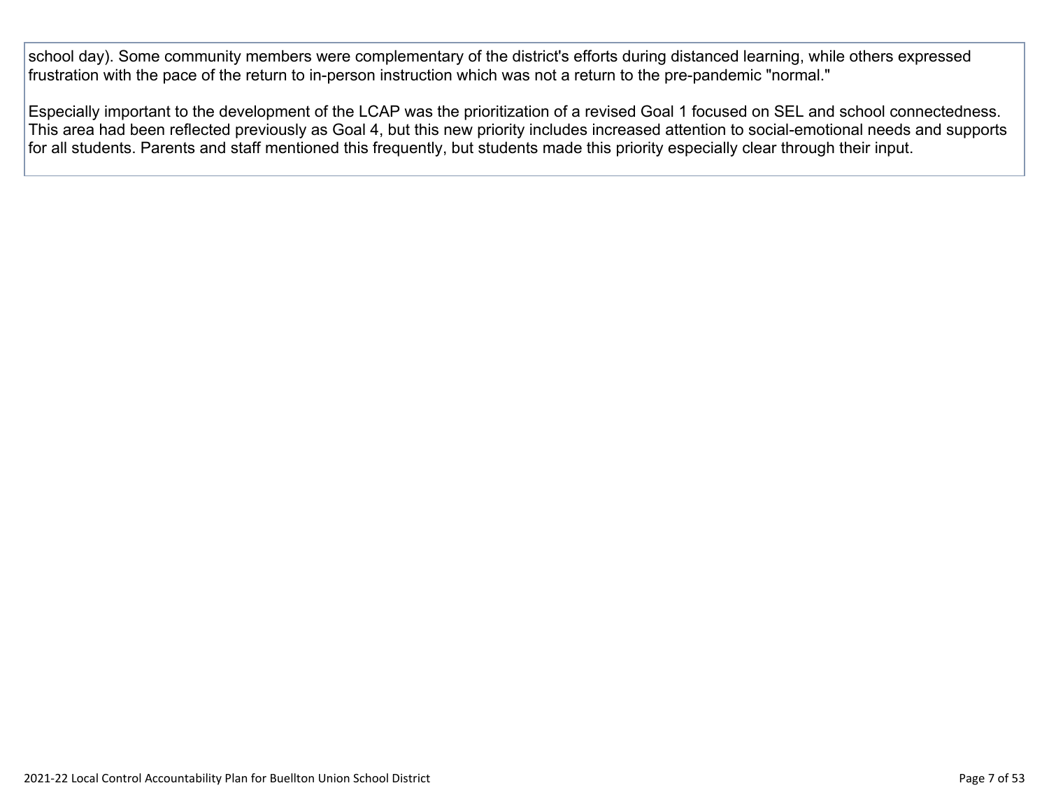school day). Some community members were complementary of the district's efforts during distanced learning, while others expressed frustration with the pace of the return to in-person instruction which was not a return to the pre-pandemic "normal."

Especially important to the development of the LCAP was the prioritization of a revised Goal 1 focused on SEL and school connectedness. This area had been reflected previously as Goal 4, but this new priority includes increased attention to social-emotional needs and supports for all students. Parents and staff mentioned this frequently, but students made this priority especially clear through their input.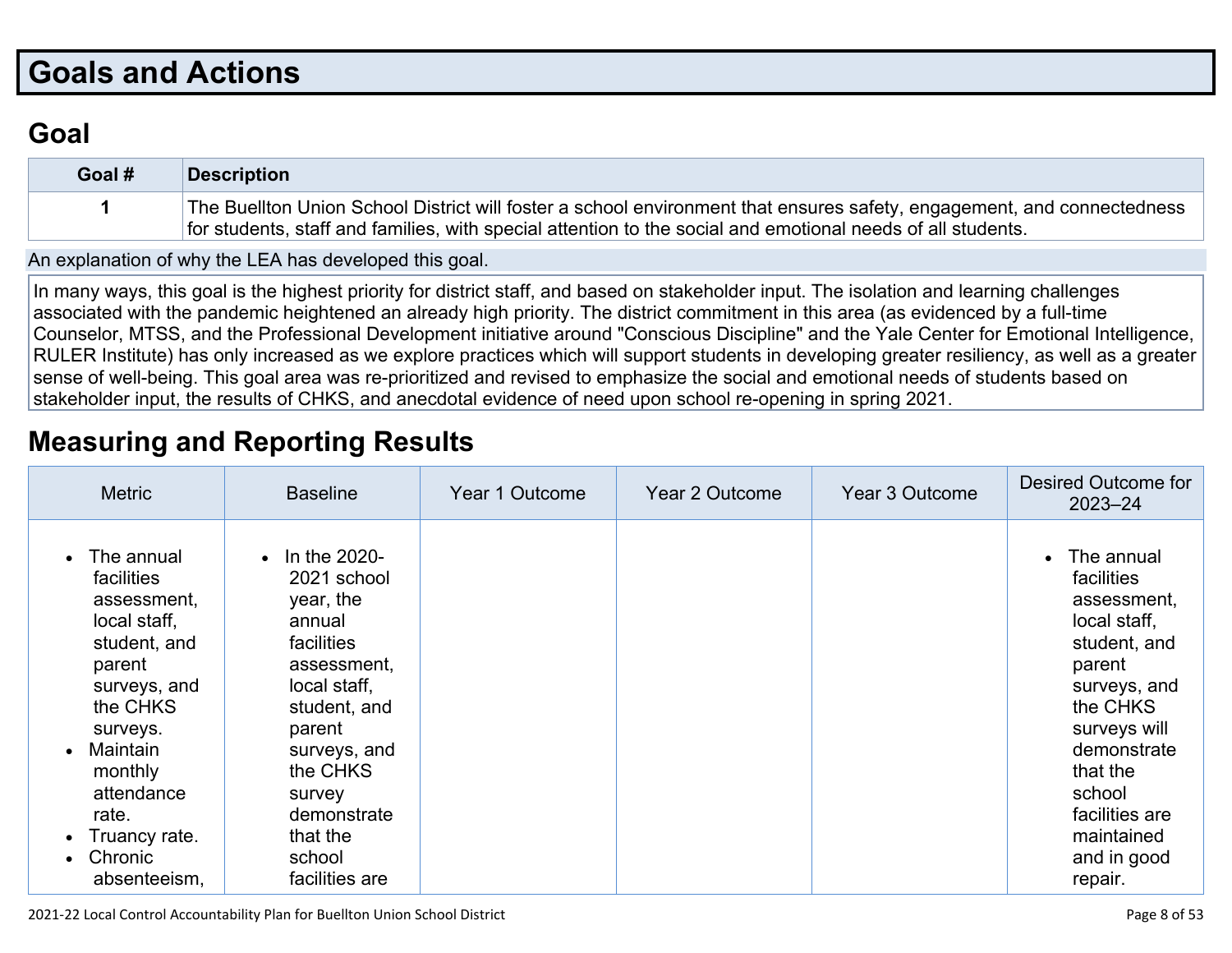# Goals and Actions

## Goal

| Goal # | Description |
|---|---|
| 1 | The Buellton Union School District will foster a school environment that ensures safety, engagement, and connectedness for students, staff and families, with special attention to the social and emotional needs of all students. |

An explanation of why the LEA has developed this goal.

In many ways, this goal is the highest priority for district staff, and based on stakeholder input. The isolation and learning challenges associated with the pandemic heightened an already high priority. The district commitment in this area (as evidenced by a full-time Counselor, MTSS, and the Professional Development initiative around "Conscious Discipline" and the Yale Center for Emotional Intelligence, RULER Institute) has only increased as we explore practices which will support students in developing greater resiliency, as well as a greater sense of well-being. This goal area was re-prioritized and revised to emphasize the social and emotional needs of students based on stakeholder input, the results of CHKS, and anecdotal evidence of need upon school re-opening in spring 2021.

# Measuring and Reporting Results

| Metric | Baseline | Year 1 Outcome | Year 2 Outcome | Year 3 Outcome | Desired Outcome for 2023–24 |
|---|---|---|---|---|---|
| <ul><li>The annual facilities assessment, local staff, student, and parent surveys, and the CHKS surveys.</li><li>Maintain monthly attendance rate.</li><li>Truancy rate.</li><li>Chronic absenteeism,</li></ul> | <ul><li>In the 2020-2021 school year, the annual facilities assessment, local staff, student, and parent surveys, and the CHKS survey demonstrate that the school facilities are</li></ul> | | | | <ul><li>The annual facilities assessment, local staff, student, and parent surveys, and the CHKS surveys will demonstrate that the school facilities are maintained and in good repair.</li></ul> |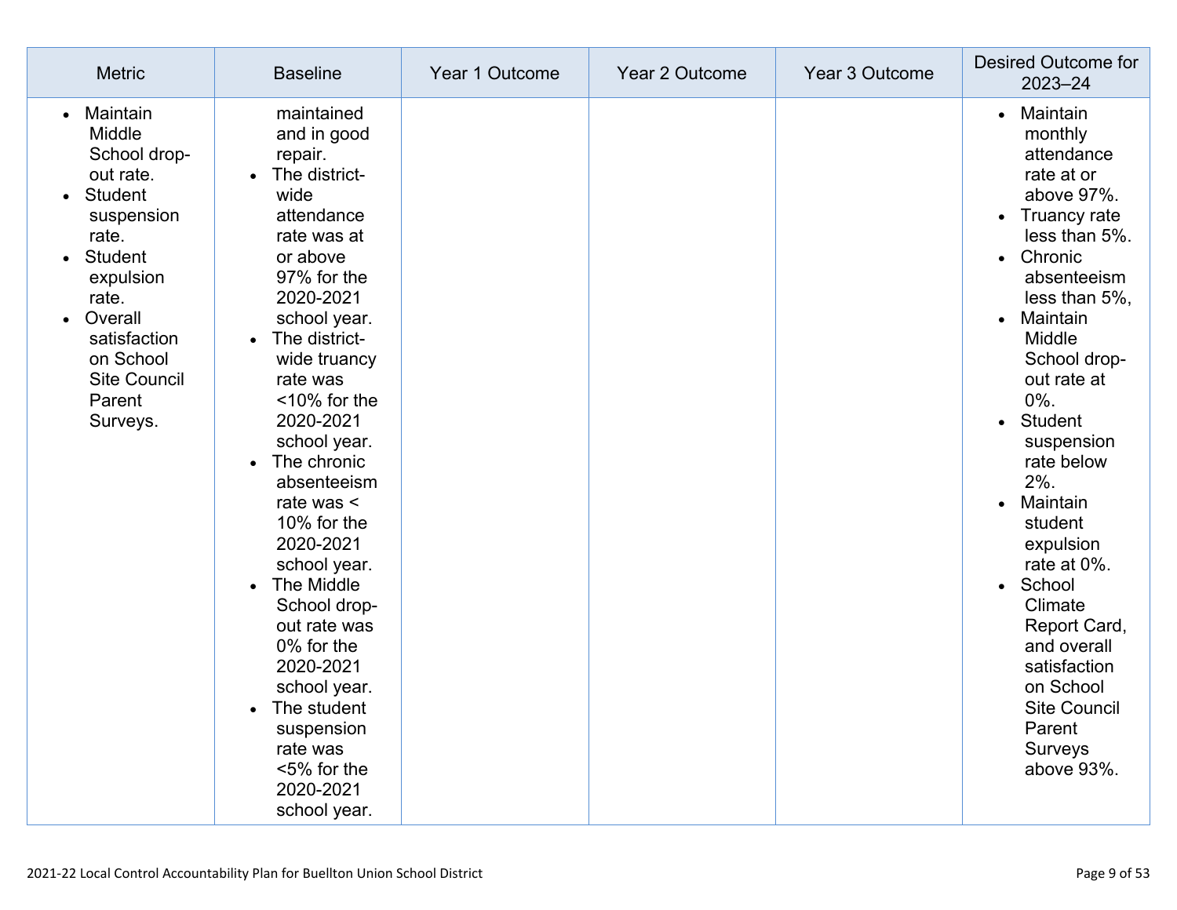| Metric | Baseline | Year 1 Outcome | Year 2 Outcome | Year 3 Outcome | Desired Outcome for 2023–24 |
|---|---|---|---|---|---|
| • Maintain Middle School drop-out rate.<br>• Student suspension rate.<br>• Student expulsion rate.<br>• Overall satisfaction on School Site Council Parent Surveys. | maintained and in good repair.<br>• The district-wide attendance rate was at or above 97% for the 2020-2021 school year.<br>• The district-wide truancy rate was <10% for the 2020-2021 school year.<br>• The chronic absenteeism rate was < 10% for the 2020-2021 school year.<br>• The Middle School drop-out rate was 0% for the 2020-2021 school year.<br>• The student suspension rate was <5% for the 2020-2021 school year. | | | | • Maintain monthly attendance rate at or above 97%.<br>• Truancy rate less than 5%.<br>• Chronic absenteeism less than 5%,<br>• Maintain Middle School drop-out rate at 0%.<br>• Student suspension rate below 2%.<br>• Maintain student expulsion rate at 0%.<br>• School Climate Report Card, and overall satisfaction on School Site Council Parent Surveys above 93%. |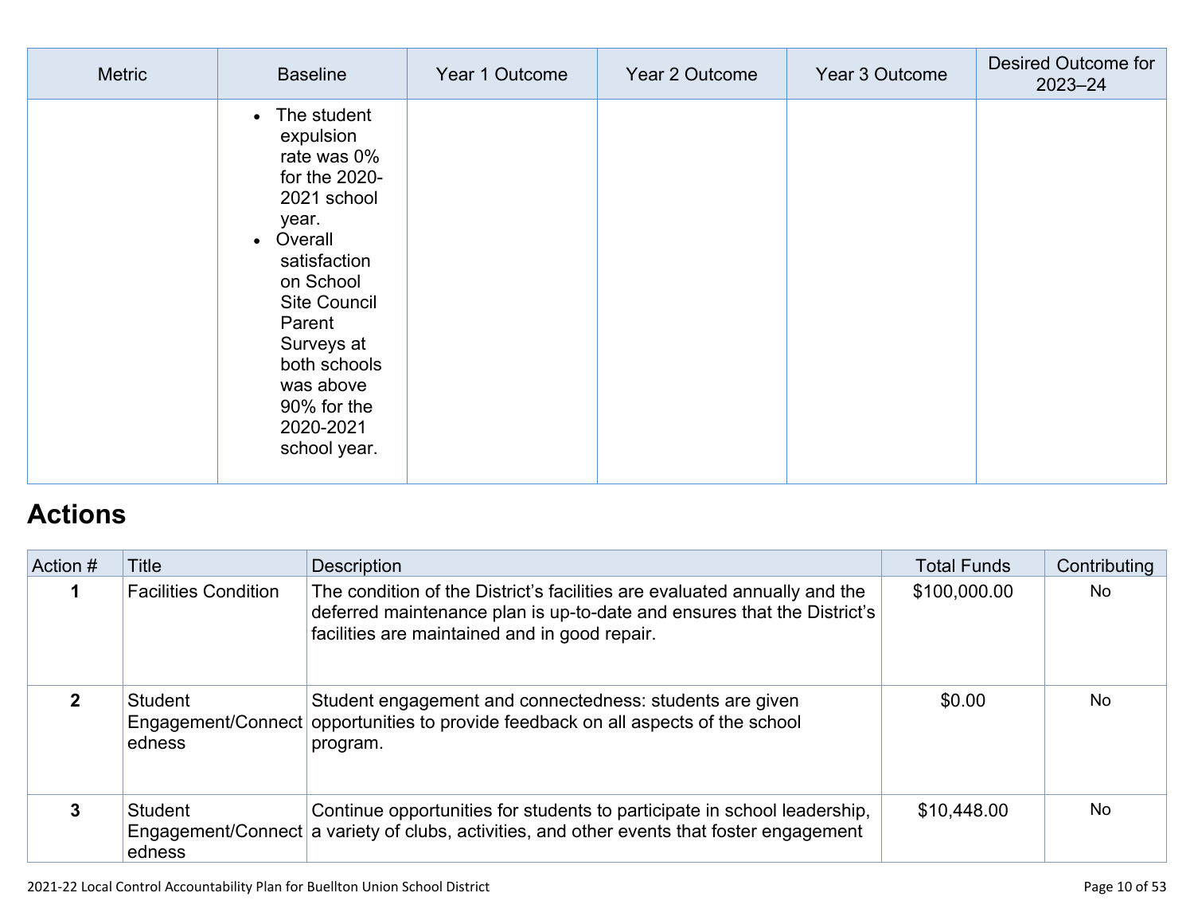| Metric | Baseline | Year 1 Outcome | Year 2 Outcome | Year 3 Outcome | Desired Outcome for 2023–24 |
|---|---|---|---|---|---|
| | • The student expulsion rate was 0% for the 2020-2021 school year.<br>• Overall satisfaction on School Site Council Parent Surveys at both schools was above 90% for the 2020-2021 school year. | | | | |

## Actions

| Action # | Title | Description | Total Funds | Contributing |
|---|---|---|---|---|
| 1 | Facilities Condition | The condition of the District's facilities are evaluated annually and the deferred maintenance plan is up-to-date and ensures that the District's facilities are maintained and in good repair. | $100,000.00 | No |
| 2 | Student Engagement/Connectedness | Student engagement and connectedness: students are given opportunities to provide feedback on all aspects of the school program. | $0.00 | No |
| 3 | Student Engagement/Connectedness | Continue opportunities for students to participate in school leadership, a variety of clubs, activities, and other events that foster engagement | $10,448.00 | No |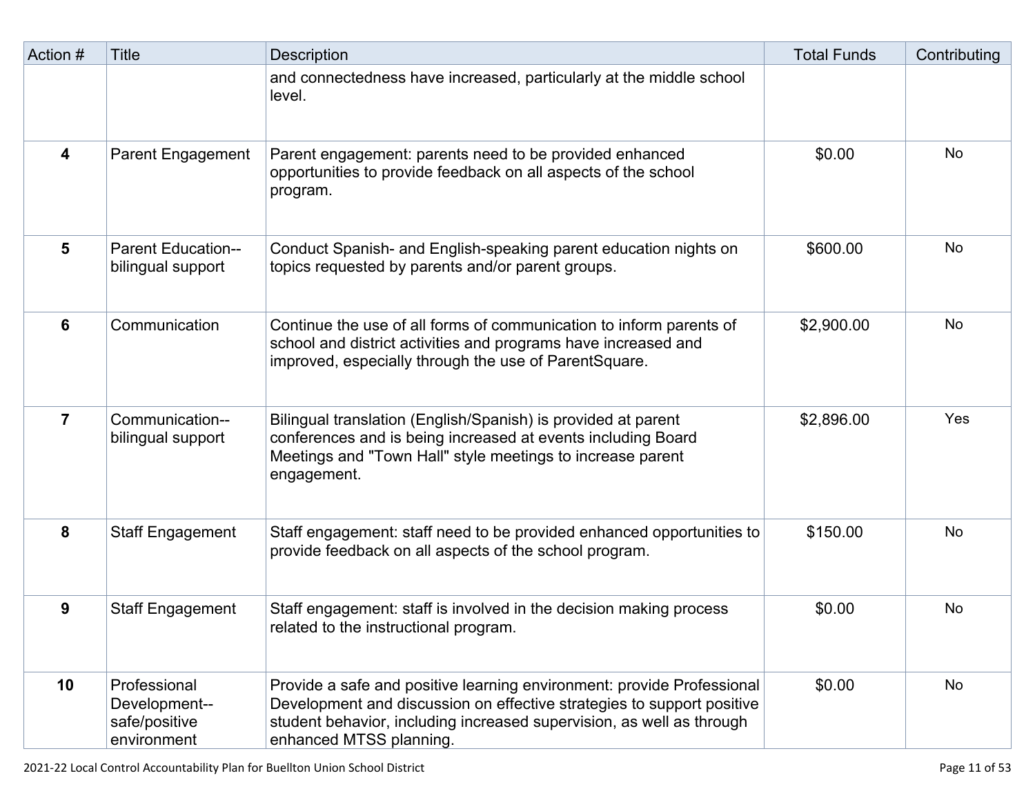| Action # | Title | Description | Total Funds | Contributing |
|---|---|---|---|---|
| | | and connectedness have increased, particularly at the middle school level. | | |
| **4** | Parent Engagement | Parent engagement: parents need to be provided enhanced opportunities to provide feedback on all aspects of the school program. | $0.00 | No |
| **5** | Parent Education--bilingual support | Conduct Spanish- and English-speaking parent education nights on topics requested by parents and/or parent groups. | $600.00 | No |
| **6** | Communication | Continue the use of all forms of communication to inform parents of school and district activities and programs have increased and improved, especially through the use of ParentSquare. | $2,900.00 | No |
| **7** | Communication--bilingual support | Bilingual translation (English/Spanish) is provided at parent conferences and is being increased at events including Board Meetings and "Town Hall" style meetings to increase parent engagement. | $2,896.00 | Yes |
| **8** | Staff Engagement | Staff engagement: staff need to be provided enhanced opportunities to provide feedback on all aspects of the school program. | $150.00 | No |
| **9** | Staff Engagement | Staff engagement: staff is involved in the decision making process related to the instructional program. | $0.00 | No |
| **10** | Professional Development--safe/positive environment | Provide a safe and positive learning environment: provide Professional Development and discussion on effective strategies to support positive student behavior, including increased supervision, as well as through enhanced MTSS planning. | $0.00 | No |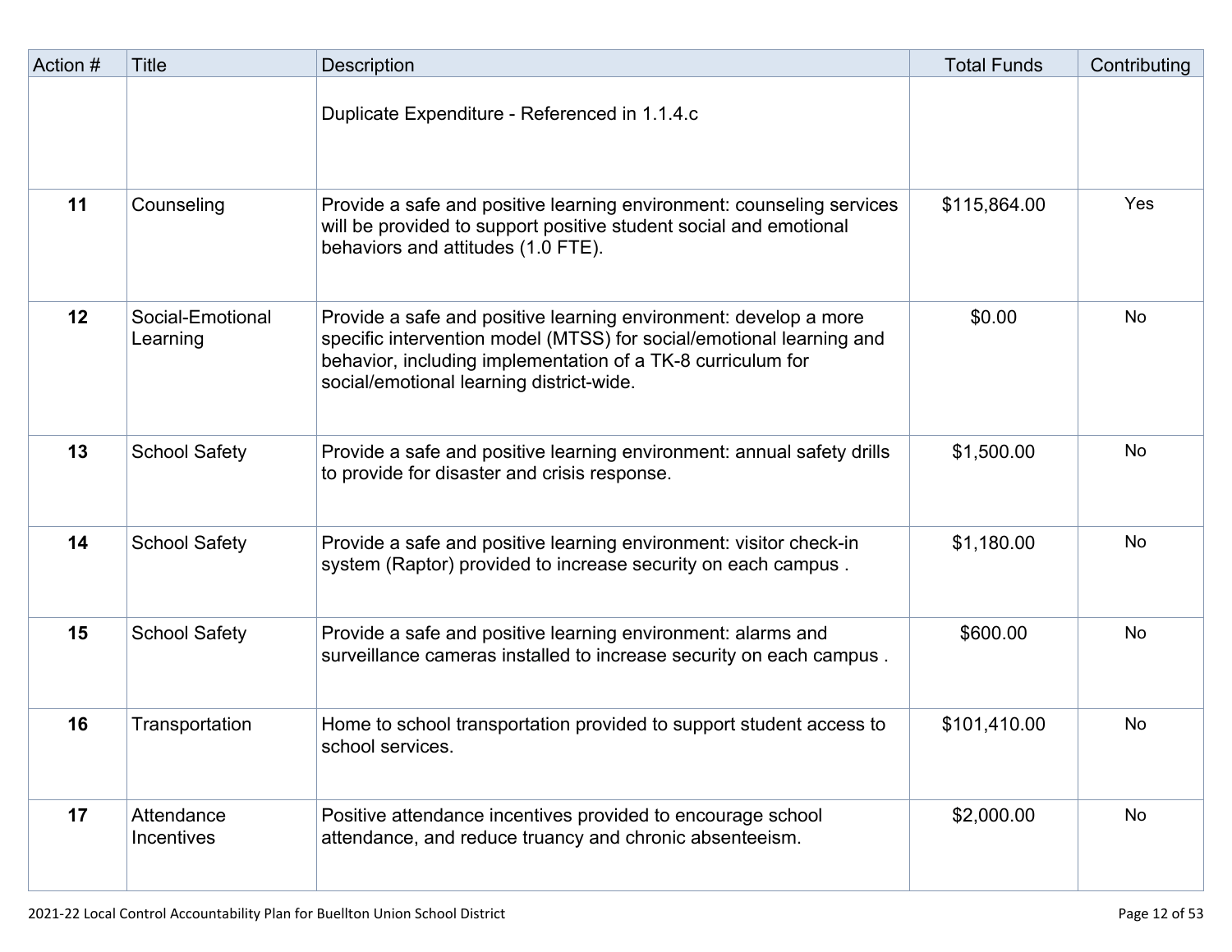| Action # | Title | Description | Total Funds | Contributing |
|---|---|---|---|---|
| | | Duplicate Expenditure - Referenced in 1.1.4.c | | |
| **11** | Counseling | Provide a safe and positive learning environment: counseling services will be provided to support positive student social and emotional behaviors and attitudes (1.0 FTE). | $115,864.00 | Yes |
| **12** | Social-Emotional Learning | Provide a safe and positive learning environment: develop a more specific intervention model (MTSS) for social/emotional learning and behavior, including implementation of a TK-8 curriculum for social/emotional learning district-wide. | $0.00 | No |
| **13** | School Safety | Provide a safe and positive learning environment: annual safety drills to provide for disaster and crisis response. | $1,500.00 | No |
| **14** | School Safety | Provide a safe and positive learning environment: visitor check-in system (Raptor) provided to increase security on each campus . | $1,180.00 | No |
| **15** | School Safety | Provide a safe and positive learning environment: alarms and surveillance cameras installed to increase security on each campus . | $600.00 | No |
| **16** | Transportation | Home to school transportation provided to support student access to school services. | $101,410.00 | No |
| **17** | Attendance Incentives | Positive attendance incentives provided to encourage school attendance, and reduce truancy and chronic absenteeism. | $2,000.00 | No |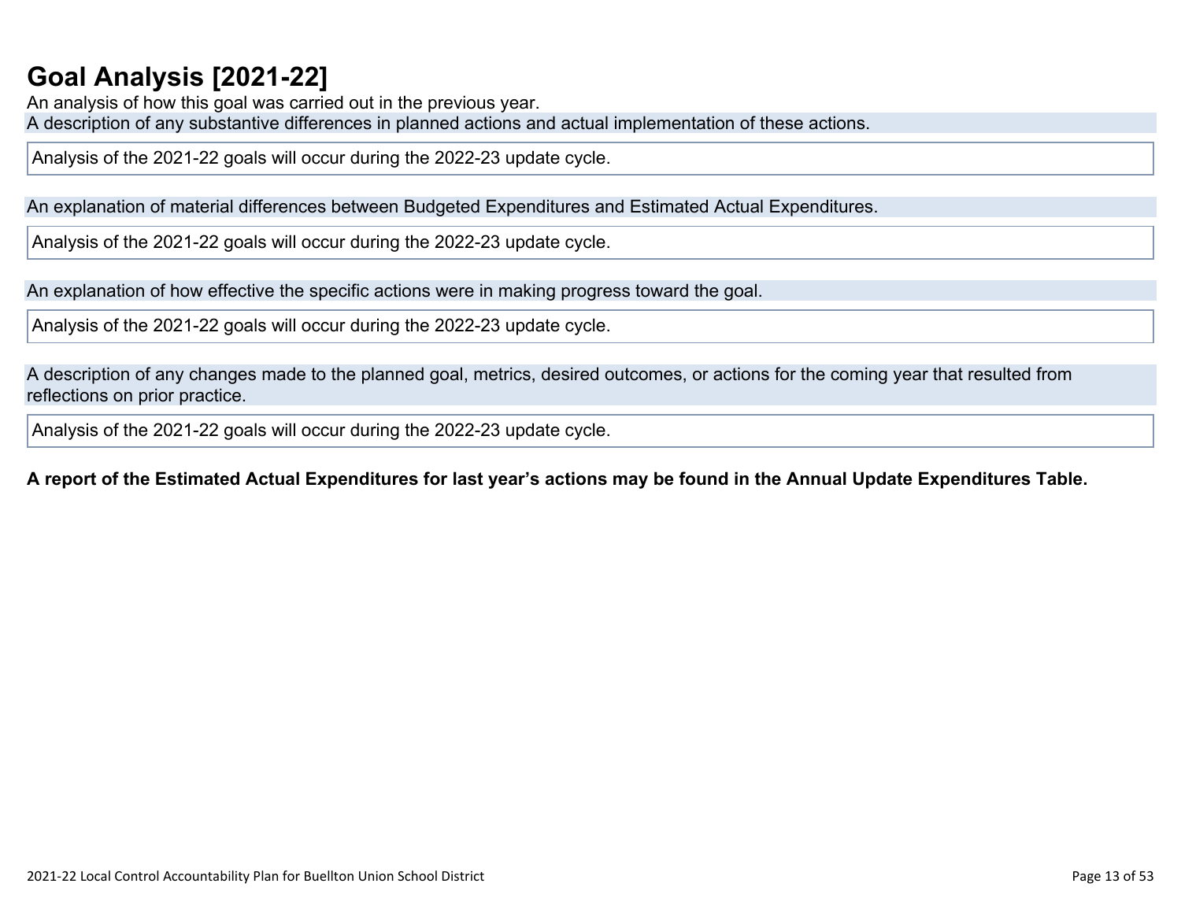# Goal Analysis [2021-22]

An analysis of how this goal was carried out in the previous year.

A description of any substantive differences in planned actions and actual implementation of these actions.

Analysis of the 2021-22 goals will occur during the 2022-23 update cycle.

An explanation of material differences between Budgeted Expenditures and Estimated Actual Expenditures.

Analysis of the 2021-22 goals will occur during the 2022-23 update cycle.

An explanation of how effective the specific actions were in making progress toward the goal.

Analysis of the 2021-22 goals will occur during the 2022-23 update cycle.

A description of any changes made to the planned goal, metrics, desired outcomes, or actions for the coming year that resulted from reflections on prior practice.

Analysis of the 2021-22 goals will occur during the 2022-23 update cycle.

**A report of the Estimated Actual Expenditures for last year's actions may be found in the Annual Update Expenditures Table.**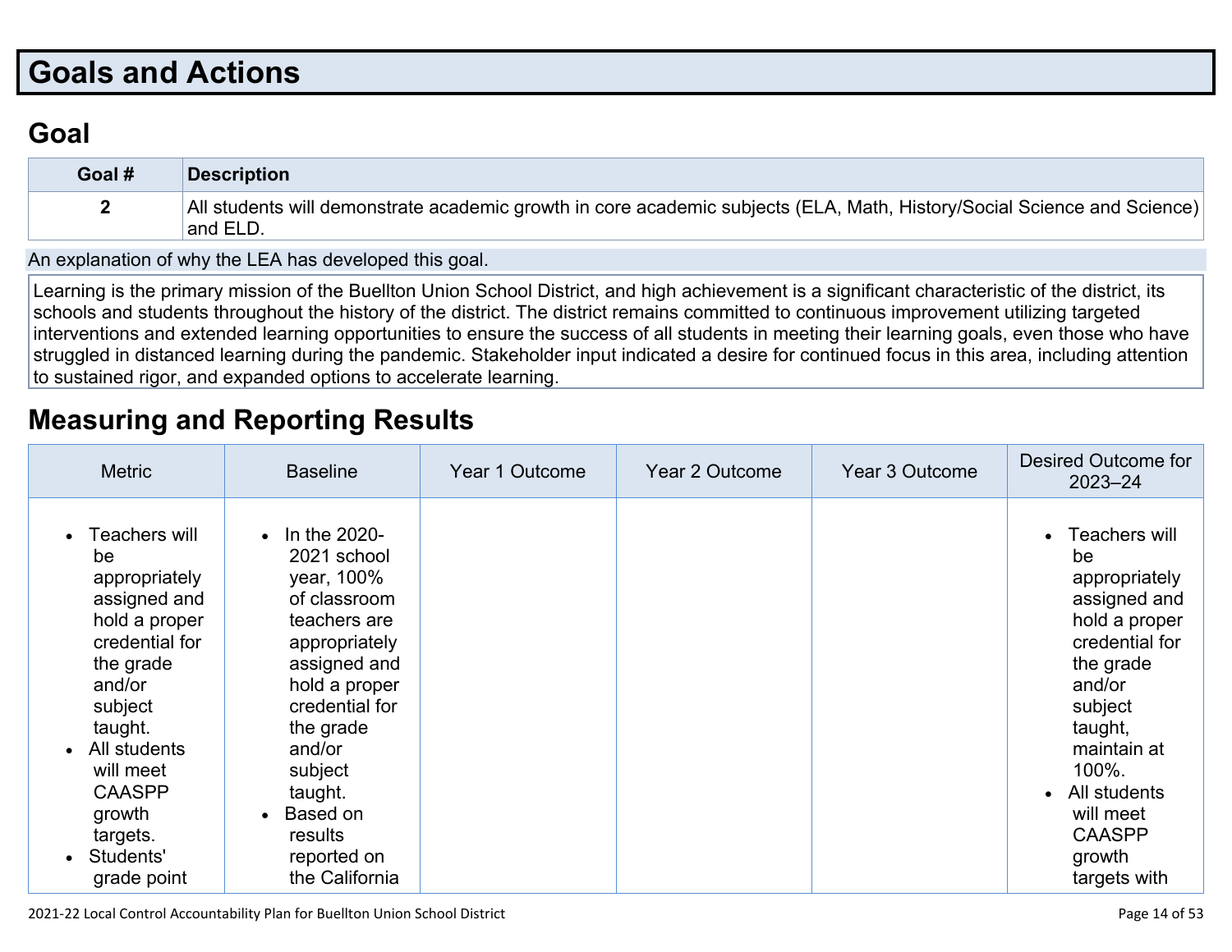# Goals and Actions

## Goal

| Goal # | Description |
|---|---|
| 2 | All students will demonstrate academic growth in core academic subjects (ELA, Math, History/Social Science and Science) and ELD. |

An explanation of why the LEA has developed this goal.

Learning is the primary mission of the Buellton Union School District, and high achievement is a significant characteristic of the district, its schools and students throughout the history of the district. The district remains committed to continuous improvement utilizing targeted interventions and extended learning opportunities to ensure the success of all students in meeting their learning goals, even those who have struggled in distanced learning during the pandemic. Stakeholder input indicated a desire for continued focus in this area, including attention to sustained rigor, and expanded options to accelerate learning.

## Measuring and Reporting Results

| Metric | Baseline | Year 1 Outcome | Year 2 Outcome | Year 3 Outcome | Desired Outcome for 2023–24 |
|---|---|---|---|---|---|
| • Teachers will be appropriately assigned and hold a proper credential for the grade and/or subject taught.<br>• All students will meet CAASPP growth targets.<br>• Students' grade point | • In the 2020-2021 school year, 100% of classroom teachers are appropriately assigned and hold a proper credential for the grade and/or subject taught.<br>• Based on results reported on the California | | | | • Teachers will be appropriately assigned and hold a proper credential for the grade and/or subject taught, maintain at 100%.<br>• All students will meet CAASPP growth targets with |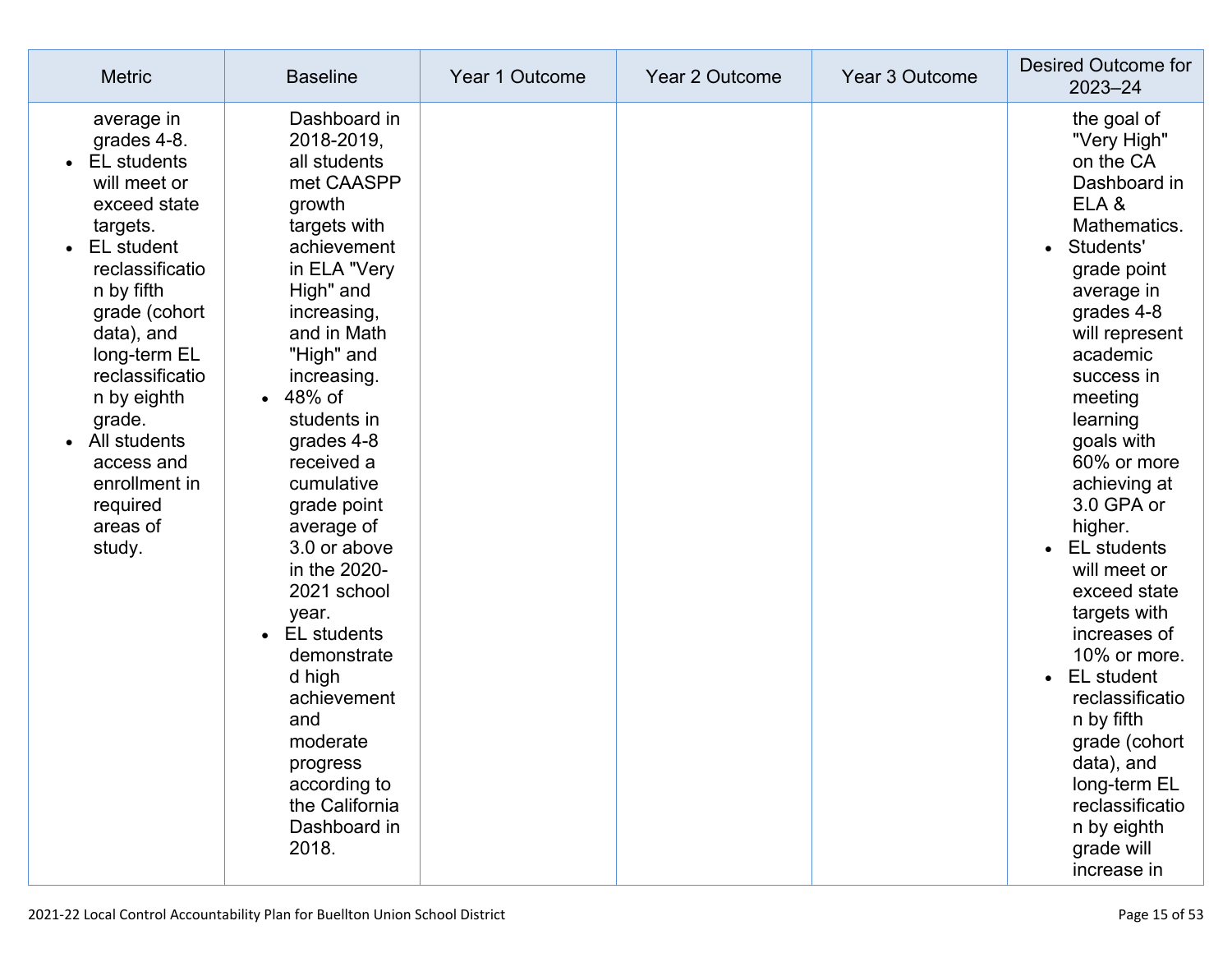| Metric | Baseline | Year 1 Outcome | Year 2 Outcome | Year 3 Outcome | Desired Outcome for 2023–24 |
|---|---|---|---|---|---|
| average in grades 4-8.<br>• EL students will meet or exceed state targets.<br>• EL student reclassification by fifth grade (cohort data), and long-term EL reclassification by eighth grade.<br>• All students access and enrollment in required areas of study. | Dashboard in 2018-2019, all students met CAASPP growth targets with achievement in ELA "Very High" and increasing, and in Math "High" and increasing.<br>• 48% of students in grades 4-8 received a cumulative grade point average of 3.0 or above in the 2020-2021 school year.<br>• EL students demonstrated high achievement and moderate progress according to the California Dashboard in 2018. | | | | the goal of "Very High" on the CA Dashboard in ELA & Mathematics.<br>• Students' grade point average in grades 4-8 will represent academic success in meeting learning goals with 60% or more achieving at 3.0 GPA or higher.<br>• EL students will meet or exceed state targets with increases of 10% or more.<br>• EL student reclassification by fifth grade (cohort data), and long-term EL reclassification by eighth grade will increase in |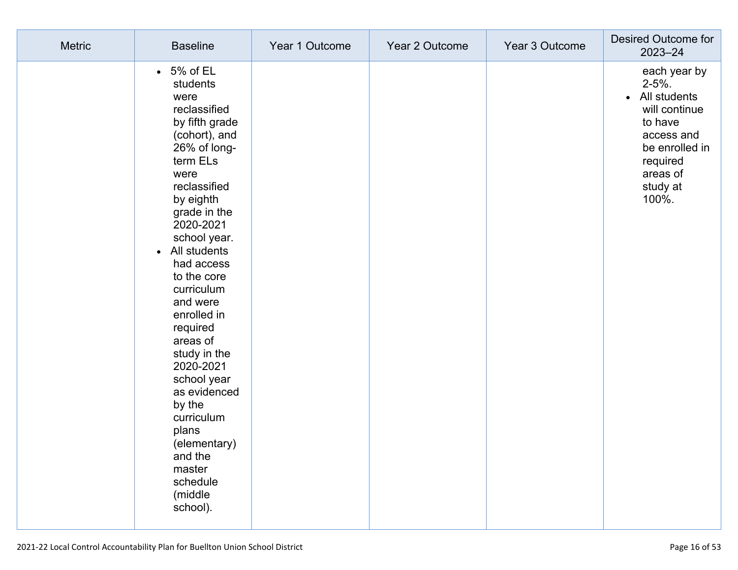| Metric | Baseline | Year 1 Outcome | Year 2 Outcome | Year 3 Outcome | Desired Outcome for 2023–24 |
|---|---|---|---|---|---|
| | • 5% of EL students were reclassified by fifth grade (cohort), and 26% of long-term ELs were reclassified by eighth grade in the 2020-2021 school year.<br>• All students had access to the core curriculum and were enrolled in required areas of study in the 2020-2021 school year as evidenced by the curriculum plans (elementary) and the master schedule (middle school). | | | | each year by 2-5%.<br>• All students will continue to have access and be enrolled in required areas of study at 100%. |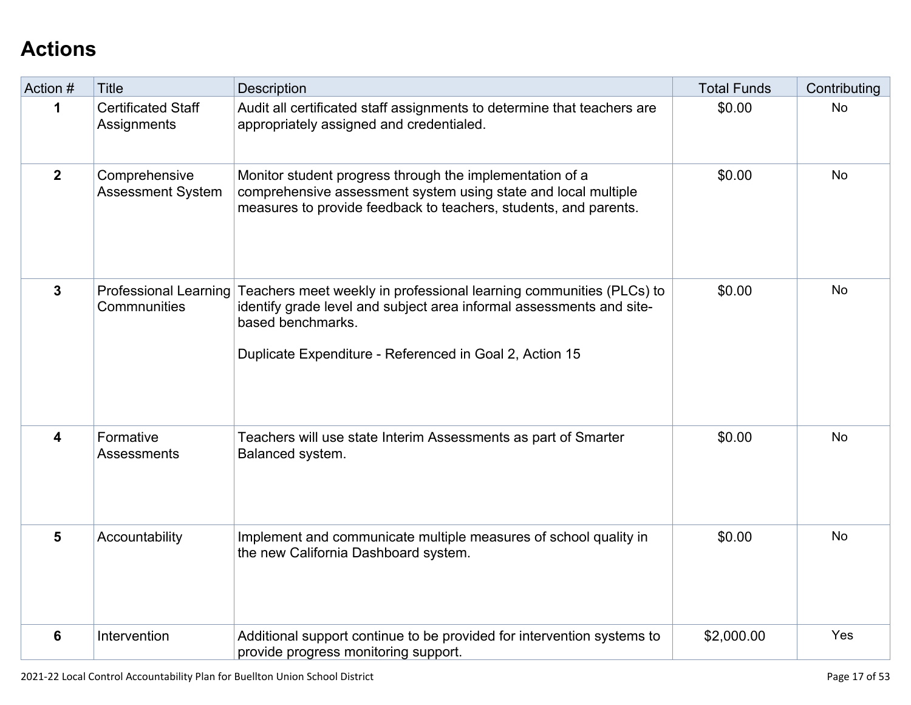## Actions

| Action # | Title | Description | Total Funds | Contributing |
|---|---|---|---|---|
| 1 | Certificated Staff Assignments | Audit all certificated staff assignments to determine that teachers are appropriately assigned and credentialed. | $0.00 | No |
| 2 | Comprehensive Assessment System | Monitor student progress through the implementation of a comprehensive assessment system using state and local multiple measures to provide feedback to teachers, students, and parents. | $0.00 | No |
| 3 | Professional Learning Commnunities | Teachers meet weekly in professional learning communities (PLCs) to identify grade level and subject area informal assessments and site-based benchmarks.<br><br>Duplicate Expenditure - Referenced in Goal 2, Action 15 | $0.00 | No |
| 4 | Formative Assessments | Teachers will use state Interim Assessments as part of Smarter Balanced system. | $0.00 | No |
| 5 | Accountability | Implement and communicate multiple measures of school quality in the new California Dashboard system. | $0.00 | No |
| 6 | Intervention | Additional support continue to be provided for intervention systems to provide progress monitoring support. | $2,000.00 | Yes |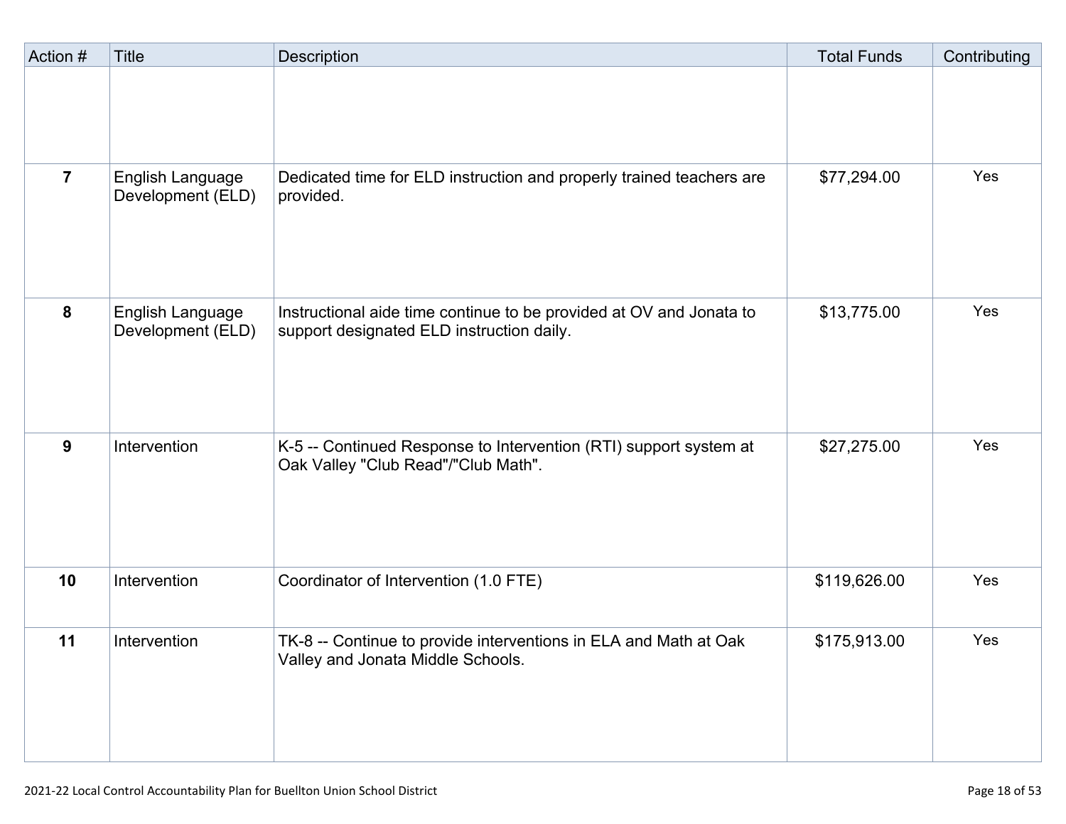| Action # | Title | Description | Total Funds | Contributing |
|---|---|---|---|---|
| | | | | |
| 7 | English Language Development (ELD) | Dedicated time for ELD instruction and properly trained teachers are provided. | $77,294.00 | Yes |
| 8 | English Language Development (ELD) | Instructional aide time continue to be provided at OV and Jonata to support designated ELD instruction daily. | $13,775.00 | Yes |
| 9 | Intervention | K-5 -- Continued Response to Intervention (RTI) support system at Oak Valley "Club Read"/"Club Math". | $27,275.00 | Yes |
| 10 | Intervention | Coordinator of Intervention (1.0 FTE) | $119,626.00 | Yes |
| 11 | Intervention | TK-8 -- Continue to provide interventions in ELA and Math at Oak Valley and Jonata Middle Schools. | $175,913.00 | Yes |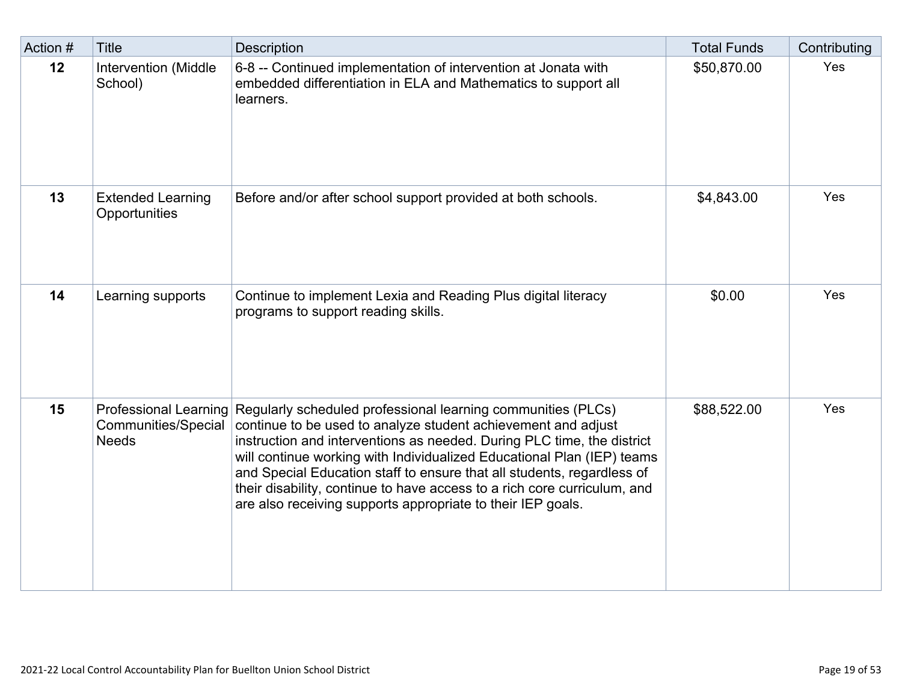| Action # | Title | Description | Total Funds | Contributing |
|---|---|---|---|---|
| 12 | Intervention (Middle School) | 6-8 -- Continued implementation of intervention at Jonata with embedded differentiation in ELA and Mathematics to support all learners. | $50,870.00 | Yes |
| 13 | Extended Learning Opportunities | Before and/or after school support provided at both schools. | $4,843.00 | Yes |
| 14 | Learning supports | Continue to implement Lexia and Reading Plus digital literacy programs to support reading skills. | $0.00 | Yes |
| 15 | Professional Learning Communities/Special Needs | Regularly scheduled professional learning communities (PLCs) continue to be used to analyze student achievement and adjust instruction and interventions as needed. During PLC time, the district will continue working with Individualized Educational Plan (IEP) teams and Special Education staff to ensure that all students, regardless of their disability, continue to have access to a rich core curriculum, and are also receiving supports appropriate to their IEP goals. | $88,522.00 | Yes |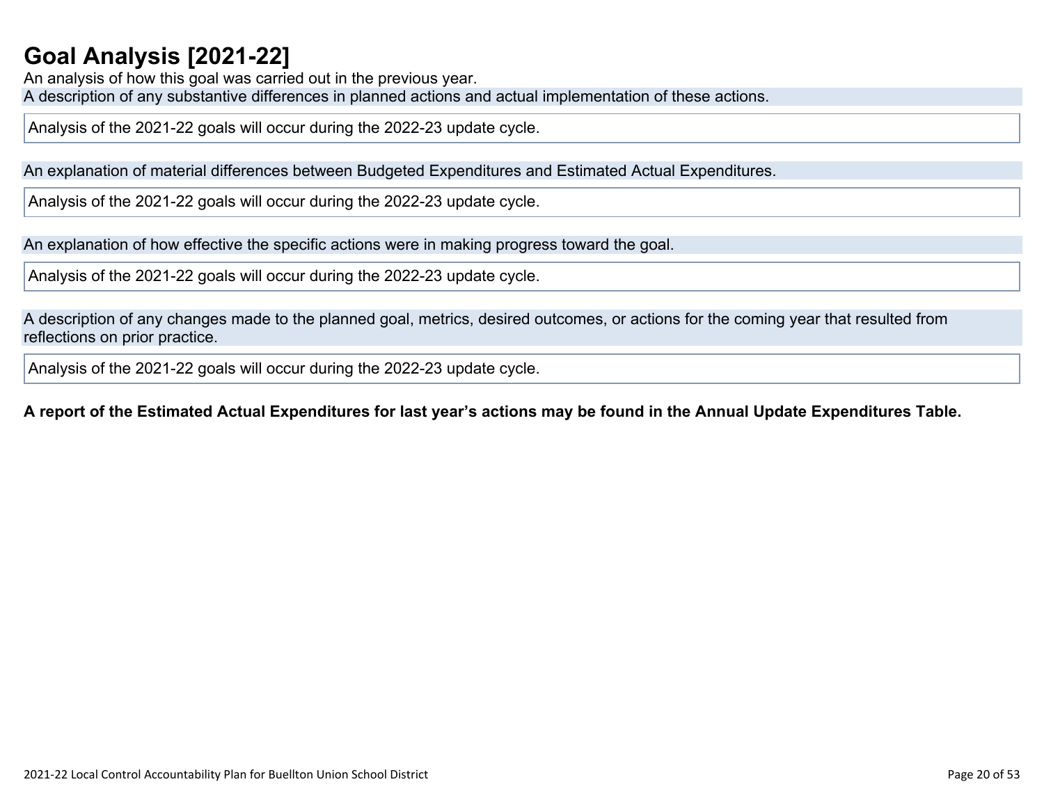# Goal Analysis [2021-22]

An analysis of how this goal was carried out in the previous year.

A description of any substantive differences in planned actions and actual implementation of these actions.

Analysis of the 2021-22 goals will occur during the 2022-23 update cycle.

An explanation of material differences between Budgeted Expenditures and Estimated Actual Expenditures.

Analysis of the 2021-22 goals will occur during the 2022-23 update cycle.

An explanation of how effective the specific actions were in making progress toward the goal.

Analysis of the 2021-22 goals will occur during the 2022-23 update cycle.

A description of any changes made to the planned goal, metrics, desired outcomes, or actions for the coming year that resulted from reflections on prior practice.

Analysis of the 2021-22 goals will occur during the 2022-23 update cycle.

**A report of the Estimated Actual Expenditures for last year's actions may be found in the Annual Update Expenditures Table.**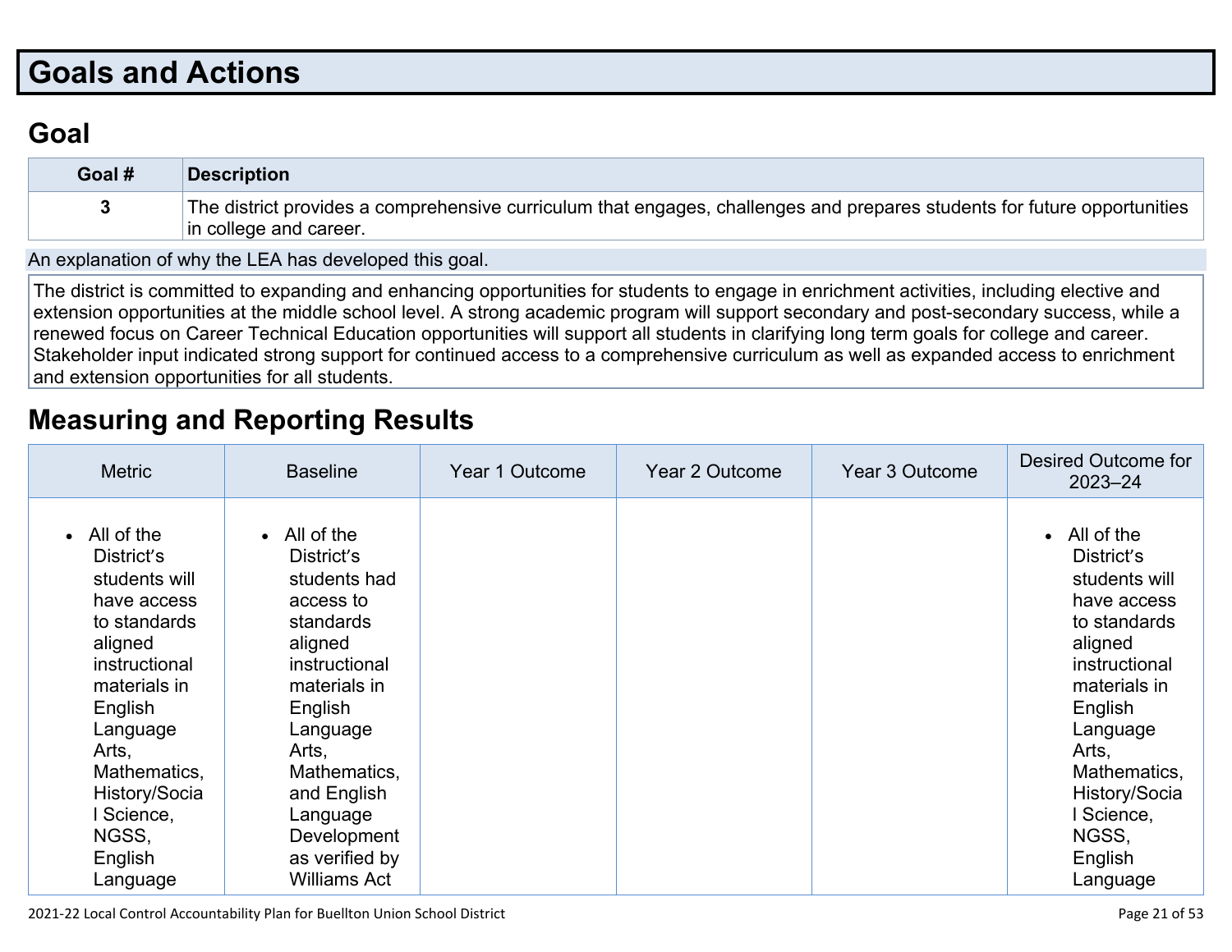# Goals and Actions

## Goal

| Goal # | Description |
|---|---|
| 3 | The district provides a comprehensive curriculum that engages, challenges and prepares students for future opportunities in college and career. |

An explanation of why the LEA has developed this goal.

The district is committed to expanding and enhancing opportunities for students to engage in enrichment activities, including elective and extension opportunities at the middle school level. A strong academic program will support secondary and post-secondary success, while a renewed focus on Career Technical Education opportunities will support all students in clarifying long term goals for college and career. Stakeholder input indicated strong support for continued access to a comprehensive curriculum as well as expanded access to enrichment and extension opportunities for all students.

## Measuring and Reporting Results

| Metric | Baseline | Year 1 Outcome | Year 2 Outcome | Year 3 Outcome | Desired Outcome for 2023–24 |
|---|---|---|---|---|---|
| • All of the District's students will have access to standards aligned instructional materials in English Language Arts, Mathematics, History/Social Science, NGSS, English Language | • All of the District's students had access to standards aligned instructional materials in English Language Arts, Mathematics, and English Language Development as verified by Williams Act | | | | • All of the District's students will have access to standards aligned instructional materials in English Language Arts, Mathematics, History/Social Science, NGSS, English Language |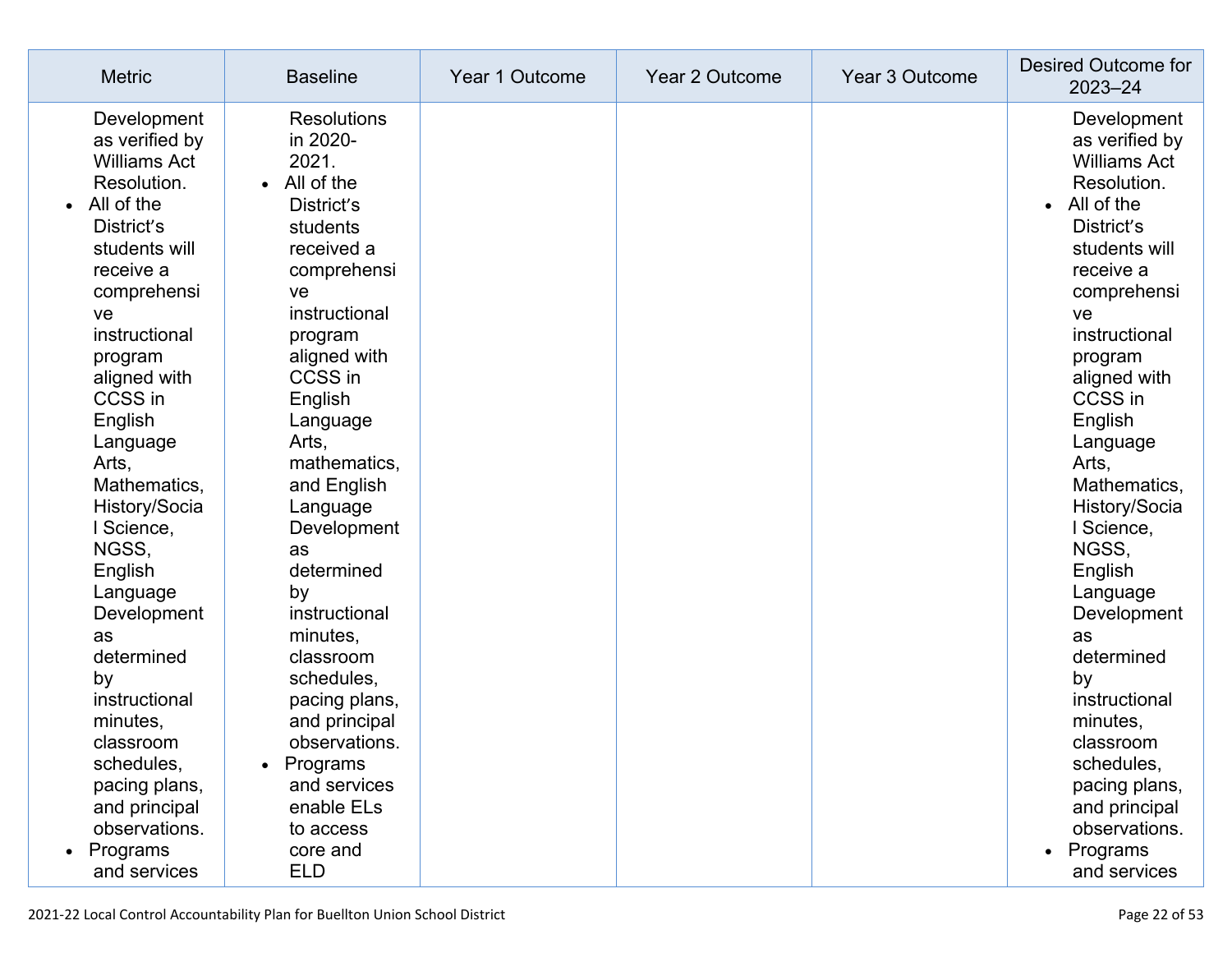| Metric | Baseline | Year 1 Outcome | Year 2 Outcome | Year 3 Outcome | Desired Outcome for 2023–24 |
|---|---|---|---|---|---|
| Development as verified by Williams Act Resolution.<br>• All of the District's students will receive a comprehensive instructional program aligned with CCSS in English Language Arts, Mathematics, History/Social Science, NGSS, English Language Development as determined by instructional minutes, classroom schedules, pacing plans, and principal observations.<br>• Programs and services | Resolutions in 2020-2021.<br>• All of the District's students received a comprehensive instructional program aligned with CCSS in English Language Arts, mathematics, and English Language Development as determined by instructional minutes, classroom schedules, pacing plans, and principal observations.<br>• Programs and services enable ELs to access core and ELD | | | | Development as verified by Williams Act Resolution.<br>• All of the District's students will receive a comprehensive instructional program aligned with CCSS in English Language Arts, Mathematics, History/Social Science, NGSS, English Language Development as determined by instructional minutes, classroom schedules, pacing plans, and principal observations.<br>• Programs and services |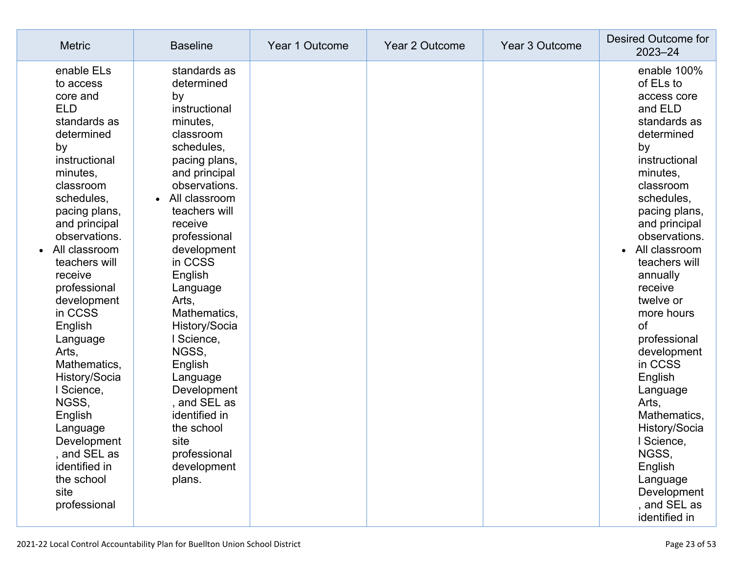| Metric | Baseline | Year 1 Outcome | Year 2 Outcome | Year 3 Outcome | Desired Outcome for 2023–24 |
|---|---|---|---|---|---|
| enable ELs to access core and ELD standards as determined by instructional minutes, classroom schedules, pacing plans, and principal observations.<br>• All classroom teachers will receive professional development in CCSS English Language Arts, Mathematics, History/Social Science, NGSS, English Language Development, and SEL as identified in the school site professional | standards as determined by instructional minutes, classroom schedules, pacing plans, and principal observations.<br>• All classroom teachers will receive professional development in CCSS English Language Arts, Mathematics, History/Social Science, NGSS, English Language Development, and SEL as identified in the school site professional development plans. | | | | enable 100% of ELs to access core and ELD standards as determined by instructional minutes, classroom schedules, pacing plans, and principal observations.<br>• All classroom teachers will annually receive twelve or more hours of professional development in CCSS English Language Arts, Mathematics, History/Social Science, NGSS, English Language Development, and SEL as identified in |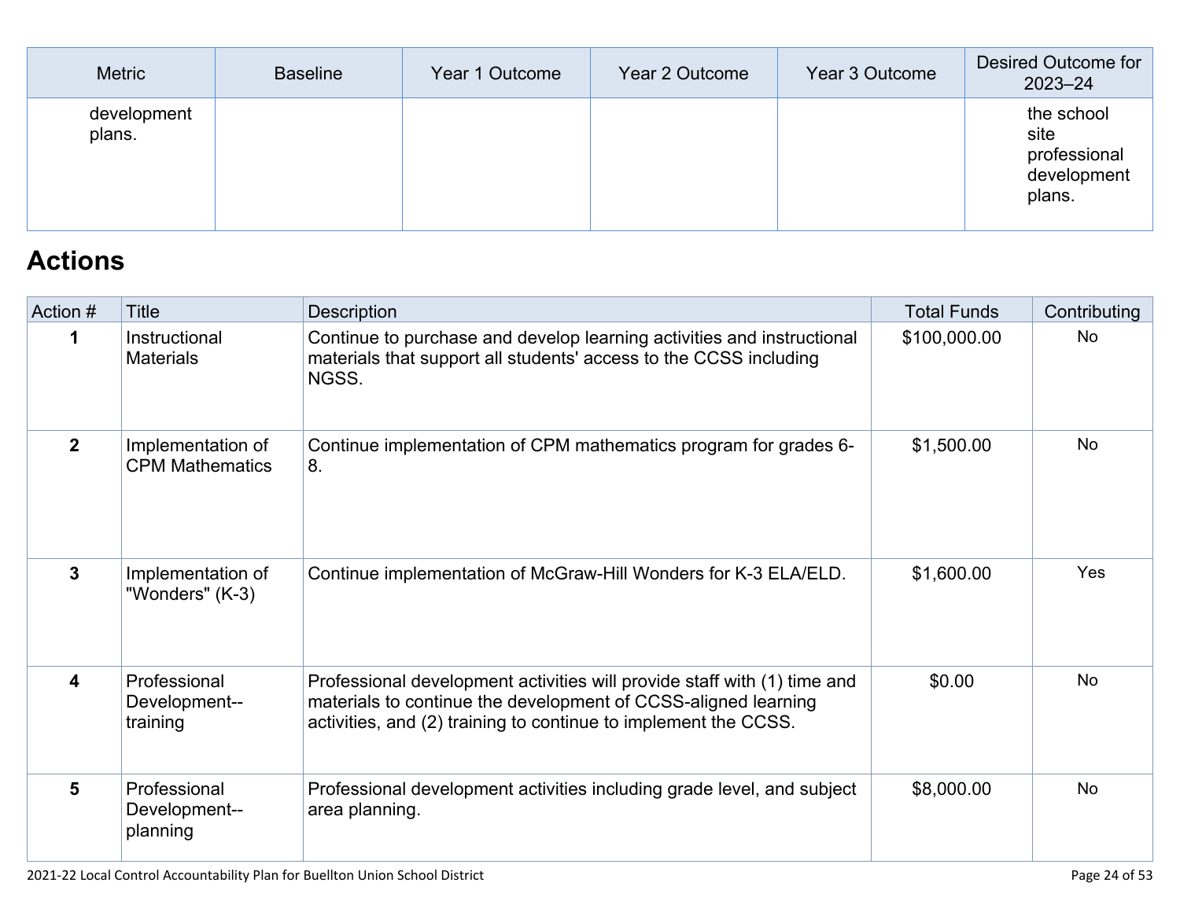| Metric | Baseline | Year 1 Outcome | Year 2 Outcome | Year 3 Outcome | Desired Outcome for 2023–24 |
|---|---|---|---|---|---|
| development plans. | | | | | the school site professional development plans. |

## Actions

| Action # | Title | Description | Total Funds | Contributing |
|---|---|---|---|---|
| **1** | Instructional Materials | Continue to purchase and develop learning activities and instructional materials that support all students' access to the CCSS including NGSS. | $100,000.00 | No |
| **2** | Implementation of CPM Mathematics | Continue implementation of CPM mathematics program for grades 6-8. | $1,500.00 | No |
| **3** | Implementation of "Wonders" (K-3) | Continue implementation of McGraw-Hill Wonders for K-3 ELA/ELD. | $1,600.00 | Yes |
| **4** | Professional Development--training | Professional development activities will provide staff with (1) time and materials to continue the development of CCSS-aligned learning activities, and (2) training to continue to implement the CCSS. | $0.00 | No |
| **5** | Professional Development--planning | Professional development activities including grade level, and subject area planning. | $8,000.00 | No |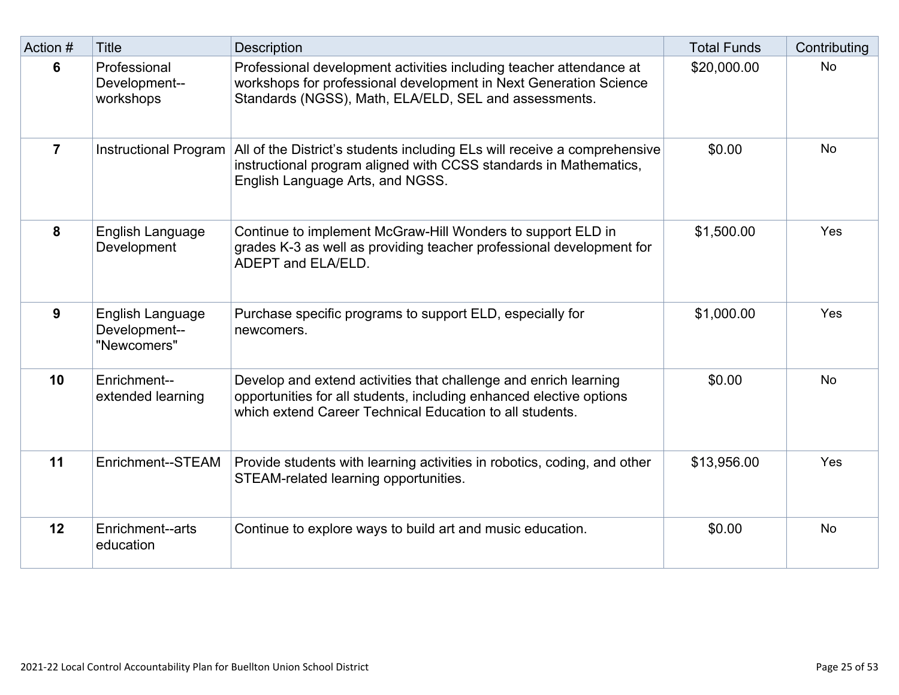| Action # | Title | Description | Total Funds | Contributing |
|---|---|---|---|---|
| 6 | Professional Development--workshops | Professional development activities including teacher attendance at workshops for professional development in Next Generation Science Standards (NGSS), Math, ELA/ELD, SEL and assessments. | $20,000.00 | No |
| 7 | Instructional Program | All of the District's students including ELs will receive a comprehensive instructional program aligned with CCSS standards in Mathematics, English Language Arts, and NGSS. | $0.00 | No |
| 8 | English Language Development | Continue to implement McGraw-Hill Wonders to support ELD in grades K-3 as well as providing teacher professional development for ADEPT and ELA/ELD. | $1,500.00 | Yes |
| 9 | English Language Development--"Newcomers" | Purchase specific programs to support ELD, especially for newcomers. | $1,000.00 | Yes |
| 10 | Enrichment--extended learning | Develop and extend activities that challenge and enrich learning opportunities for all students, including enhanced elective options which extend Career Technical Education to all students. | $0.00 | No |
| 11 | Enrichment--STEAM | Provide students with learning activities in robotics, coding, and other STEAM-related learning opportunities. | $13,956.00 | Yes |
| 12 | Enrichment--arts education | Continue to explore ways to build art and music education. | $0.00 | No |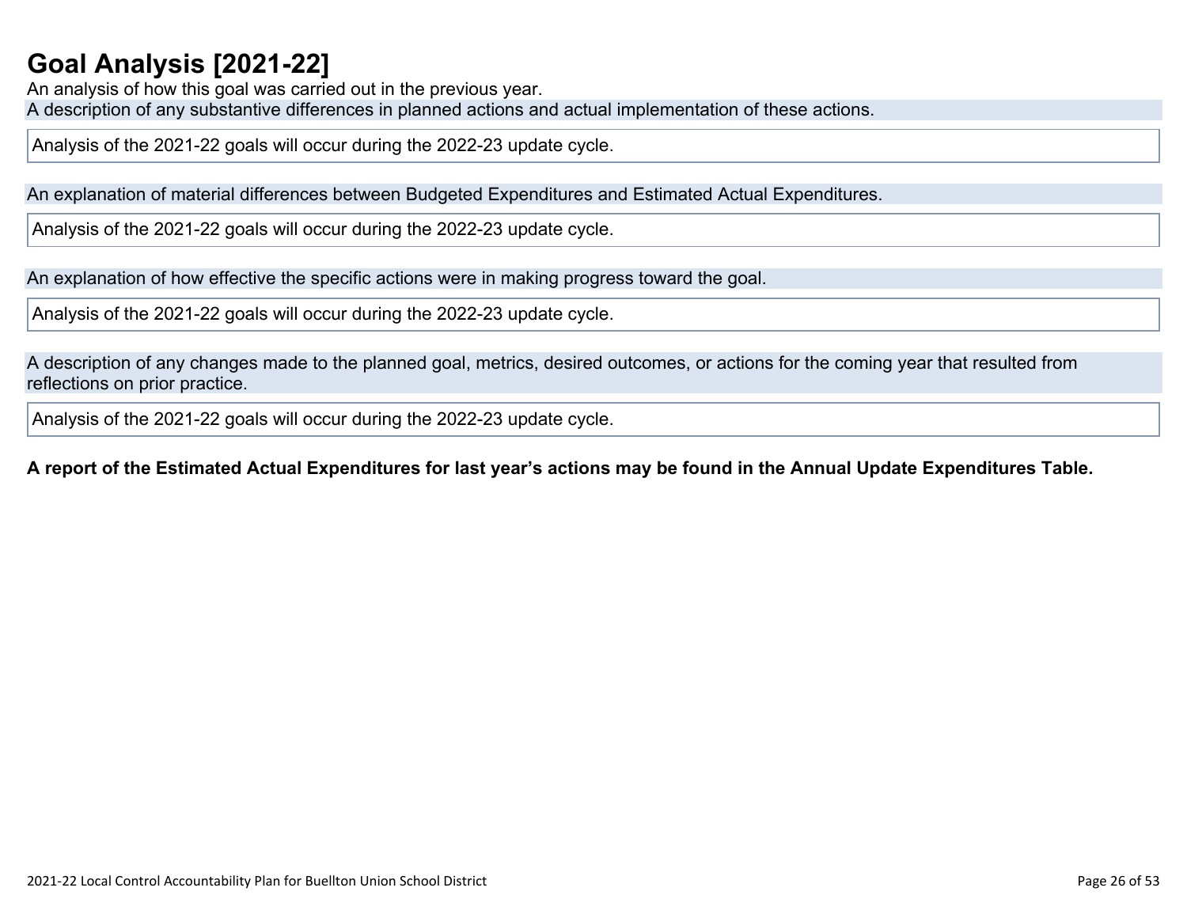# Goal Analysis [2021-22]

An analysis of how this goal was carried out in the previous year.

A description of any substantive differences in planned actions and actual implementation of these actions.

Analysis of the 2021-22 goals will occur during the 2022-23 update cycle.

An explanation of material differences between Budgeted Expenditures and Estimated Actual Expenditures.

Analysis of the 2021-22 goals will occur during the 2022-23 update cycle.

An explanation of how effective the specific actions were in making progress toward the goal.

Analysis of the 2021-22 goals will occur during the 2022-23 update cycle.

A description of any changes made to the planned goal, metrics, desired outcomes, or actions for the coming year that resulted from reflections on prior practice.

Analysis of the 2021-22 goals will occur during the 2022-23 update cycle.

**A report of the Estimated Actual Expenditures for last year's actions may be found in the Annual Update Expenditures Table.**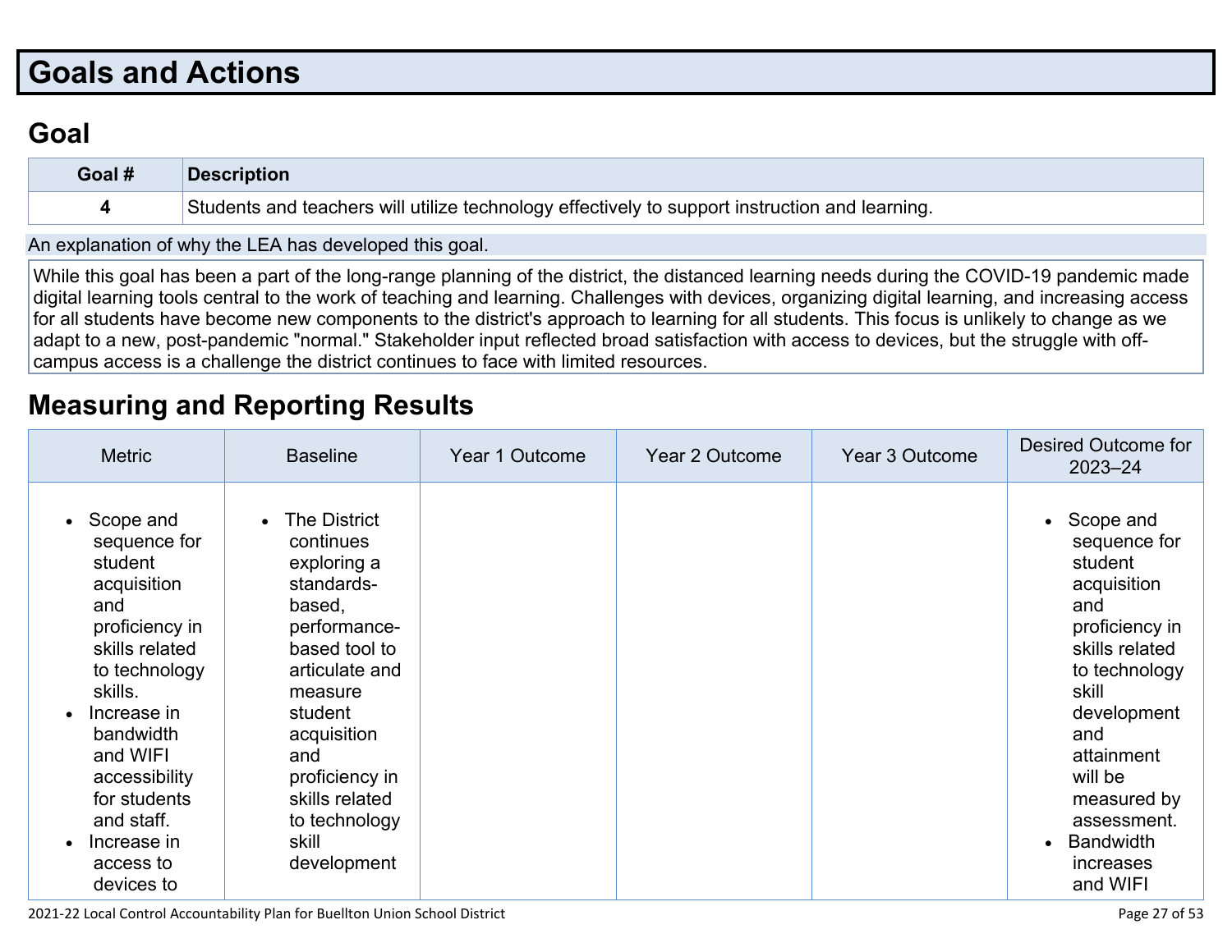# Goals and Actions

## Goal

| Goal # | Description |
| --- | --- |
| 4 | Students and teachers will utilize technology effectively to support instruction and learning. |

An explanation of why the LEA has developed this goal.

While this goal has been a part of the long-range planning of the district, the distanced learning needs during the COVID-19 pandemic made digital learning tools central to the work of teaching and learning. Challenges with devices, organizing digital learning, and increasing access for all students have become new components to the district's approach to learning for all students. This focus is unlikely to change as we adapt to a new, post-pandemic "normal." Stakeholder input reflected broad satisfaction with access to devices, but the struggle with off-campus access is a challenge the district continues to face with limited resources.

## Measuring and Reporting Results

| Metric | Baseline | Year 1 Outcome | Year 2 Outcome | Year 3 Outcome | Desired Outcome for 2023–24 |
| --- | --- | --- | --- | --- | --- |
| • Scope and sequence for student acquisition and proficiency in skills related to technology skills.<br>• Increase in bandwidth and WIFI accessibility for students and staff.<br>• Increase in access to devices to | • The District continues exploring a standards-based, performance-based tool to articulate and measure student acquisition and proficiency in skills related to technology skill development | | | | • Scope and sequence for student acquisition and proficiency in skills related to technology skill development and attainment will be measured by assessment.<br>• Bandwidth increases and WIFI |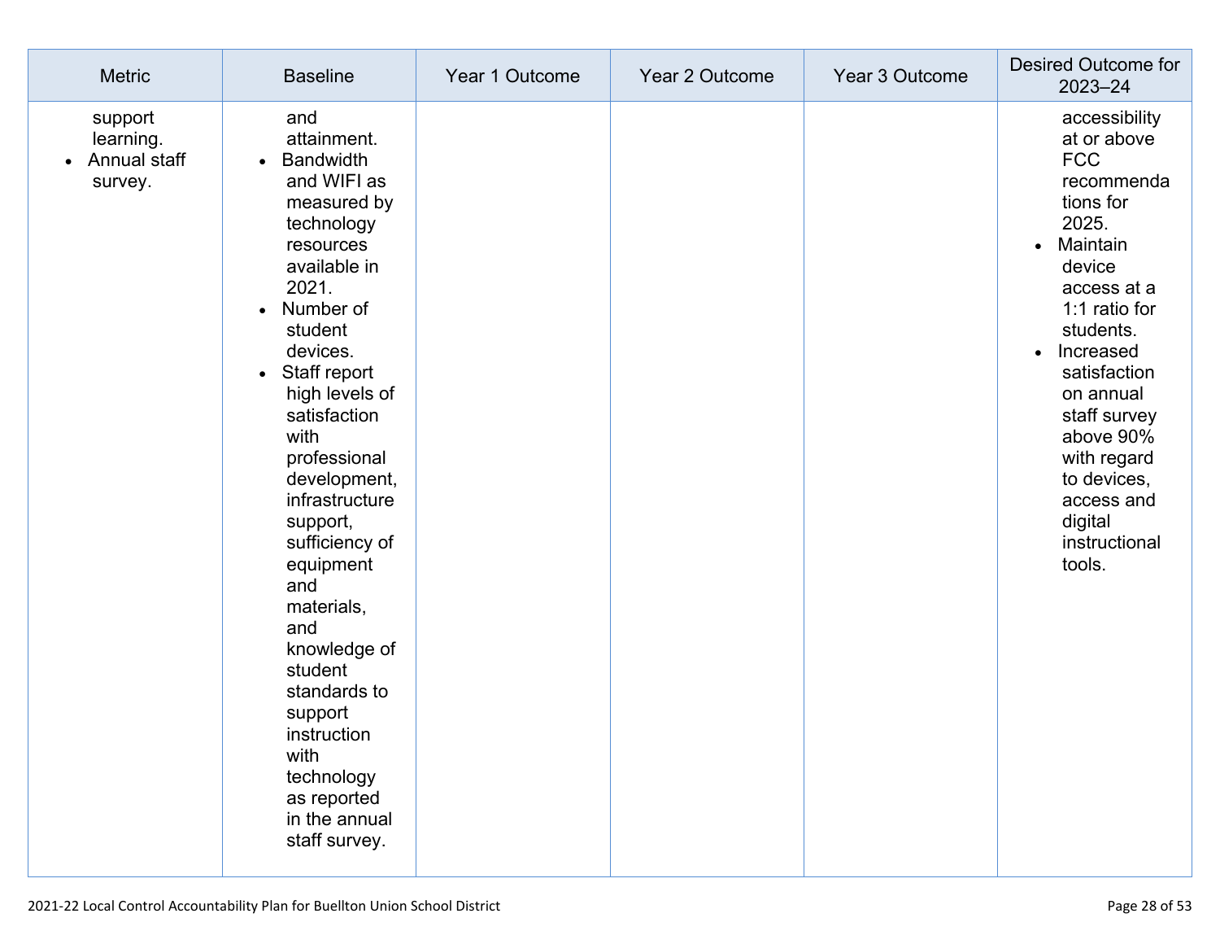| Metric | Baseline | Year 1 Outcome | Year 2 Outcome | Year 3 Outcome | Desired Outcome for 2023–24 |
|---|---|---|---|---|---|
| support learning.<br>• Annual staff survey. | and attainment.<br>• Bandwidth and WIFI as measured by technology resources available in 2021.<br>• Number of student devices.<br>• Staff report high levels of satisfaction with professional development, infrastructure support, sufficiency of equipment and materials, and knowledge of student standards to support instruction with technology as reported in the annual staff survey. | | | | accessibility at or above FCC recommendations for 2025.<br>• Maintain device access at a 1:1 ratio for students.<br>• Increased satisfaction on annual staff survey above 90% with regard to devices, access and digital instructional tools. |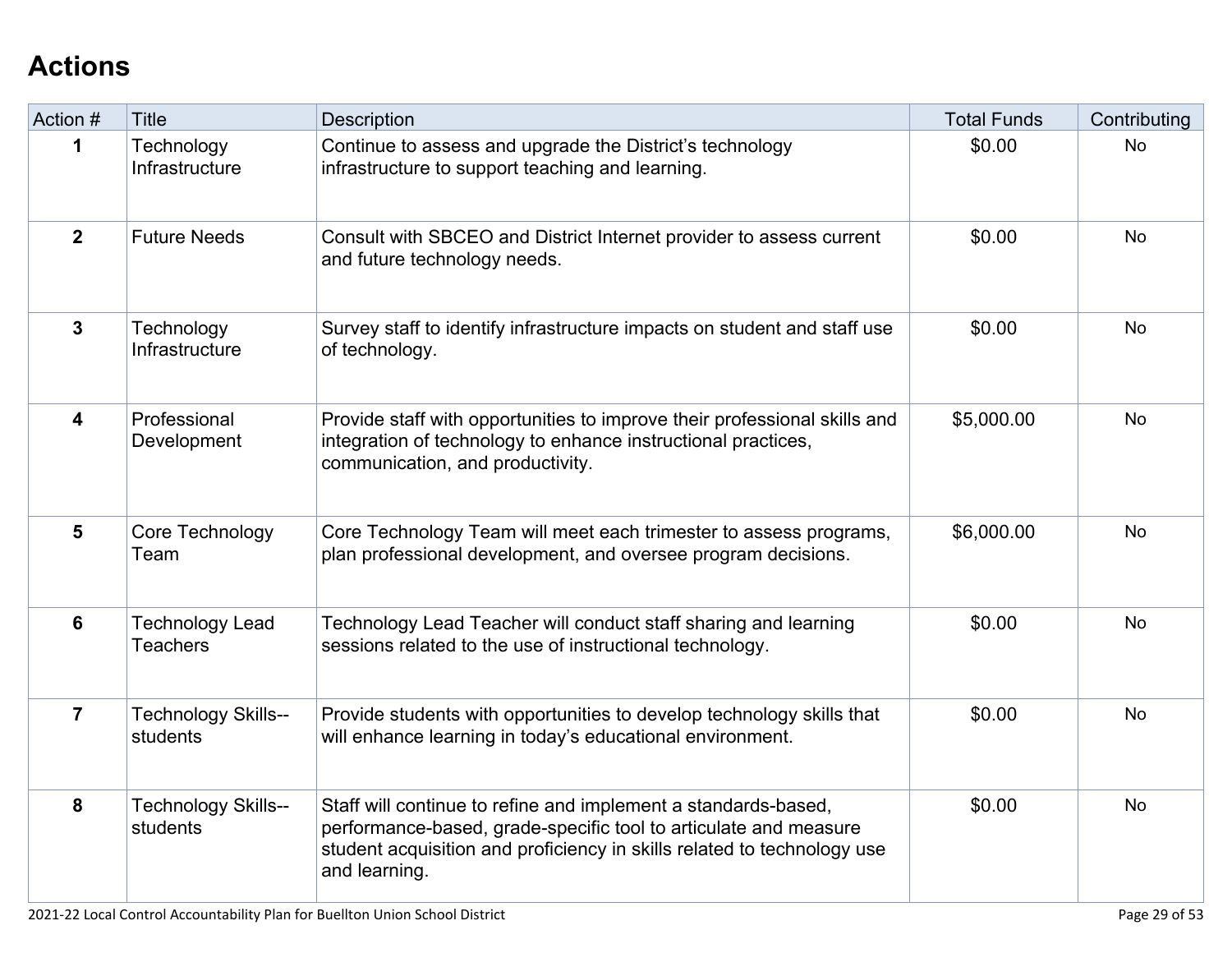## Actions

| Action # | Title | Description | Total Funds | Contributing |
|---|---|---|---|---|
| 1 | Technology Infrastructure | Continue to assess and upgrade the District’s technology infrastructure to support teaching and learning. | $0.00 | No |
| 2 | Future Needs | Consult with SBCEO and District Internet provider to assess current and future technology needs. | $0.00 | No |
| 3 | Technology Infrastructure | Survey staff to identify infrastructure impacts on student and staff use of technology. | $0.00 | No |
| 4 | Professional Development | Provide staff with opportunities to improve their professional skills and integration of technology to enhance instructional practices, communication, and productivity. | $5,000.00 | No |
| 5 | Core Technology Team | Core Technology Team will meet each trimester to assess programs, plan professional development, and oversee program decisions. | $6,000.00 | No |
| 6 | Technology Lead Teachers | Technology Lead Teacher will conduct staff sharing and learning sessions related to the use of instructional technology. | $0.00 | No |
| 7 | Technology Skills--students | Provide students with opportunities to develop technology skills that will enhance learning in today’s educational environment. | $0.00 | No |
| 8 | Technology Skills--students | Staff will continue to refine and implement a standards-based, performance-based, grade-specific tool to articulate and measure student acquisition and proficiency in skills related to technology use and learning. | $0.00 | No |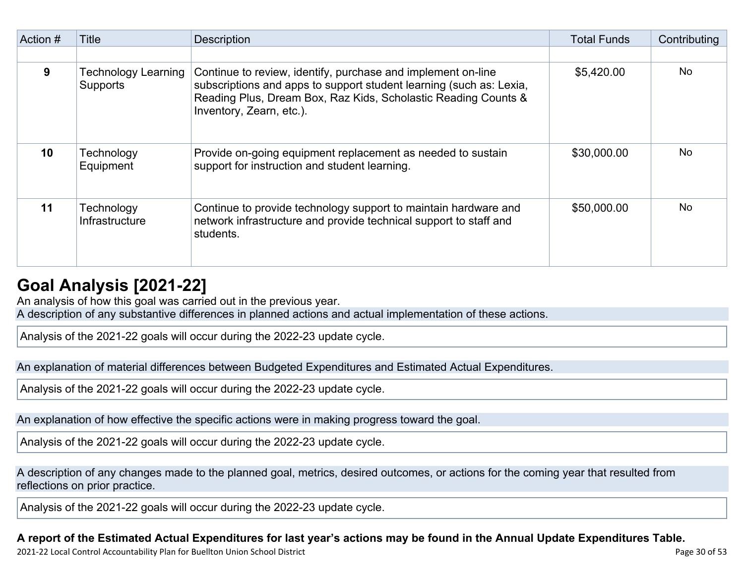| Action # | Title | Description | Total Funds | Contributing |
|---|---|---|---|---|
| | | | | |
| 9 | Technology Learning Supports | Continue to review, identify, purchase and implement on-line subscriptions and apps to support student learning (such as: Lexia, Reading Plus, Dream Box, Raz Kids, Scholastic Reading Counts & Inventory, Zearn, etc.). | $5,420.00 | No |
| 10 | Technology Equipment | Provide on-going equipment replacement as needed to sustain support for instruction and student learning. | $30,000.00 | No |
| 11 | Technology Infrastructure | Continue to provide technology support to maintain hardware and network infrastructure and provide technical support to staff and students. | $50,000.00 | No |

## Goal Analysis [2021-22]

An analysis of how this goal was carried out in the previous year.

A description of any substantive differences in planned actions and actual implementation of these actions.

Analysis of the 2021-22 goals will occur during the 2022-23 update cycle.

An explanation of material differences between Budgeted Expenditures and Estimated Actual Expenditures.

Analysis of the 2021-22 goals will occur during the 2022-23 update cycle.

An explanation of how effective the specific actions were in making progress toward the goal.

Analysis of the 2021-22 goals will occur during the 2022-23 update cycle.

A description of any changes made to the planned goal, metrics, desired outcomes, or actions for the coming year that resulted from reflections on prior practice.

Analysis of the 2021-22 goals will occur during the 2022-23 update cycle.

**A report of the Estimated Actual Expenditures for last year's actions may be found in the Annual Update Expenditures Table.**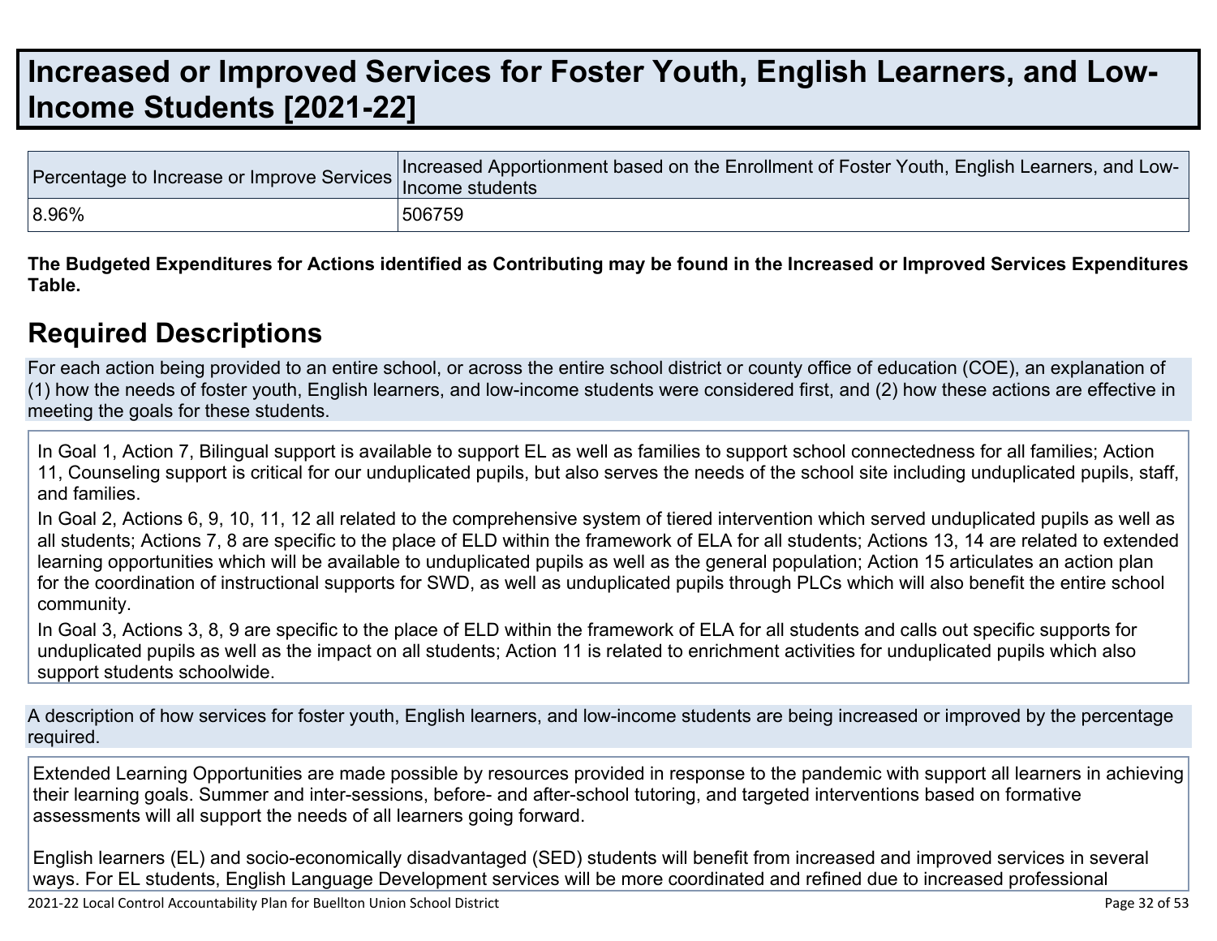# Increased or Improved Services for Foster Youth, English Learners, and Low-Income Students [2021-22]

| Percentage to Increase or Improve Services | Increased Apportionment based on the Enrollment of Foster Youth, English Learners, and Low-Income students |
|---|---|
| 8.96% | 506759 |

**The Budgeted Expenditures for Actions identified as Contributing may be found in the Increased or Improved Services Expenditures Table.**

## Required Descriptions

For each action being provided to an entire school, or across the entire school district or county office of education (COE), an explanation of (1) how the needs of foster youth, English learners, and low-income students were considered first, and (2) how these actions are effective in meeting the goals for these students.

In Goal 1, Action 7, Bilingual support is available to support EL as well as families to support school connectedness for all families; Action 11, Counseling support is critical for our unduplicated pupils, but also serves the needs of the school site including unduplicated pupils, staff, and families.

In Goal 2, Actions 6, 9, 10, 11, 12 all related to the comprehensive system of tiered intervention which served unduplicated pupils as well as all students; Actions 7, 8 are specific to the place of ELD within the framework of ELA for all students; Actions 13, 14 are related to extended learning opportunities which will be available to unduplicated pupils as well as the general population; Action 15 articulates an action plan for the coordination of instructional supports for SWD, as well as unduplicated pupils through PLCs which will also benefit the entire school community.

In Goal 3, Actions 3, 8, 9 are specific to the place of ELD within the framework of ELA for all students and calls out specific supports for unduplicated pupils as well as the impact on all students; Action 11 is related to enrichment activities for unduplicated pupils which also support students schoolwide.

A description of how services for foster youth, English learners, and low-income students are being increased or improved by the percentage required.

Extended Learning Opportunities are made possible by resources provided in response to the pandemic with support all learners in achieving their learning goals. Summer and inter-sessions, before- and after-school tutoring, and targeted interventions based on formative assessments will all support the needs of all learners going forward.

English learners (EL) and socio-economically disadvantaged (SED) students will benefit from increased and improved services in several ways. For EL students, English Language Development services will be more coordinated and refined due to increased professional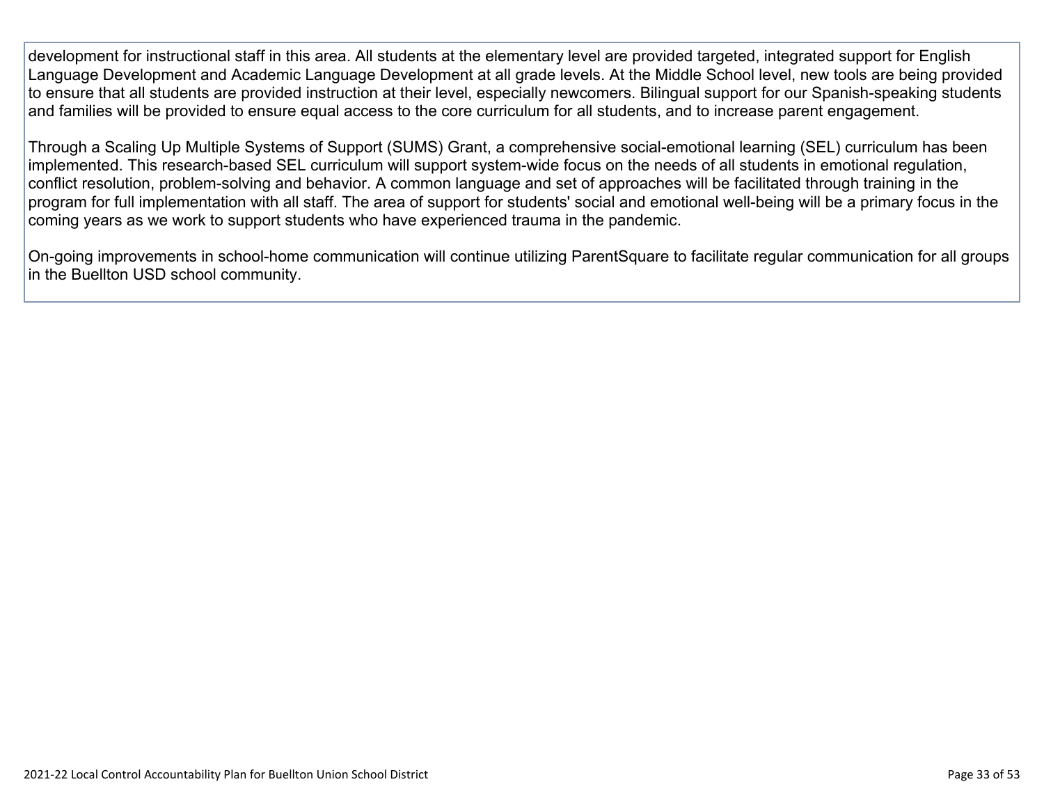development for instructional staff in this area. All students at the elementary level are provided targeted, integrated support for English Language Development and Academic Language Development at all grade levels. At the Middle School level, new tools are being provided to ensure that all students are provided instruction at their level, especially newcomers. Bilingual support for our Spanish-speaking students and families will be provided to ensure equal access to the core curriculum for all students, and to increase parent engagement.

Through a Scaling Up Multiple Systems of Support (SUMS) Grant, a comprehensive social-emotional learning (SEL) curriculum has been implemented. This research-based SEL curriculum will support system-wide focus on the needs of all students in emotional regulation, conflict resolution, problem-solving and behavior. A common language and set of approaches will be facilitated through training in the program for full implementation with all staff. The area of support for students' social and emotional well-being will be a primary focus in the coming years as we work to support students who have experienced trauma in the pandemic.

On-going improvements in school-home communication will continue utilizing ParentSquare to facilitate regular communication for all groups in the Buellton USD school community.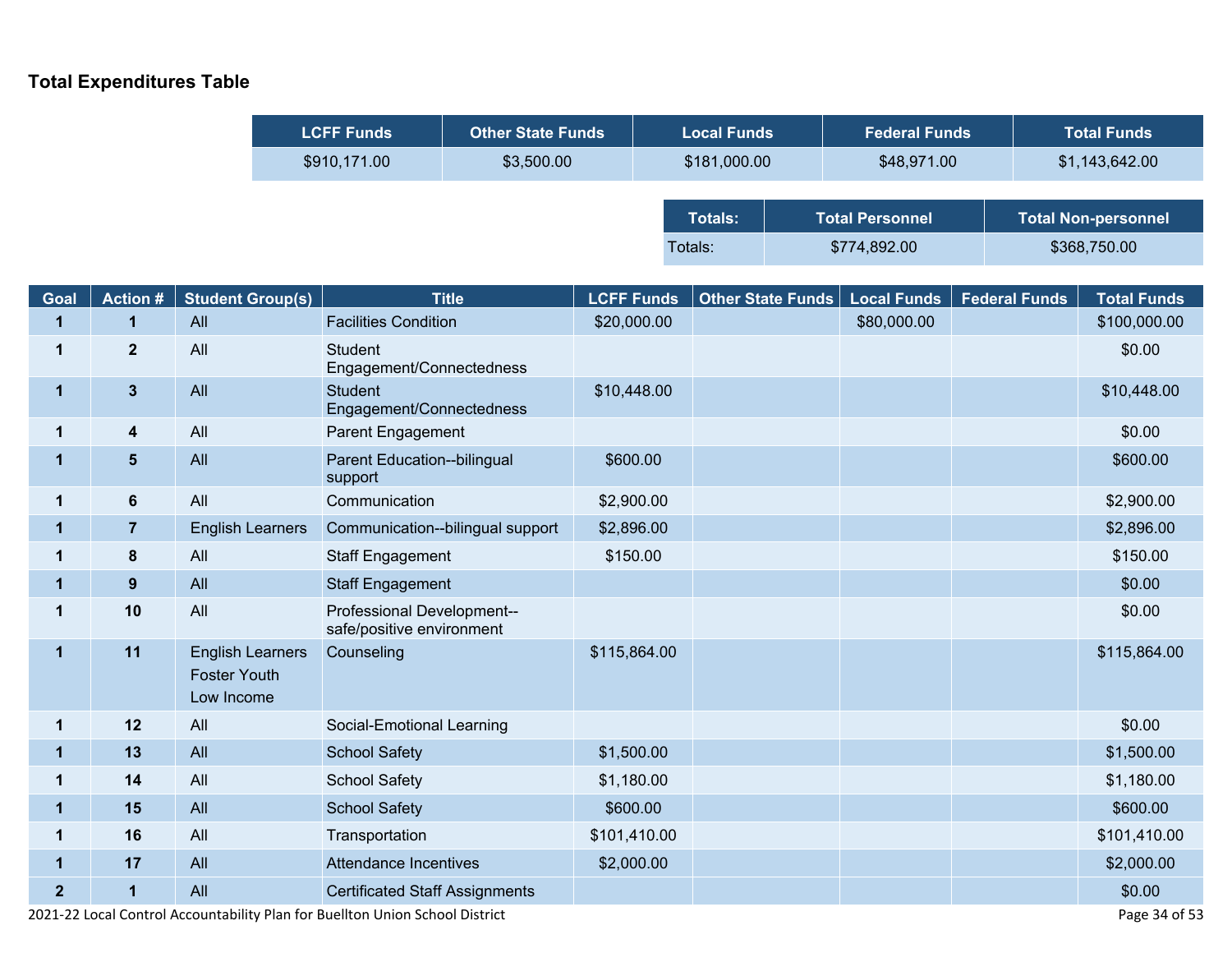## Total Expenditures Table

| LCFF Funds | Other State Funds | Local Funds | Federal Funds | Total Funds |
|---|---|---|---|---|
| $910,171.00 | $3,500.00 | $181,000.00 | $48,971.00 | $1,143,642.00 |

| Totals: | Total Personnel | Total Non-personnel |
|---|---|---|
| Totals: | $774,892.00 | $368,750.00 |

| Goal | Action # | Student Group(s) | Title | LCFF Funds | Other State Funds | Local Funds | Federal Funds | Total Funds |
|---|---|---|---|---|---|---|---|---|
| 1 | 1 | All | Facilities Condition | $20,000.00 | | $80,000.00 | | $100,000.00 |
| 1 | 2 | All | Student Engagement/Connectedness | | | | | $0.00 |
| 1 | 3 | All | Student Engagement/Connectedness | $10,448.00 | | | | $10,448.00 |
| 1 | 4 | All | Parent Engagement | | | | | $0.00 |
| 1 | 5 | All | Parent Education--bilingual support | $600.00 | | | | $600.00 |
| 1 | 6 | All | Communication | $2,900.00 | | | | $2,900.00 |
| 1 | 7 | English Learners | Communication--bilingual support | $2,896.00 | | | | $2,896.00 |
| 1 | 8 | All | Staff Engagement | $150.00 | | | | $150.00 |
| 1 | 9 | All | Staff Engagement | | | | | $0.00 |
| 1 | 10 | All | Professional Development--safe/positive environment | | | | | $0.00 |
| 1 | 11 | English Learners<br>Foster Youth<br>Low Income | Counseling | $115,864.00 | | | | $115,864.00 |
| 1 | 12 | All | Social-Emotional Learning | | | | | $0.00 |
| 1 | 13 | All | School Safety | $1,500.00 | | | | $1,500.00 |
| 1 | 14 | All | School Safety | $1,180.00 | | | | $1,180.00 |
| 1 | 15 | All | School Safety | $600.00 | | | | $600.00 |
| 1 | 16 | All | Transportation | $101,410.00 | | | | $101,410.00 |
| 1 | 17 | All | Attendance Incentives | $2,000.00 | | | | $2,000.00 |
| 2 | 1 | All | Certificated Staff Assignments | | | | | $0.00 |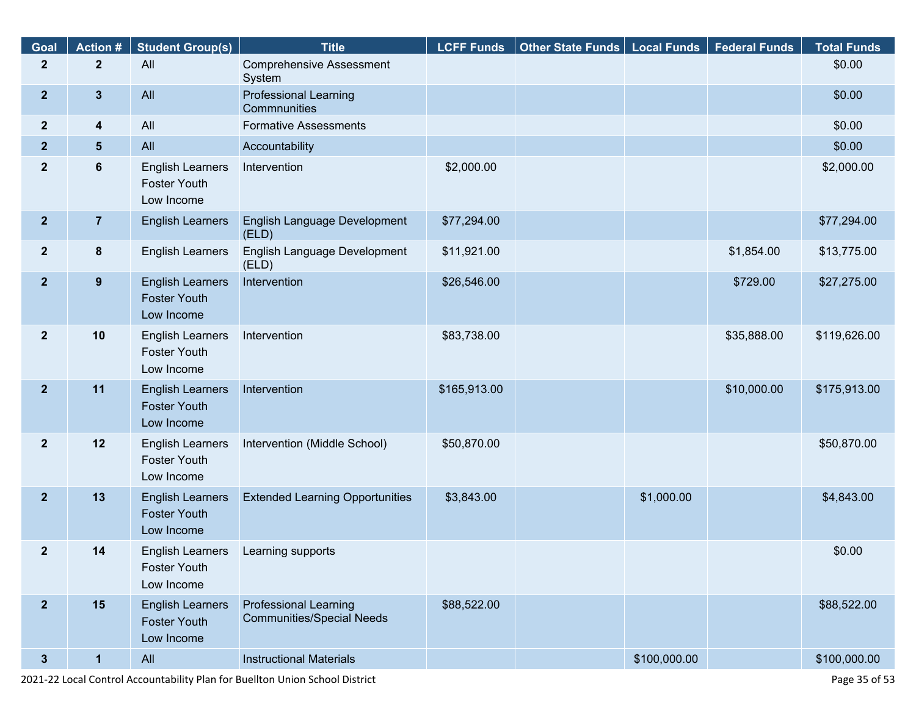| Goal | Action # | Student Group(s) | Title | LCFF Funds | Other State Funds | Local Funds | Federal Funds | Total Funds |
|---|---|---|---|---|---|---|---|---|
| 2 | 2 | All | Comprehensive Assessment System | | | | | $0.00 |
| 2 | 3 | All | Professional Learning Commnunities | | | | | $0.00 |
| 2 | 4 | All | Formative Assessments | | | | | $0.00 |
| 2 | 5 | All | Accountability | | | | | $0.00 |
| 2 | 6 | English Learners Foster Youth Low Income | Intervention | $2,000.00 | | | | $2,000.00 |
| 2 | 7 | English Learners | English Language Development (ELD) | $77,294.00 | | | | $77,294.00 |
| 2 | 8 | English Learners | English Language Development (ELD) | $11,921.00 | | | $1,854.00 | $13,775.00 |
| 2 | 9 | English Learners Foster Youth Low Income | Intervention | $26,546.00 | | | $729.00 | $27,275.00 |
| 2 | 10 | English Learners Foster Youth Low Income | Intervention | $83,738.00 | | | $35,888.00 | $119,626.00 |
| 2 | 11 | English Learners Foster Youth Low Income | Intervention | $165,913.00 | | | $10,000.00 | $175,913.00 |
| 2 | 12 | English Learners Foster Youth Low Income | Intervention (Middle School) | $50,870.00 | | | | $50,870.00 |
| 2 | 13 | English Learners Foster Youth Low Income | Extended Learning Opportunities | $3,843.00 | | $1,000.00 | | $4,843.00 |
| 2 | 14 | English Learners Foster Youth Low Income | Learning supports | | | | | $0.00 |
| 2 | 15 | English Learners Foster Youth Low Income | Professional Learning Communities/Special Needs | $88,522.00 | | | | $88,522.00 |
| 3 | 1 | All | Instructional Materials | | | $100,000.00 | | $100,000.00 |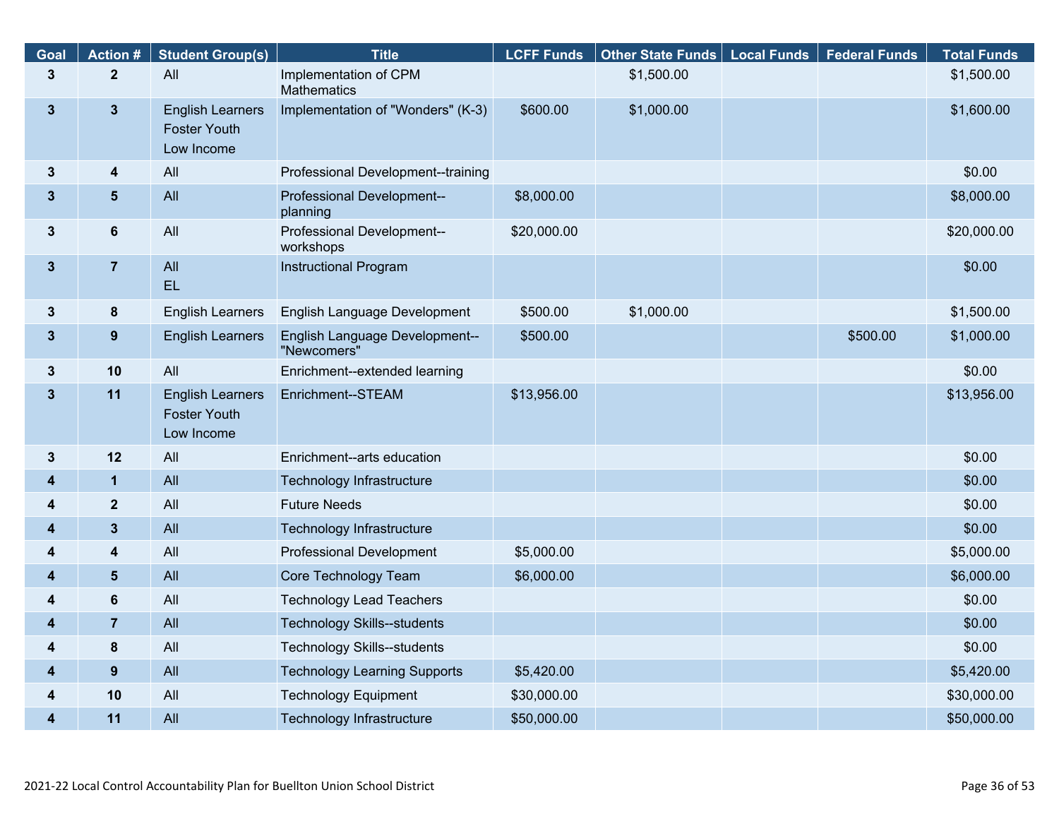| Goal | Action # | Student Group(s) | Title | LCFF Funds | Other State Funds | Local Funds | Federal Funds | Total Funds |
|---|---|---|---|---|---|---|---|---|
| 3 | 2 | All | Implementation of CPM Mathematics | | $1,500.00 | | | $1,500.00 |
| 3 | 3 | English Learners<br>Foster Youth<br>Low Income | Implementation of "Wonders" (K-3) | $600.00 | $1,000.00 | | | $1,600.00 |
| 3 | 4 | All | Professional Development--training | | | | | $0.00 |
| 3 | 5 | All | Professional Development--planning | $8,000.00 | | | | $8,000.00 |
| 3 | 6 | All | Professional Development--workshops | $20,000.00 | | | | $20,000.00 |
| 3 | 7 | All<br>EL | Instructional Program | | | | | $0.00 |
| 3 | 8 | English Learners | English Language Development | $500.00 | $1,000.00 | | | $1,500.00 |
| 3 | 9 | English Learners | English Language Development--"Newcomers" | $500.00 | | | $500.00 | $1,000.00 |
| 3 | 10 | All | Enrichment--extended learning | | | | | $0.00 |
| 3 | 11 | English Learners<br>Foster Youth<br>Low Income | Enrichment--STEAM | $13,956.00 | | | | $13,956.00 |
| 3 | 12 | All | Enrichment--arts education | | | | | $0.00 |
| 4 | 1 | All | Technology Infrastructure | | | | | $0.00 |
| 4 | 2 | All | Future Needs | | | | | $0.00 |
| 4 | 3 | All | Technology Infrastructure | | | | | $0.00 |
| 4 | 4 | All | Professional Development | $5,000.00 | | | | $5,000.00 |
| 4 | 5 | All | Core Technology Team | $6,000.00 | | | | $6,000.00 |
| 4 | 6 | All | Technology Lead Teachers | | | | | $0.00 |
| 4 | 7 | All | Technology Skills--students | | | | | $0.00 |
| 4 | 8 | All | Technology Skills--students | | | | | $0.00 |
| 4 | 9 | All | Technology Learning Supports | $5,420.00 | | | | $5,420.00 |
| 4 | 10 | All | Technology Equipment | $30,000.00 | | | | $30,000.00 |
| 4 | 11 | All | Technology Infrastructure | $50,000.00 | | | | $50,000.00 |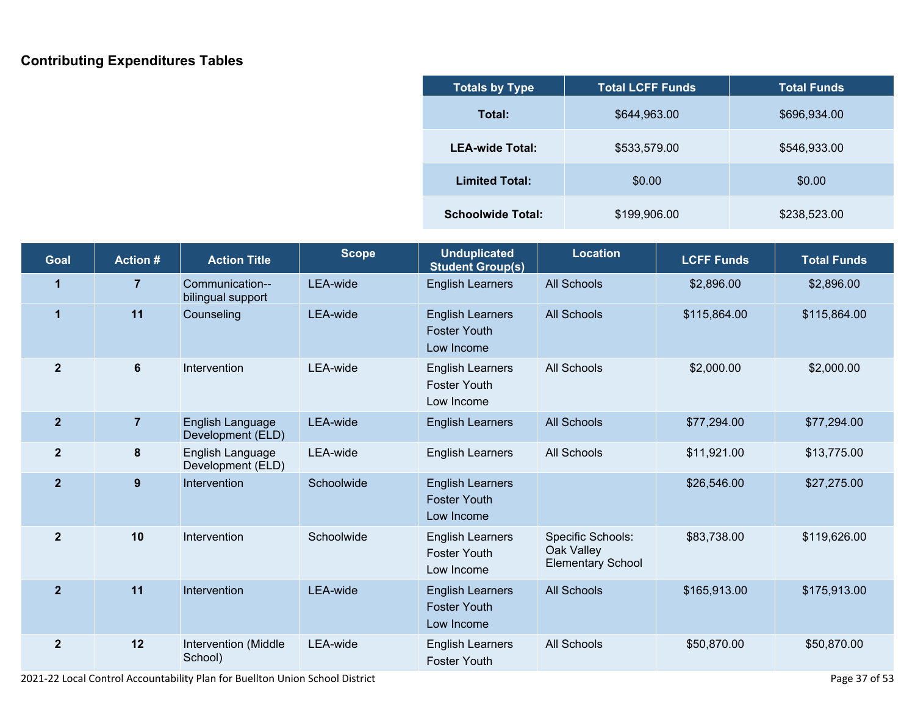## Contributing Expenditures Tables

| Totals by Type | Total LCFF Funds | Total Funds |
|---|---|---|
| **Total:** | $644,963.00 | $696,934.00 |
| **LEA-wide Total:** | $533,579.00 | $546,933.00 |
| **Limited Total:** | $0.00 | $0.00 |
| **Schoolwide Total:** | $199,906.00 | $238,523.00 |

| Goal | Action # | Action Title | Scope | Unduplicated Student Group(s) | Location | LCFF Funds | Total Funds |
|---|---|---|---|---|---|---|---|
| 1 | 7 | Communication--bilingual support | LEA-wide | English Learners | All Schools | $2,896.00 | $2,896.00 |
| 1 | 11 | Counseling | LEA-wide | English Learners<br>Foster Youth<br>Low Income | All Schools | $115,864.00 | $115,864.00 |
| 2 | 6 | Intervention | LEA-wide | English Learners<br>Foster Youth<br>Low Income | All Schools | $2,000.00 | $2,000.00 |
| 2 | 7 | English Language Development (ELD) | LEA-wide | English Learners | All Schools | $77,294.00 | $77,294.00 |
| 2 | 8 | English Language Development (ELD) | LEA-wide | English Learners | All Schools | $11,921.00 | $13,775.00 |
| 2 | 9 | Intervention | Schoolwide | English Learners<br>Foster Youth<br>Low Income | | $26,546.00 | $27,275.00 |
| 2 | 10 | Intervention | Schoolwide | English Learners<br>Foster Youth<br>Low Income | Specific Schools: Oak Valley Elementary School | $83,738.00 | $119,626.00 |
| 2 | 11 | Intervention | LEA-wide | English Learners<br>Foster Youth<br>Low Income | All Schools | $165,913.00 | $175,913.00 |
| 2 | 12 | Intervention (Middle School) | LEA-wide | English Learners<br>Foster Youth | All Schools | $50,870.00 | $50,870.00 |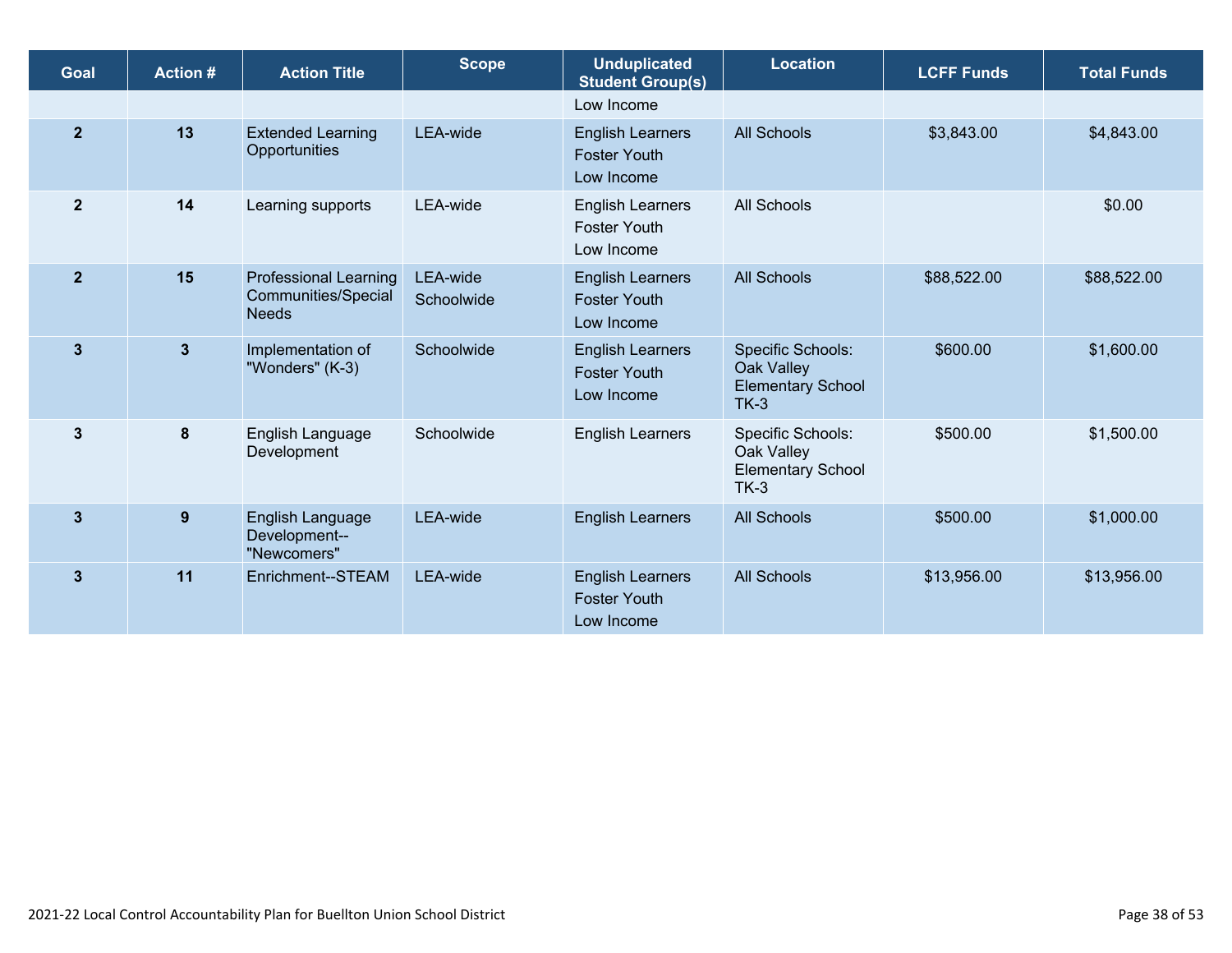| Goal | Action # | Action Title | Scope | Unduplicated Student Group(s) | Location | LCFF Funds | Total Funds |
|---|---|---|---|---|---|---|---|
| | | | | Low Income | | | |
| 2 | 13 | Extended Learning Opportunities | LEA-wide | English Learners<br>Foster Youth<br>Low Income | All Schools | $3,843.00 | $4,843.00 |
| 2 | 14 | Learning supports | LEA-wide | English Learners<br>Foster Youth<br>Low Income | All Schools | | $0.00 |
| 2 | 15 | Professional Learning Communities/Special Needs | LEA-wide<br>Schoolwide | English Learners<br>Foster Youth<br>Low Income | All Schools | $88,522.00 | $88,522.00 |
| 3 | 3 | Implementation of "Wonders" (K-3) | Schoolwide | English Learners<br>Foster Youth<br>Low Income | Specific Schools: Oak Valley Elementary School TK-3 | $600.00 | $1,600.00 |
| 3 | 8 | English Language Development | Schoolwide | English Learners | Specific Schools: Oak Valley Elementary School TK-3 | $500.00 | $1,500.00 |
| 3 | 9 | English Language Development--"Newcomers" | LEA-wide | English Learners | All Schools | $500.00 | $1,000.00 |
| 3 | 11 | Enrichment--STEAM | LEA-wide | English Learners<br>Foster Youth<br>Low Income | All Schools | $13,956.00 | $13,956.00 |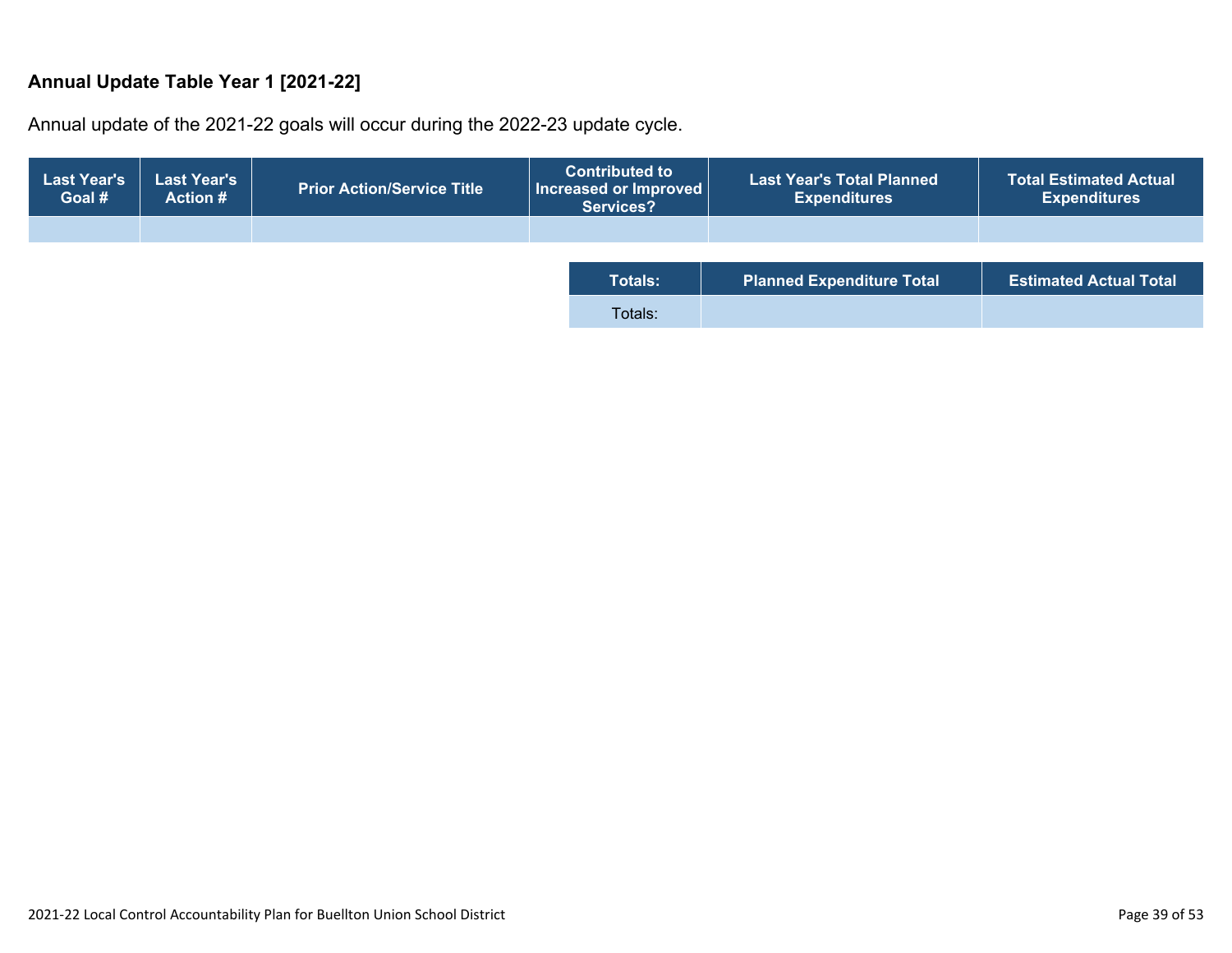### Annual Update Table Year 1 [2021-22]

Annual update of the 2021-22 goals will occur during the 2022-23 update cycle.

| Last Year's Goal # | Last Year's Action # | Prior Action/Service Title | Contributed to Increased or Improved Services? | Last Year's Total Planned Expenditures | Total Estimated Actual Expenditures |
|---|---|---|---|---|---|
| | | | | | |

| Totals: | Planned Expenditure Total | Estimated Actual Total |
|---|---|---|
| Totals: | | |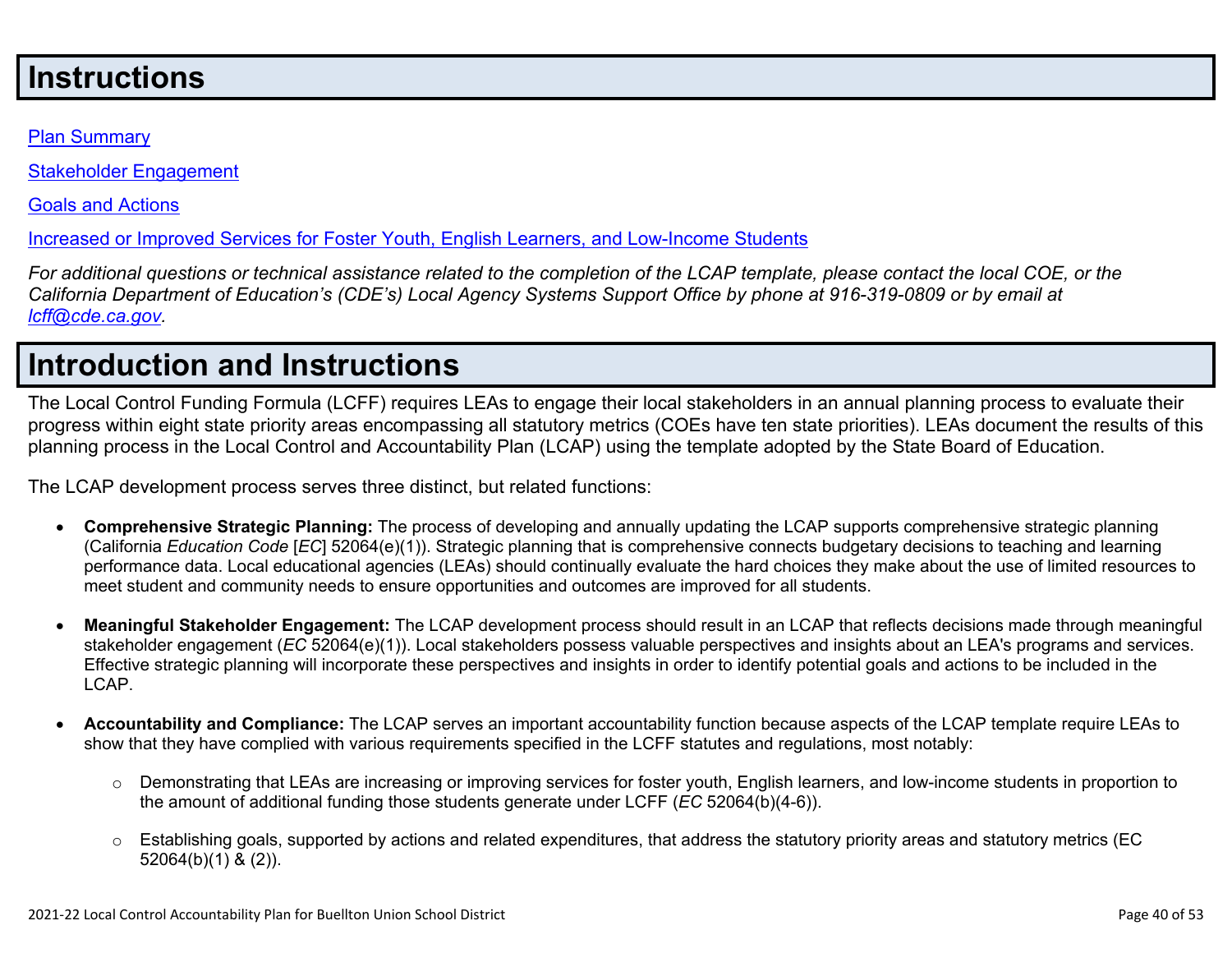# Instructions

[Plan Summary](#)

[Stakeholder Engagement](#)

[Goals and Actions](#)

[Increased or Improved Services for Foster Youth, English Learners, and Low-Income Students](#)

*For additional questions or technical assistance related to the completion of the LCAP template, please contact the local COE, or the California Department of Education's (CDE's) Local Agency Systems Support Office by phone at 916-319-0809 or by email at [lcff@cde.ca.gov](mailto:lcff@cde.ca.gov).*

# Introduction and Instructions

The Local Control Funding Formula (LCFF) requires LEAs to engage their local stakeholders in an annual planning process to evaluate their progress within eight state priority areas encompassing all statutory metrics (COEs have ten state priorities). LEAs document the results of this planning process in the Local Control and Accountability Plan (LCAP) using the template adopted by the State Board of Education.

The LCAP development process serves three distinct, but related functions:

- **Comprehensive Strategic Planning:** The process of developing and annually updating the LCAP supports comprehensive strategic planning (California *Education Code* [*EC*] 52064(e)(1)). Strategic planning that is comprehensive connects budgetary decisions to teaching and learning performance data. Local educational agencies (LEAs) should continually evaluate the hard choices they make about the use of limited resources to meet student and community needs to ensure opportunities and outcomes are improved for all students.

- **Meaningful Stakeholder Engagement:** The LCAP development process should result in an LCAP that reflects decisions made through meaningful stakeholder engagement (*EC* 52064(e)(1)). Local stakeholders possess valuable perspectives and insights about an LEA's programs and services. Effective strategic planning will incorporate these perspectives and insights in order to identify potential goals and actions to be included in the LCAP.

- **Accountability and Compliance:** The LCAP serves an important accountability function because aspects of the LCAP template require LEAs to show that they have complied with various requirements specified in the LCFF statutes and regulations, most notably:

  - Demonstrating that LEAs are increasing or improving services for foster youth, English learners, and low-income students in proportion to the amount of additional funding those students generate under LCFF (*EC* 52064(b)(4-6)).

  - Establishing goals, supported by actions and related expenditures, that address the statutory priority areas and statutory metrics (EC 52064(b)(1) & (2)).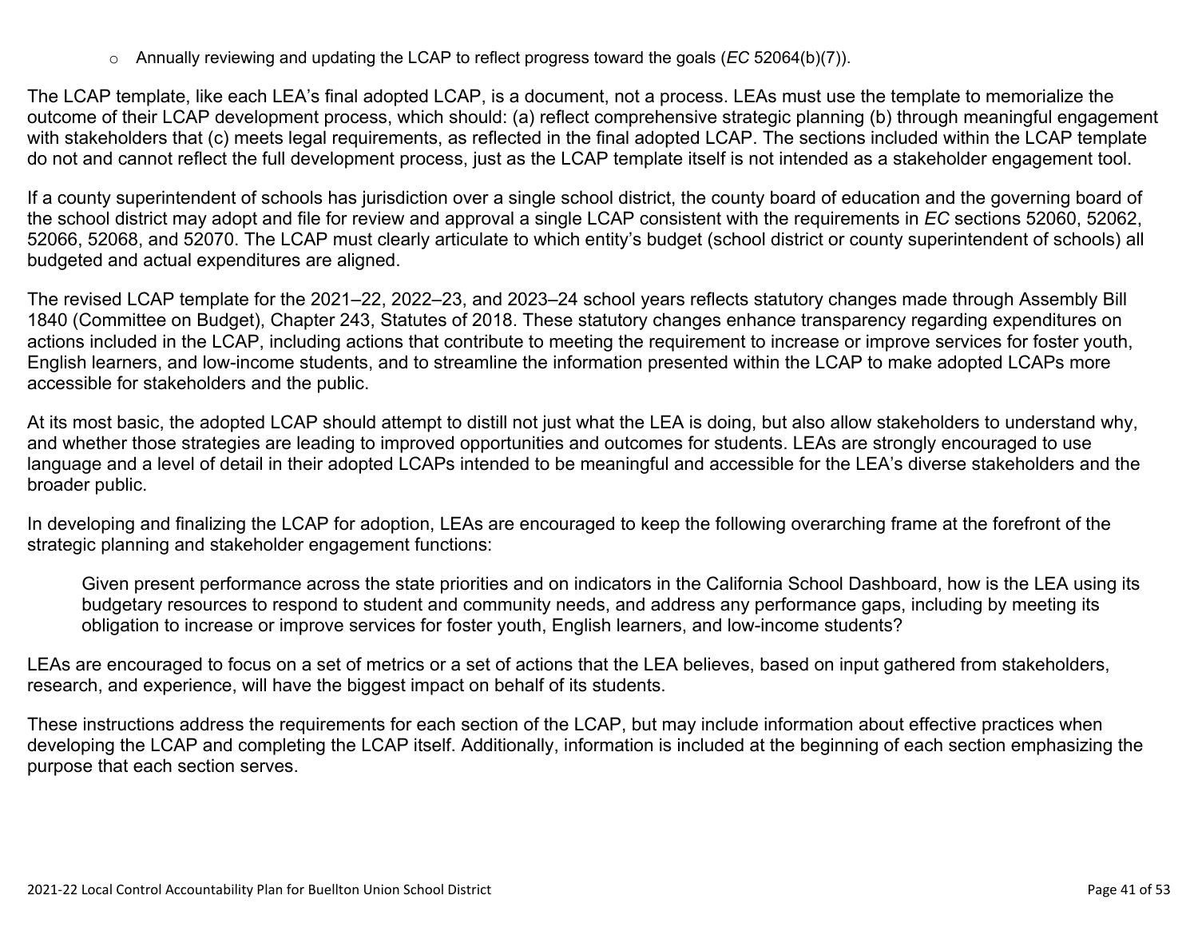- Annually reviewing and updating the LCAP to reflect progress toward the goals (*EC* 52064(b)(7)).

The LCAP template, like each LEA's final adopted LCAP, is a document, not a process. LEAs must use the template to memorialize the outcome of their LCAP development process, which should: (a) reflect comprehensive strategic planning (b) through meaningful engagement with stakeholders that (c) meets legal requirements, as reflected in the final adopted LCAP. The sections included within the LCAP template do not and cannot reflect the full development process, just as the LCAP template itself is not intended as a stakeholder engagement tool.

If a county superintendent of schools has jurisdiction over a single school district, the county board of education and the governing board of the school district may adopt and file for review and approval a single LCAP consistent with the requirements in *EC* sections 52060, 52062, 52066, 52068, and 52070. The LCAP must clearly articulate to which entity's budget (school district or county superintendent of schools) all budgeted and actual expenditures are aligned.

The revised LCAP template for the 2021–22, 2022–23, and 2023–24 school years reflects statutory changes made through Assembly Bill 1840 (Committee on Budget), Chapter 243, Statutes of 2018. These statutory changes enhance transparency regarding expenditures on actions included in the LCAP, including actions that contribute to meeting the requirement to increase or improve services for foster youth, English learners, and low-income students, and to streamline the information presented within the LCAP to make adopted LCAPs more accessible for stakeholders and the public.

At its most basic, the adopted LCAP should attempt to distill not just what the LEA is doing, but also allow stakeholders to understand why, and whether those strategies are leading to improved opportunities and outcomes for students. LEAs are strongly encouraged to use language and a level of detail in their adopted LCAPs intended to be meaningful and accessible for the LEA's diverse stakeholders and the broader public.

In developing and finalizing the LCAP for adoption, LEAs are encouraged to keep the following overarching frame at the forefront of the strategic planning and stakeholder engagement functions:

> Given present performance across the state priorities and on indicators in the California School Dashboard, how is the LEA using its budgetary resources to respond to student and community needs, and address any performance gaps, including by meeting its obligation to increase or improve services for foster youth, English learners, and low-income students?

LEAs are encouraged to focus on a set of metrics or a set of actions that the LEA believes, based on input gathered from stakeholders, research, and experience, will have the biggest impact on behalf of its students.

These instructions address the requirements for each section of the LCAP, but may include information about effective practices when developing the LCAP and completing the LCAP itself. Additionally, information is included at the beginning of each section emphasizing the purpose that each section serves.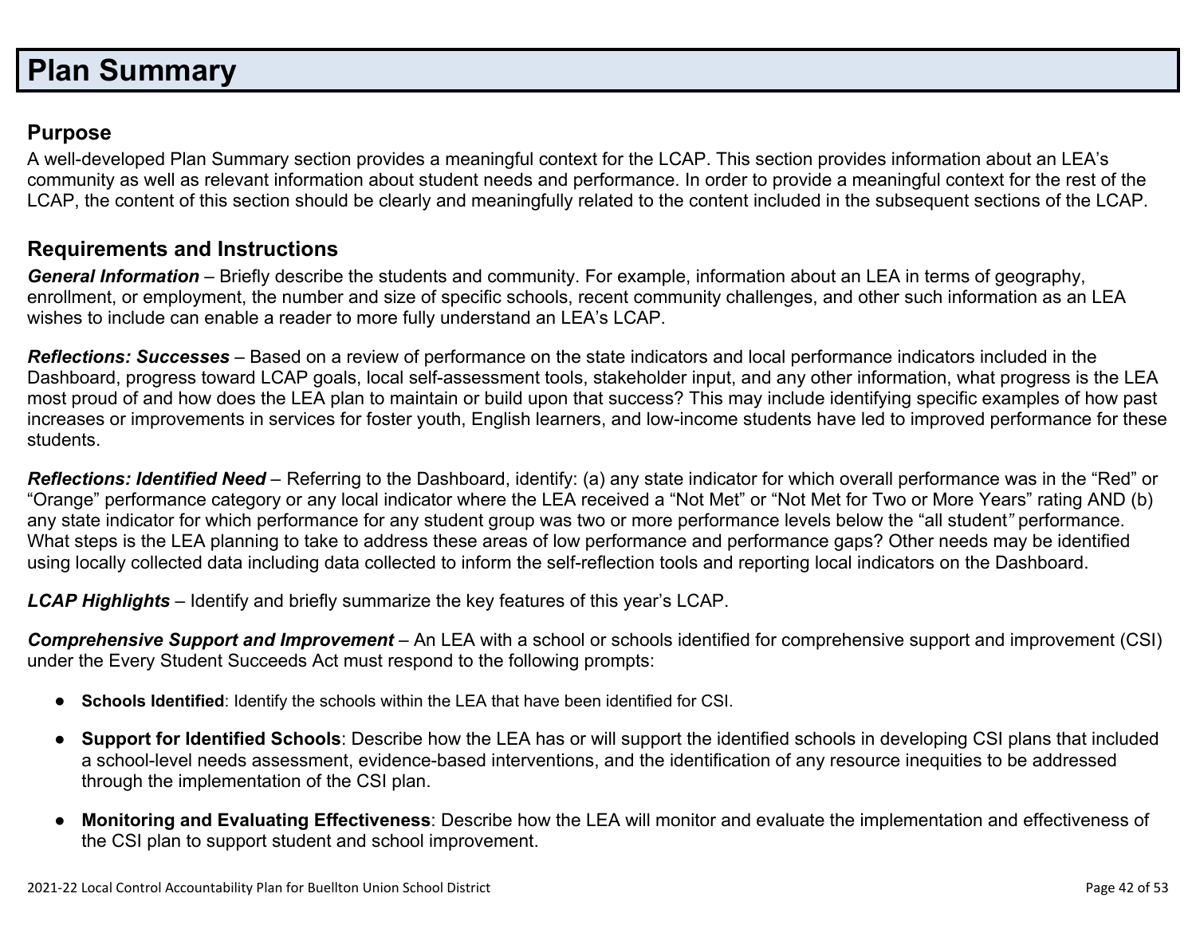# Plan Summary

## Purpose

A well-developed Plan Summary section provides a meaningful context for the LCAP. This section provides information about an LEA's community as well as relevant information about student needs and performance. In order to provide a meaningful context for the rest of the LCAP, the content of this section should be clearly and meaningfully related to the content included in the subsequent sections of the LCAP.

## Requirements and Instructions

***General Information*** – Briefly describe the students and community. For example, information about an LEA in terms of geography, enrollment, or employment, the number and size of specific schools, recent community challenges, and other such information as an LEA wishes to include can enable a reader to more fully understand an LEA's LCAP.

***Reflections: Successes*** – Based on a review of performance on the state indicators and local performance indicators included in the Dashboard, progress toward LCAP goals, local self-assessment tools, stakeholder input, and any other information, what progress is the LEA most proud of and how does the LEA plan to maintain or build upon that success? This may include identifying specific examples of how past increases or improvements in services for foster youth, English learners, and low-income students have led to improved performance for these students.

***Reflections: Identified Need*** – Referring to the Dashboard, identify: (a) any state indicator for which overall performance was in the "Red" or "Orange" performance category or any local indicator where the LEA received a "Not Met" or "Not Met for Two or More Years" rating AND (b) any state indicator for which performance for any student group was two or more performance levels below the "all student" performance. What steps is the LEA planning to take to address these areas of low performance and performance gaps? Other needs may be identified using locally collected data including data collected to inform the self-reflection tools and reporting local indicators on the Dashboard.

***LCAP Highlights*** – Identify and briefly summarize the key features of this year's LCAP.

***Comprehensive Support and Improvement*** – An LEA with a school or schools identified for comprehensive support and improvement (CSI) under the Every Student Succeeds Act must respond to the following prompts:

- **Schools Identified**: Identify the schools within the LEA that have been identified for CSI.
- **Support for Identified Schools**: Describe how the LEA has or will support the identified schools in developing CSI plans that included a school-level needs assessment, evidence-based interventions, and the identification of any resource inequities to be addressed through the implementation of the CSI plan.
- **Monitoring and Evaluating Effectiveness**: Describe how the LEA will monitor and evaluate the implementation and effectiveness of the CSI plan to support student and school improvement.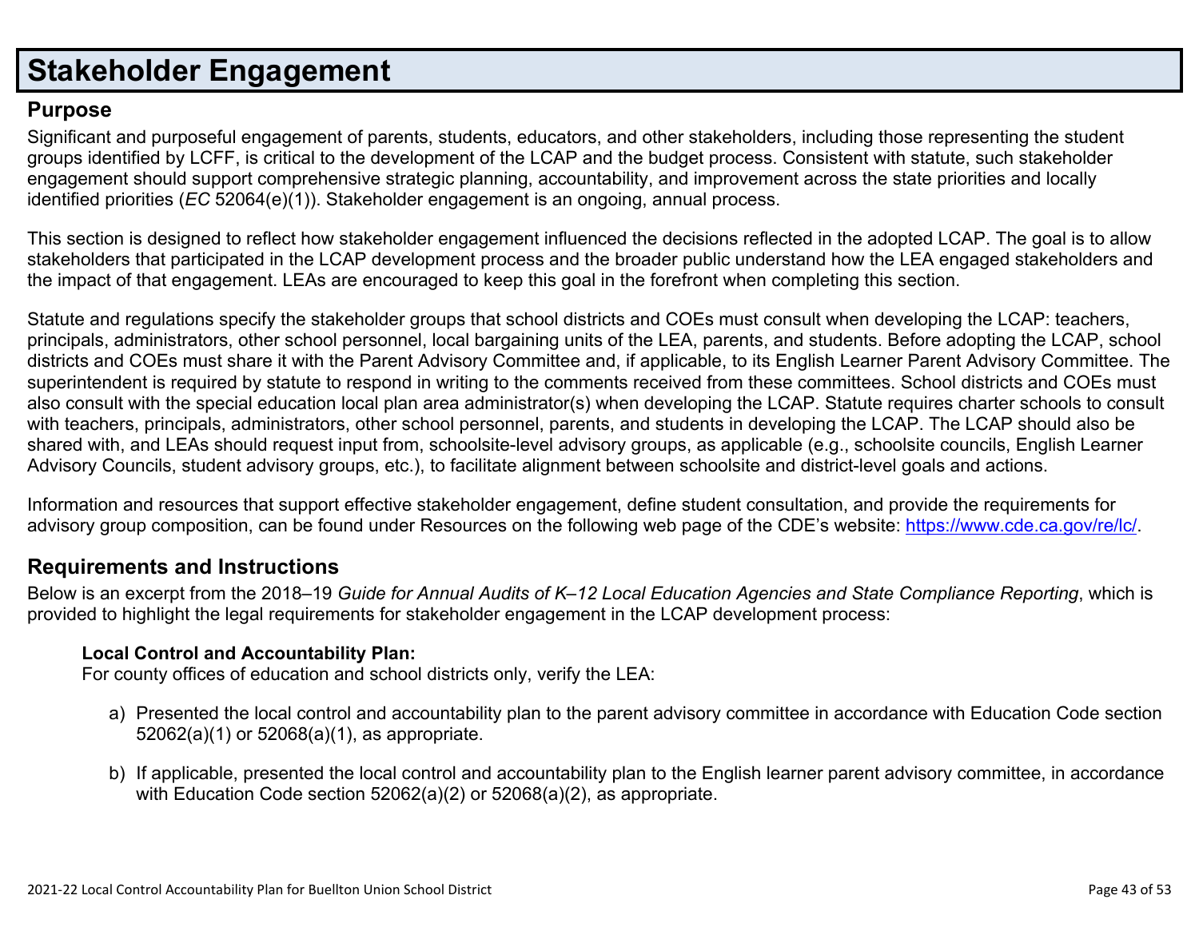# Stakeholder Engagement

## Purpose

Significant and purposeful engagement of parents, students, educators, and other stakeholders, including those representing the student groups identified by LCFF, is critical to the development of the LCAP and the budget process. Consistent with statute, such stakeholder engagement should support comprehensive strategic planning, accountability, and improvement across the state priorities and locally identified priorities (*EC* 52064(e)(1)). Stakeholder engagement is an ongoing, annual process.

This section is designed to reflect how stakeholder engagement influenced the decisions reflected in the adopted LCAP. The goal is to allow stakeholders that participated in the LCAP development process and the broader public understand how the LEA engaged stakeholders and the impact of that engagement. LEAs are encouraged to keep this goal in the forefront when completing this section.

Statute and regulations specify the stakeholder groups that school districts and COEs must consult when developing the LCAP: teachers, principals, administrators, other school personnel, local bargaining units of the LEA, parents, and students. Before adopting the LCAP, school districts and COEs must share it with the Parent Advisory Committee and, if applicable, to its English Learner Parent Advisory Committee. The superintendent is required by statute to respond in writing to the comments received from these committees. School districts and COEs must also consult with the special education local plan area administrator(s) when developing the LCAP. Statute requires charter schools to consult with teachers, principals, administrators, other school personnel, parents, and students in developing the LCAP. The LCAP should also be shared with, and LEAs should request input from, schoolsite-level advisory groups, as applicable (e.g., schoolsite councils, English Learner Advisory Councils, student advisory groups, etc.), to facilitate alignment between schoolsite and district-level goals and actions.

Information and resources that support effective stakeholder engagement, define student consultation, and provide the requirements for advisory group composition, can be found under Resources on the following web page of the CDE's website: https://www.cde.ca.gov/re/lc/.

## Requirements and Instructions

Below is an excerpt from the 2018–19 *Guide for Annual Audits of K–12 Local Education Agencies and State Compliance Reporting*, which is provided to highlight the legal requirements for stakeholder engagement in the LCAP development process:

**Local Control and Accountability Plan:**
For county offices of education and school districts only, verify the LEA:

a) Presented the local control and accountability plan to the parent advisory committee in accordance with Education Code section 52062(a)(1) or 52068(a)(1), as appropriate.

b) If applicable, presented the local control and accountability plan to the English learner parent advisory committee, in accordance with Education Code section 52062(a)(2) or 52068(a)(2), as appropriate.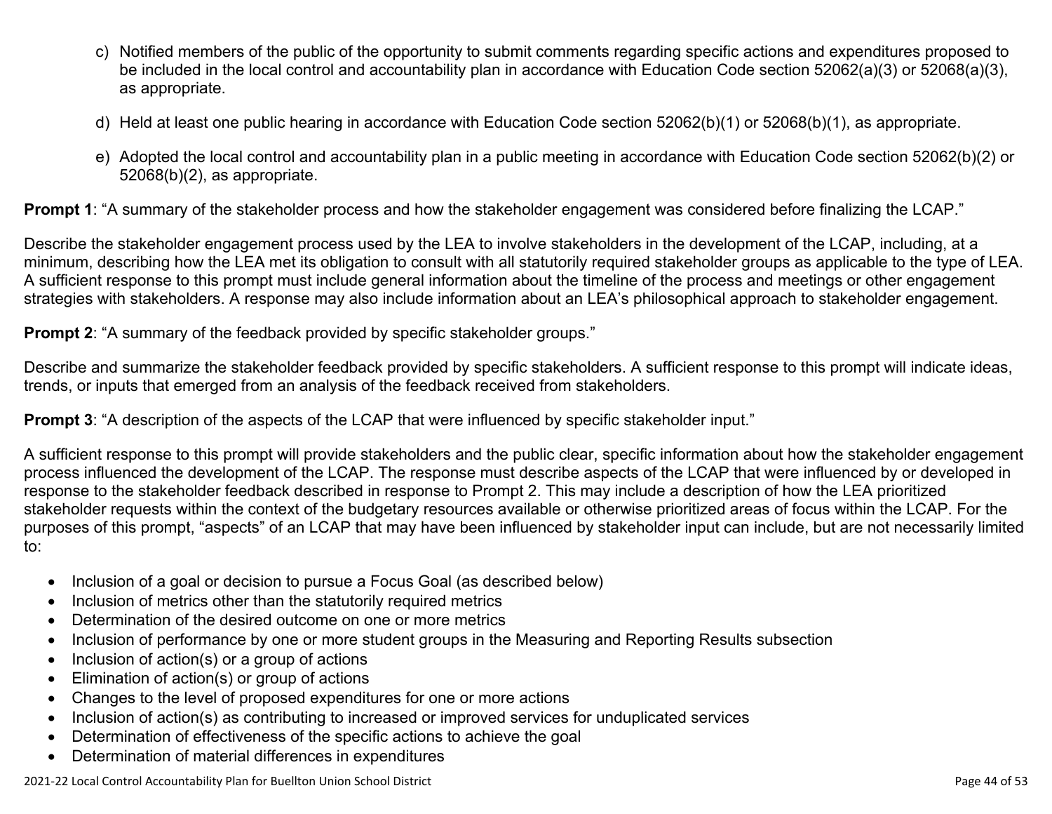c) Notified members of the public of the opportunity to submit comments regarding specific actions and expenditures proposed to be included in the local control and accountability plan in accordance with Education Code section 52062(a)(3) or 52068(a)(3), as appropriate.

d) Held at least one public hearing in accordance with Education Code section 52062(b)(1) or 52068(b)(1), as appropriate.

e) Adopted the local control and accountability plan in a public meeting in accordance with Education Code section 52062(b)(2) or 52068(b)(2), as appropriate.

**Prompt 1**: "A summary of the stakeholder process and how the stakeholder engagement was considered before finalizing the LCAP."

Describe the stakeholder engagement process used by the LEA to involve stakeholders in the development of the LCAP, including, at a minimum, describing how the LEA met its obligation to consult with all statutorily required stakeholder groups as applicable to the type of LEA. A sufficient response to this prompt must include general information about the timeline of the process and meetings or other engagement strategies with stakeholders. A response may also include information about an LEA's philosophical approach to stakeholder engagement.

**Prompt 2**: "A summary of the feedback provided by specific stakeholder groups."

Describe and summarize the stakeholder feedback provided by specific stakeholders. A sufficient response to this prompt will indicate ideas, trends, or inputs that emerged from an analysis of the feedback received from stakeholders.

**Prompt 3**: "A description of the aspects of the LCAP that were influenced by specific stakeholder input."

A sufficient response to this prompt will provide stakeholders and the public clear, specific information about how the stakeholder engagement process influenced the development of the LCAP. The response must describe aspects of the LCAP that were influenced by or developed in response to the stakeholder feedback described in response to Prompt 2. This may include a description of how the LEA prioritized stakeholder requests within the context of the budgetary resources available or otherwise prioritized areas of focus within the LCAP. For the purposes of this prompt, "aspects" of an LCAP that may have been influenced by stakeholder input can include, but are not necessarily limited to:

- Inclusion of a goal or decision to pursue a Focus Goal (as described below)
- Inclusion of metrics other than the statutorily required metrics
- Determination of the desired outcome on one or more metrics
- Inclusion of performance by one or more student groups in the Measuring and Reporting Results subsection
- Inclusion of action(s) or a group of actions
- Elimination of action(s) or group of actions
- Changes to the level of proposed expenditures for one or more actions
- Inclusion of action(s) as contributing to increased or improved services for unduplicated services
- Determination of effectiveness of the specific actions to achieve the goal
- Determination of material differences in expenditures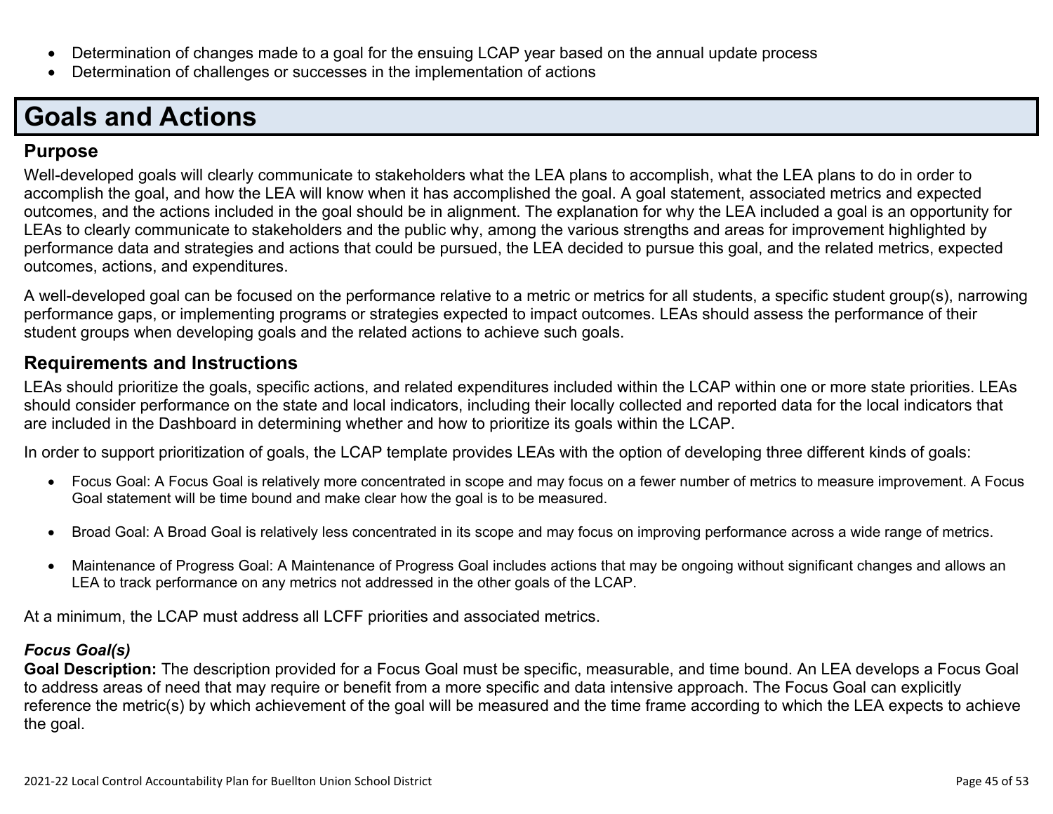- Determination of changes made to a goal for the ensuing LCAP year based on the annual update process
- Determination of challenges or successes in the implementation of actions

# Goals and Actions

## Purpose

Well-developed goals will clearly communicate to stakeholders what the LEA plans to accomplish, what the LEA plans to do in order to accomplish the goal, and how the LEA will know when it has accomplished the goal. A goal statement, associated metrics and expected outcomes, and the actions included in the goal should be in alignment. The explanation for why the LEA included a goal is an opportunity for LEAs to clearly communicate to stakeholders and the public why, among the various strengths and areas for improvement highlighted by performance data and strategies and actions that could be pursued, the LEA decided to pursue this goal, and the related metrics, expected outcomes, actions, and expenditures.

A well-developed goal can be focused on the performance relative to a metric or metrics for all students, a specific student group(s), narrowing performance gaps, or implementing programs or strategies expected to impact outcomes. LEAs should assess the performance of their student groups when developing goals and the related actions to achieve such goals.

## Requirements and Instructions

LEAs should prioritize the goals, specific actions, and related expenditures included within the LCAP within one or more state priorities. LEAs should consider performance on the state and local indicators, including their locally collected and reported data for the local indicators that are included in the Dashboard in determining whether and how to prioritize its goals within the LCAP.

In order to support prioritization of goals, the LCAP template provides LEAs with the option of developing three different kinds of goals:

- Focus Goal: A Focus Goal is relatively more concentrated in scope and may focus on a fewer number of metrics to measure improvement. A Focus Goal statement will be time bound and make clear how the goal is to be measured.

- Broad Goal: A Broad Goal is relatively less concentrated in its scope and may focus on improving performance across a wide range of metrics.

- Maintenance of Progress Goal: A Maintenance of Progress Goal includes actions that may be ongoing without significant changes and allows an LEA to track performance on any metrics not addressed in the other goals of the LCAP.

At a minimum, the LCAP must address all LCFF priorities and associated metrics.

***Focus Goal(s)***

**Goal Description:** The description provided for a Focus Goal must be specific, measurable, and time bound. An LEA develops a Focus Goal to address areas of need that may require or benefit from a more specific and data intensive approach. The Focus Goal can explicitly reference the metric(s) by which achievement of the goal will be measured and the time frame according to which the LEA expects to achieve the goal.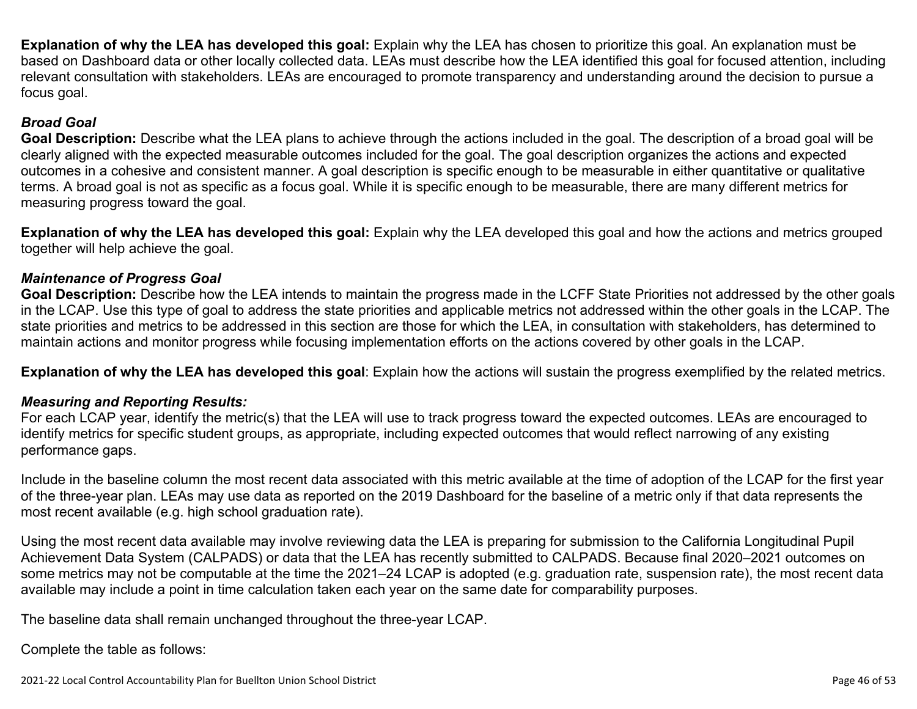**Explanation of why the LEA has developed this goal:** Explain why the LEA has chosen to prioritize this goal. An explanation must be based on Dashboard data or other locally collected data. LEAs must describe how the LEA identified this goal for focused attention, including relevant consultation with stakeholders. LEAs are encouraged to promote transparency and understanding around the decision to pursue a focus goal.

***Broad Goal***

**Goal Description:** Describe what the LEA plans to achieve through the actions included in the goal. The description of a broad goal will be clearly aligned with the expected measurable outcomes included for the goal. The goal description organizes the actions and expected outcomes in a cohesive and consistent manner. A goal description is specific enough to be measurable in either quantitative or qualitative terms. A broad goal is not as specific as a focus goal. While it is specific enough to be measurable, there are many different metrics for measuring progress toward the goal.

**Explanation of why the LEA has developed this goal:** Explain why the LEA developed this goal and how the actions and metrics grouped together will help achieve the goal.

***Maintenance of Progress Goal***

**Goal Description:** Describe how the LEA intends to maintain the progress made in the LCFF State Priorities not addressed by the other goals in the LCAP. Use this type of goal to address the state priorities and applicable metrics not addressed within the other goals in the LCAP. The state priorities and metrics to be addressed in this section are those for which the LEA, in consultation with stakeholders, has determined to maintain actions and monitor progress while focusing implementation efforts on the actions covered by other goals in the LCAP.

**Explanation of why the LEA has developed this goal**: Explain how the actions will sustain the progress exemplified by the related metrics.

***Measuring and Reporting Results:***

For each LCAP year, identify the metric(s) that the LEA will use to track progress toward the expected outcomes. LEAs are encouraged to identify metrics for specific student groups, as appropriate, including expected outcomes that would reflect narrowing of any existing performance gaps.

Include in the baseline column the most recent data associated with this metric available at the time of adoption of the LCAP for the first year of the three-year plan. LEAs may use data as reported on the 2019 Dashboard for the baseline of a metric only if that data represents the most recent available (e.g. high school graduation rate).

Using the most recent data available may involve reviewing data the LEA is preparing for submission to the California Longitudinal Pupil Achievement Data System (CALPADS) or data that the LEA has recently submitted to CALPADS. Because final 2020–2021 outcomes on some metrics may not be computable at the time the 2021–24 LCAP is adopted (e.g. graduation rate, suspension rate), the most recent data available may include a point in time calculation taken each year on the same date for comparability purposes.

The baseline data shall remain unchanged throughout the three-year LCAP.

Complete the table as follows: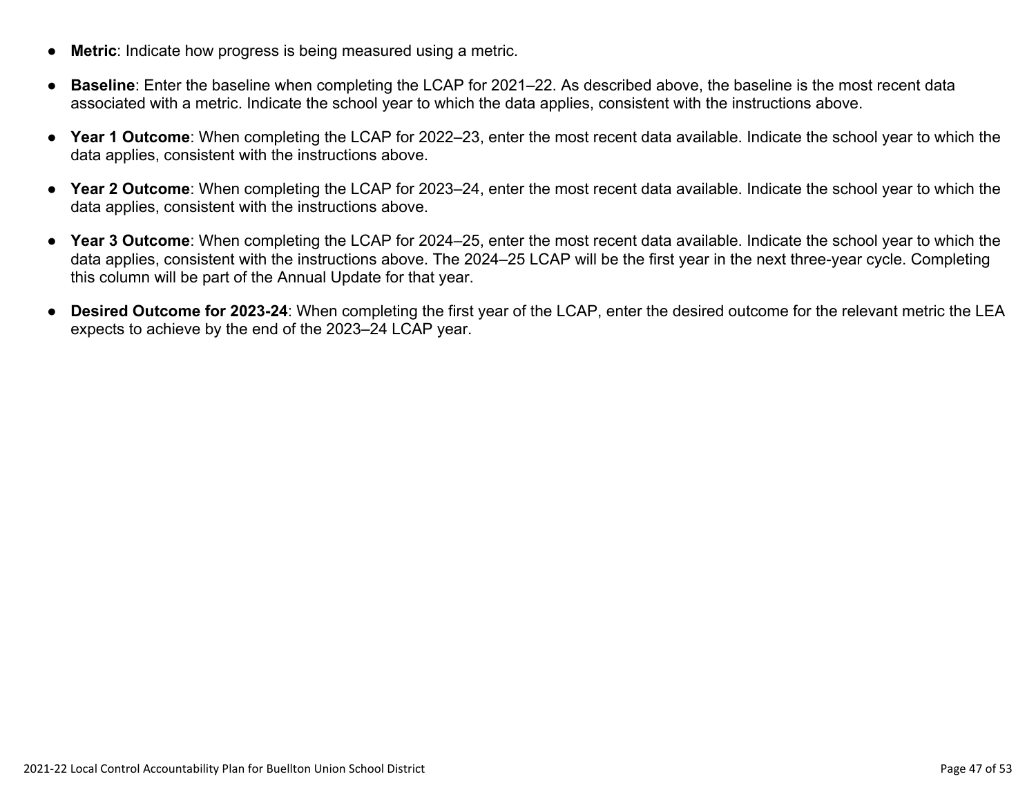- **Metric**: Indicate how progress is being measured using a metric.
- **Baseline**: Enter the baseline when completing the LCAP for 2021–22. As described above, the baseline is the most recent data associated with a metric. Indicate the school year to which the data applies, consistent with the instructions above.
- **Year 1 Outcome**: When completing the LCAP for 2022–23, enter the most recent data available. Indicate the school year to which the data applies, consistent with the instructions above.
- **Year 2 Outcome**: When completing the LCAP for 2023–24, enter the most recent data available. Indicate the school year to which the data applies, consistent with the instructions above.
- **Year 3 Outcome**: When completing the LCAP for 2024–25, enter the most recent data available. Indicate the school year to which the data applies, consistent with the instructions above. The 2024–25 LCAP will be the first year in the next three-year cycle. Completing this column will be part of the Annual Update for that year.
- **Desired Outcome for 2023-24**: When completing the first year of the LCAP, enter the desired outcome for the relevant metric the LEA expects to achieve by the end of the 2023–24 LCAP year.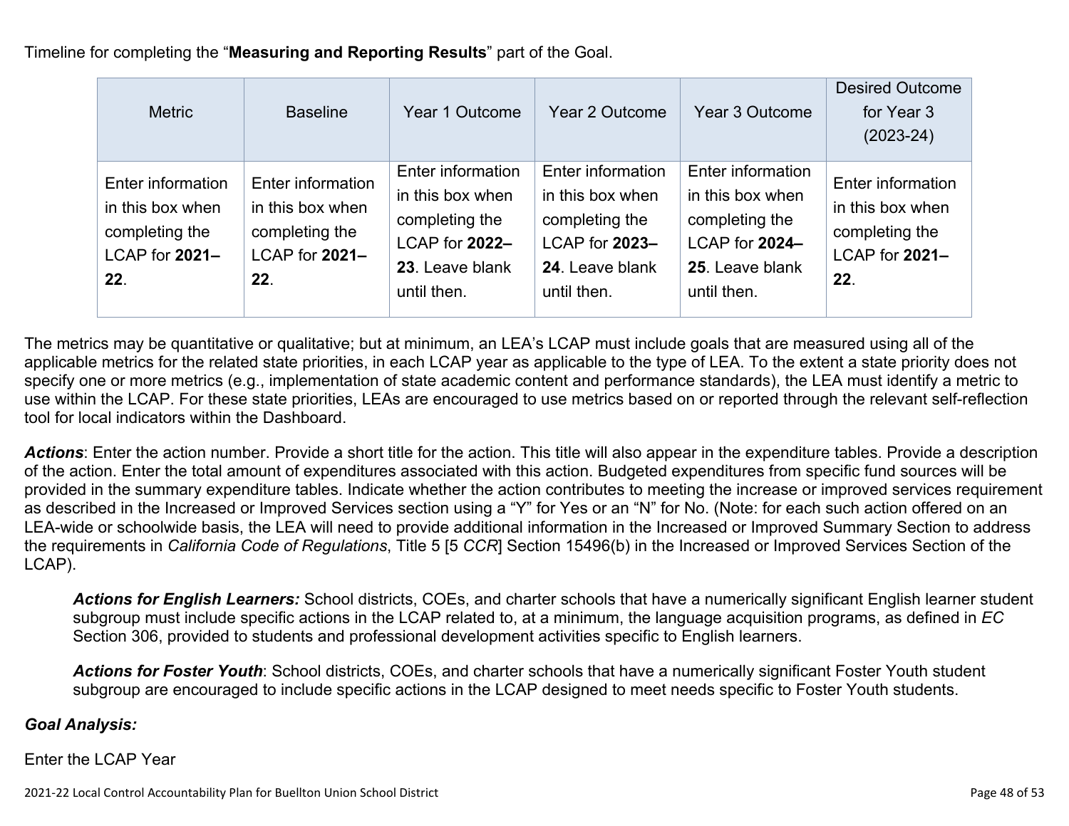Timeline for completing the “**Measuring and Reporting Results**” part of the Goal.

| Metric | Baseline | Year 1 Outcome | Year 2 Outcome | Year 3 Outcome | Desired Outcome for Year 3 (2023-24) |
|---|---|---|---|---|---|
| Enter information in this box when completing the LCAP for **2021–22**. | Enter information in this box when completing the LCAP for **2021–22**. | Enter information in this box when completing the LCAP for **2022–23**. Leave blank until then. | Enter information in this box when completing the LCAP for **2023–24**. Leave blank until then. | Enter information in this box when completing the LCAP for **2024–25**. Leave blank until then. | Enter information in this box when completing the LCAP for **2021–22**. |

The metrics may be quantitative or qualitative; but at minimum, an LEA’s LCAP must include goals that are measured using all of the applicable metrics for the related state priorities, in each LCAP year as applicable to the type of LEA. To the extent a state priority does not specify one or more metrics (e.g., implementation of state academic content and performance standards), the LEA must identify a metric to use within the LCAP. For these state priorities, LEAs are encouraged to use metrics based on or reported through the relevant self-reflection tool for local indicators within the Dashboard.

***Actions***: Enter the action number. Provide a short title for the action. This title will also appear in the expenditure tables. Provide a description of the action. Enter the total amount of expenditures associated with this action. Budgeted expenditures from specific fund sources will be provided in the summary expenditure tables. Indicate whether the action contributes to meeting the increase or improved services requirement as described in the Increased or Improved Services section using a “Y” for Yes or an “N” for No. (Note: for each such action offered on an LEA-wide or schoolwide basis, the LEA will need to provide additional information in the Increased or Improved Summary Section to address the requirements in *California Code of Regulations*, Title 5 [5 *CCR*] Section 15496(b) in the Increased or Improved Services Section of the LCAP).

> ***Actions for English Learners:*** School districts, COEs, and charter schools that have a numerically significant English learner student subgroup must include specific actions in the LCAP related to, at a minimum, the language acquisition programs, as defined in *EC* Section 306, provided to students and professional development activities specific to English learners.
>
> ***Actions for Foster Youth***: School districts, COEs, and charter schools that have a numerically significant Foster Youth student subgroup are encouraged to include specific actions in the LCAP designed to meet needs specific to Foster Youth students.

***Goal Analysis:***

Enter the LCAP Year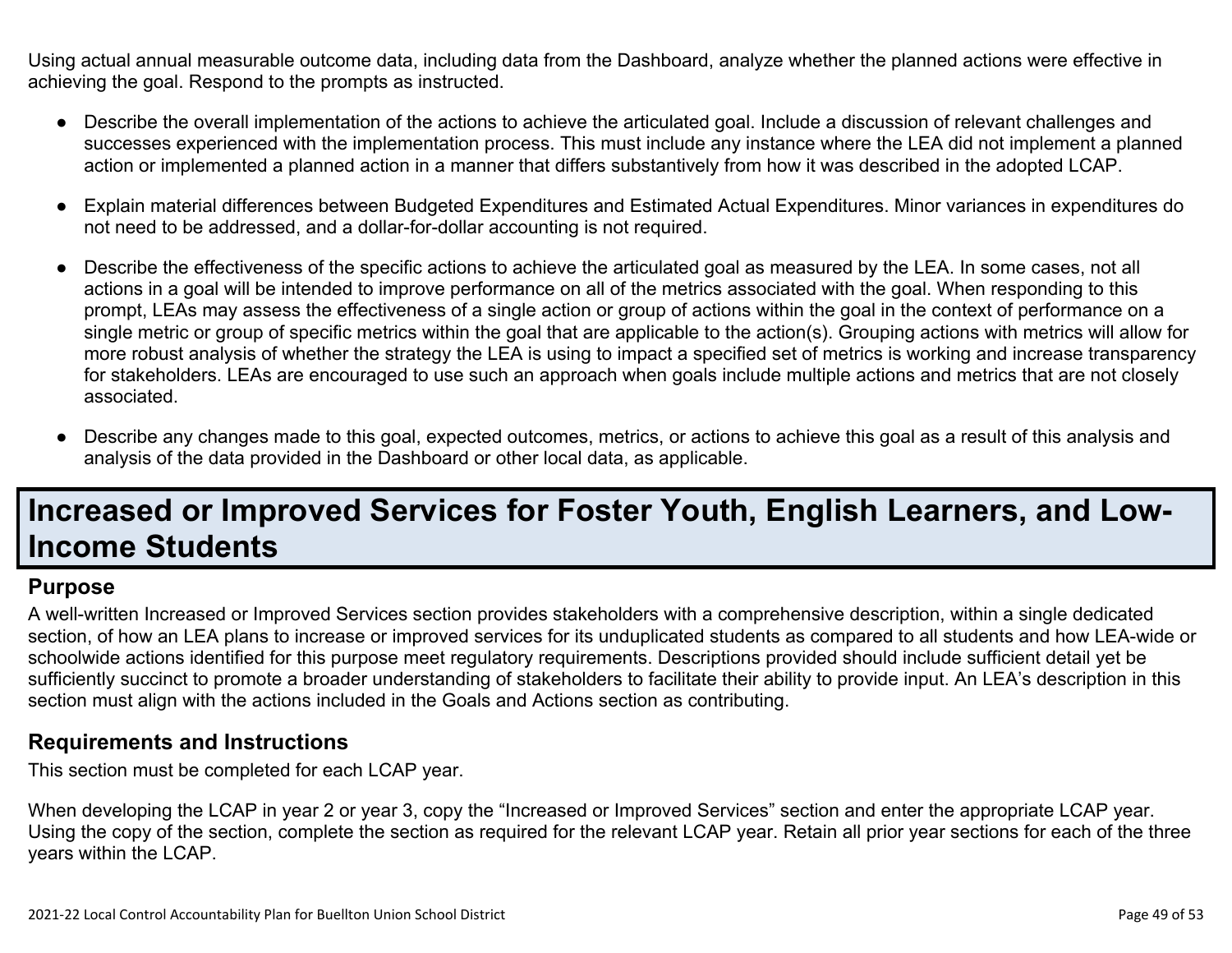Using actual annual measurable outcome data, including data from the Dashboard, analyze whether the planned actions were effective in achieving the goal. Respond to the prompts as instructed.

- Describe the overall implementation of the actions to achieve the articulated goal. Include a discussion of relevant challenges and successes experienced with the implementation process. This must include any instance where the LEA did not implement a planned action or implemented a planned action in a manner that differs substantively from how it was described in the adopted LCAP.
- Explain material differences between Budgeted Expenditures and Estimated Actual Expenditures. Minor variances in expenditures do not need to be addressed, and a dollar-for-dollar accounting is not required.
- Describe the effectiveness of the specific actions to achieve the articulated goal as measured by the LEA. In some cases, not all actions in a goal will be intended to improve performance on all of the metrics associated with the goal. When responding to this prompt, LEAs may assess the effectiveness of a single action or group of actions within the goal in the context of performance on a single metric or group of specific metrics within the goal that are applicable to the action(s). Grouping actions with metrics will allow for more robust analysis of whether the strategy the LEA is using to impact a specified set of metrics is working and increase transparency for stakeholders. LEAs are encouraged to use such an approach when goals include multiple actions and metrics that are not closely associated.
- Describe any changes made to this goal, expected outcomes, metrics, or actions to achieve this goal as a result of this analysis and analysis of the data provided in the Dashboard or other local data, as applicable.

# Increased or Improved Services for Foster Youth, English Learners, and Low-Income Students

### Purpose

A well-written Increased or Improved Services section provides stakeholders with a comprehensive description, within a single dedicated section, of how an LEA plans to increase or improved services for its unduplicated students as compared to all students and how LEA-wide or schoolwide actions identified for this purpose meet regulatory requirements. Descriptions provided should include sufficient detail yet be sufficiently succinct to promote a broader understanding of stakeholders to facilitate their ability to provide input. An LEA's description in this section must align with the actions included in the Goals and Actions section as contributing.

### Requirements and Instructions

This section must be completed for each LCAP year.

When developing the LCAP in year 2 or year 3, copy the "Increased or Improved Services" section and enter the appropriate LCAP year. Using the copy of the section, complete the section as required for the relevant LCAP year. Retain all prior year sections for each of the three years within the LCAP.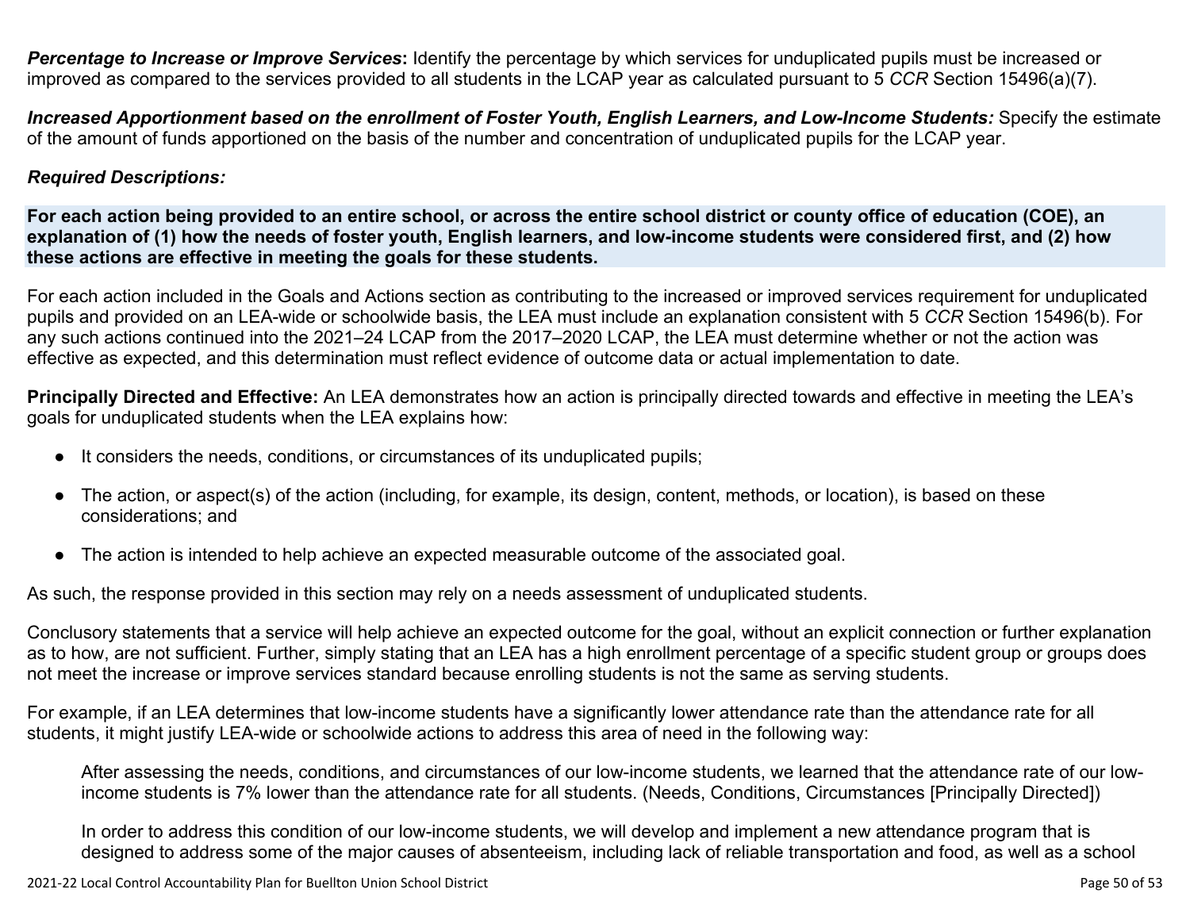***Percentage to Increase or Improve Services*:** Identify the percentage by which services for unduplicated pupils must be increased or improved as compared to the services provided to all students in the LCAP year as calculated pursuant to 5 *CCR* Section 15496(a)(7).

***Increased Apportionment based on the enrollment of Foster Youth, English Learners, and Low-Income Students:*** Specify the estimate of the amount of funds apportioned on the basis of the number and concentration of unduplicated pupils for the LCAP year.

***Required Descriptions:***

**For each action being provided to an entire school, or across the entire school district or county office of education (COE), an explanation of (1) how the needs of foster youth, English learners, and low-income students were considered first, and (2) how these actions are effective in meeting the goals for these students.**

For each action included in the Goals and Actions section as contributing to the increased or improved services requirement for unduplicated pupils and provided on an LEA-wide or schoolwide basis, the LEA must include an explanation consistent with 5 *CCR* Section 15496(b). For any such actions continued into the 2021–24 LCAP from the 2017–2020 LCAP, the LEA must determine whether or not the action was effective as expected, and this determination must reflect evidence of outcome data or actual implementation to date.

**Principally Directed and Effective:** An LEA demonstrates how an action is principally directed towards and effective in meeting the LEA's goals for unduplicated students when the LEA explains how:

- It considers the needs, conditions, or circumstances of its unduplicated pupils;
- The action, or aspect(s) of the action (including, for example, its design, content, methods, or location), is based on these considerations; and
- The action is intended to help achieve an expected measurable outcome of the associated goal.

As such, the response provided in this section may rely on a needs assessment of unduplicated students.

Conclusory statements that a service will help achieve an expected outcome for the goal, without an explicit connection or further explanation as to how, are not sufficient. Further, simply stating that an LEA has a high enrollment percentage of a specific student group or groups does not meet the increase or improve services standard because enrolling students is not the same as serving students.

For example, if an LEA determines that low-income students have a significantly lower attendance rate than the attendance rate for all students, it might justify LEA-wide or schoolwide actions to address this area of need in the following way:

> After assessing the needs, conditions, and circumstances of our low-income students, we learned that the attendance rate of our low-income students is 7% lower than the attendance rate for all students. (Needs, Conditions, Circumstances [Principally Directed])
>
> In order to address this condition of our low-income students, we will develop and implement a new attendance program that is designed to address some of the major causes of absenteeism, including lack of reliable transportation and food, as well as a school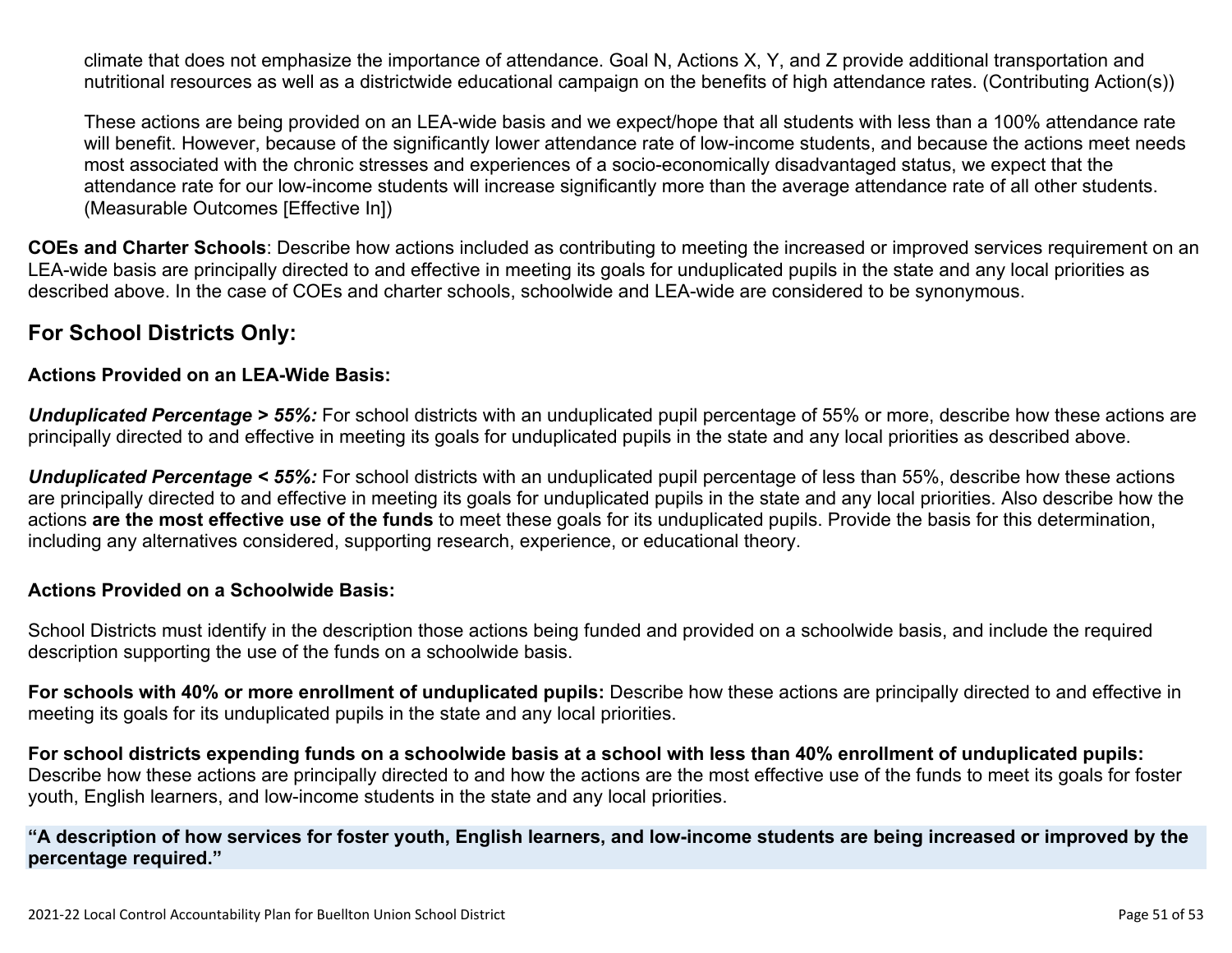climate that does not emphasize the importance of attendance. Goal N, Actions X, Y, and Z provide additional transportation and nutritional resources as well as a districtwide educational campaign on the benefits of high attendance rates. (Contributing Action(s))

These actions are being provided on an LEA-wide basis and we expect/hope that all students with less than a 100% attendance rate will benefit. However, because of the significantly lower attendance rate of low-income students, and because the actions meet needs most associated with the chronic stresses and experiences of a socio-economically disadvantaged status, we expect that the attendance rate for our low-income students will increase significantly more than the average attendance rate of all other students. (Measurable Outcomes [Effective In])

**COEs and Charter Schools**: Describe how actions included as contributing to meeting the increased or improved services requirement on an LEA-wide basis are principally directed to and effective in meeting its goals for unduplicated pupils in the state and any local priorities as described above. In the case of COEs and charter schools, schoolwide and LEA-wide are considered to be synonymous.

## For School Districts Only:

**Actions Provided on an LEA-Wide Basis:**

***Unduplicated Percentage > 55%:*** For school districts with an unduplicated pupil percentage of 55% or more, describe how these actions are principally directed to and effective in meeting its goals for unduplicated pupils in the state and any local priorities as described above.

***Unduplicated Percentage < 55%:*** For school districts with an unduplicated pupil percentage of less than 55%, describe how these actions are principally directed to and effective in meeting its goals for unduplicated pupils in the state and any local priorities. Also describe how the actions **are the most effective use of the funds** to meet these goals for its unduplicated pupils. Provide the basis for this determination, including any alternatives considered, supporting research, experience, or educational theory.

**Actions Provided on a Schoolwide Basis:**

School Districts must identify in the description those actions being funded and provided on a schoolwide basis, and include the required description supporting the use of the funds on a schoolwide basis.

**For schools with 40% or more enrollment of unduplicated pupils:** Describe how these actions are principally directed to and effective in meeting its goals for its unduplicated pupils in the state and any local priorities.

**For school districts expending funds on a schoolwide basis at a school with less than 40% enrollment of unduplicated pupils:** Describe how these actions are principally directed to and how the actions are the most effective use of the funds to meet its goals for foster youth, English learners, and low-income students in the state and any local priorities.

**"A description of how services for foster youth, English learners, and low-income students are being increased or improved by the percentage required."**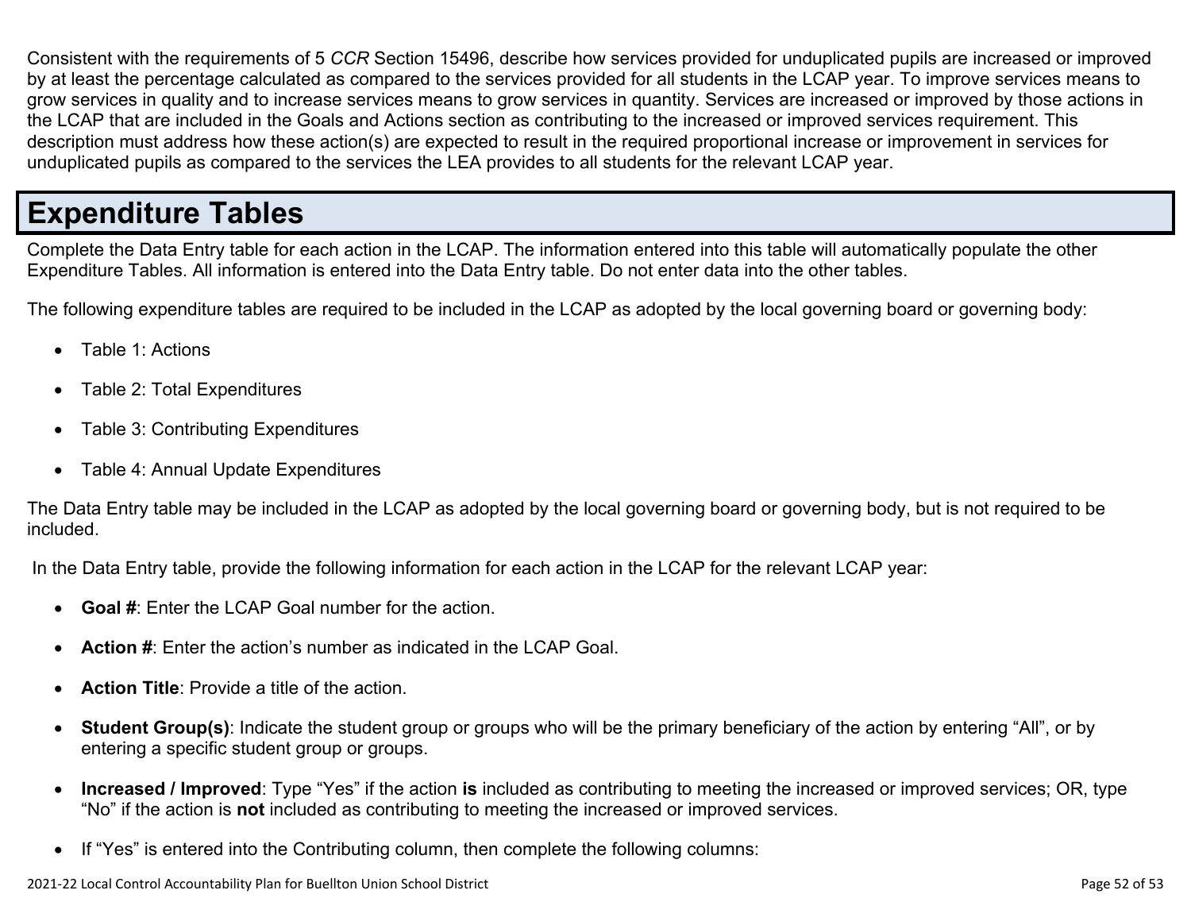Consistent with the requirements of 5 *CCR* Section 15496, describe how services provided for unduplicated pupils are increased or improved by at least the percentage calculated as compared to the services provided for all students in the LCAP year. To improve services means to grow services in quality and to increase services means to grow services in quantity. Services are increased or improved by those actions in the LCAP that are included in the Goals and Actions section as contributing to the increased or improved services requirement. This description must address how these action(s) are expected to result in the required proportional increase or improvement in services for unduplicated pupils as compared to the services the LEA provides to all students for the relevant LCAP year.

# Expenditure Tables

Complete the Data Entry table for each action in the LCAP. The information entered into this table will automatically populate the other Expenditure Tables. All information is entered into the Data Entry table. Do not enter data into the other tables.

The following expenditure tables are required to be included in the LCAP as adopted by the local governing board or governing body:

- Table 1: Actions
- Table 2: Total Expenditures
- Table 3: Contributing Expenditures
- Table 4: Annual Update Expenditures

The Data Entry table may be included in the LCAP as adopted by the local governing board or governing body, but is not required to be included.

In the Data Entry table, provide the following information for each action in the LCAP for the relevant LCAP year:

- **Goal #**: Enter the LCAP Goal number for the action.
- **Action #**: Enter the action's number as indicated in the LCAP Goal.
- **Action Title**: Provide a title of the action.
- **Student Group(s)**: Indicate the student group or groups who will be the primary beneficiary of the action by entering "All", or by entering a specific student group or groups.
- **Increased / Improved**: Type "Yes" if the action **is** included as contributing to meeting the increased or improved services; OR, type "No" if the action is **not** included as contributing to meeting the increased or improved services.
- If "Yes" is entered into the Contributing column, then complete the following columns: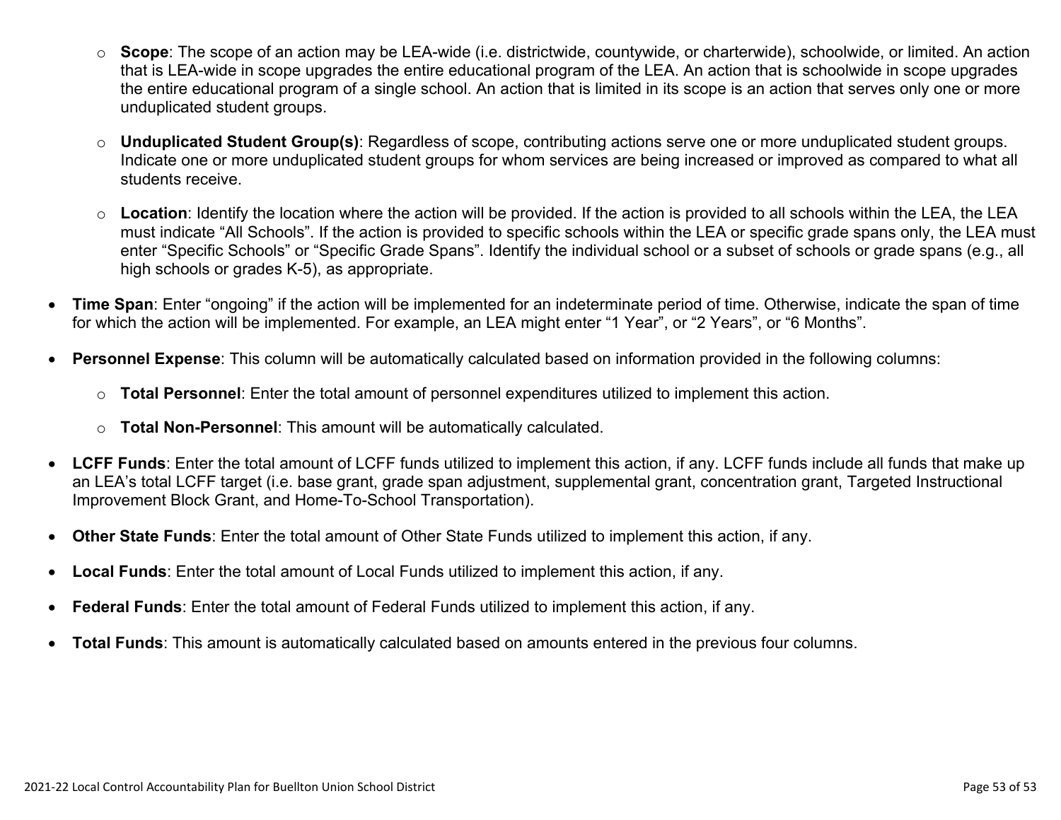- **Scope**: The scope of an action may be LEA-wide (i.e. districtwide, countywide, or charterwide), schoolwide, or limited. An action that is LEA-wide in scope upgrades the entire educational program of the LEA. An action that is schoolwide in scope upgrades the entire educational program of a single school. An action that is limited in its scope is an action that serves only one or more unduplicated student groups.

- **Unduplicated Student Group(s)**: Regardless of scope, contributing actions serve one or more unduplicated student groups. Indicate one or more unduplicated student groups for whom services are being increased or improved as compared to what all students receive.

- **Location**: Identify the location where the action will be provided. If the action is provided to all schools within the LEA, the LEA must indicate "All Schools". If the action is provided to specific schools within the LEA or specific grade spans only, the LEA must enter "Specific Schools" or "Specific Grade Spans". Identify the individual school or a subset of schools or grade spans (e.g., all high schools or grades K-5), as appropriate.

- **Time Span**: Enter "ongoing" if the action will be implemented for an indeterminate period of time. Otherwise, indicate the span of time for which the action will be implemented. For example, an LEA might enter "1 Year", or "2 Years", or "6 Months".

- **Personnel Expense**: This column will be automatically calculated based on information provided in the following columns:

  - **Total Personnel**: Enter the total amount of personnel expenditures utilized to implement this action.

  - **Total Non-Personnel**: This amount will be automatically calculated.

- **LCFF Funds**: Enter the total amount of LCFF funds utilized to implement this action, if any. LCFF funds include all funds that make up an LEA's total LCFF target (i.e. base grant, grade span adjustment, supplemental grant, concentration grant, Targeted Instructional Improvement Block Grant, and Home-To-School Transportation).

- **Other State Funds**: Enter the total amount of Other State Funds utilized to implement this action, if any.

- **Local Funds**: Enter the total amount of Local Funds utilized to implement this action, if any.

- **Federal Funds**: Enter the total amount of Federal Funds utilized to implement this action, if any.

- **Total Funds**: This amount is automatically calculated based on amounts entered in the previous four columns.